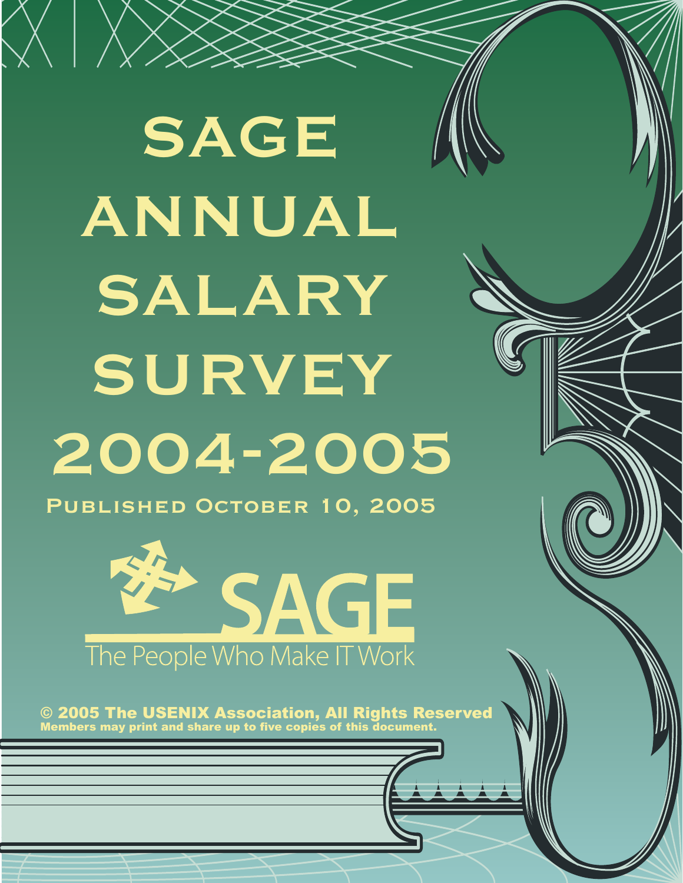# SAGE ANNUAL SALARY SURVEY 2004-2005

PUBLISHED OCTOBER 10, 2005

SAGE

The People Who Make IT Work

© 2005 The USENIX Association, All Rights Reserved

Members may print and share up to five copies of this document.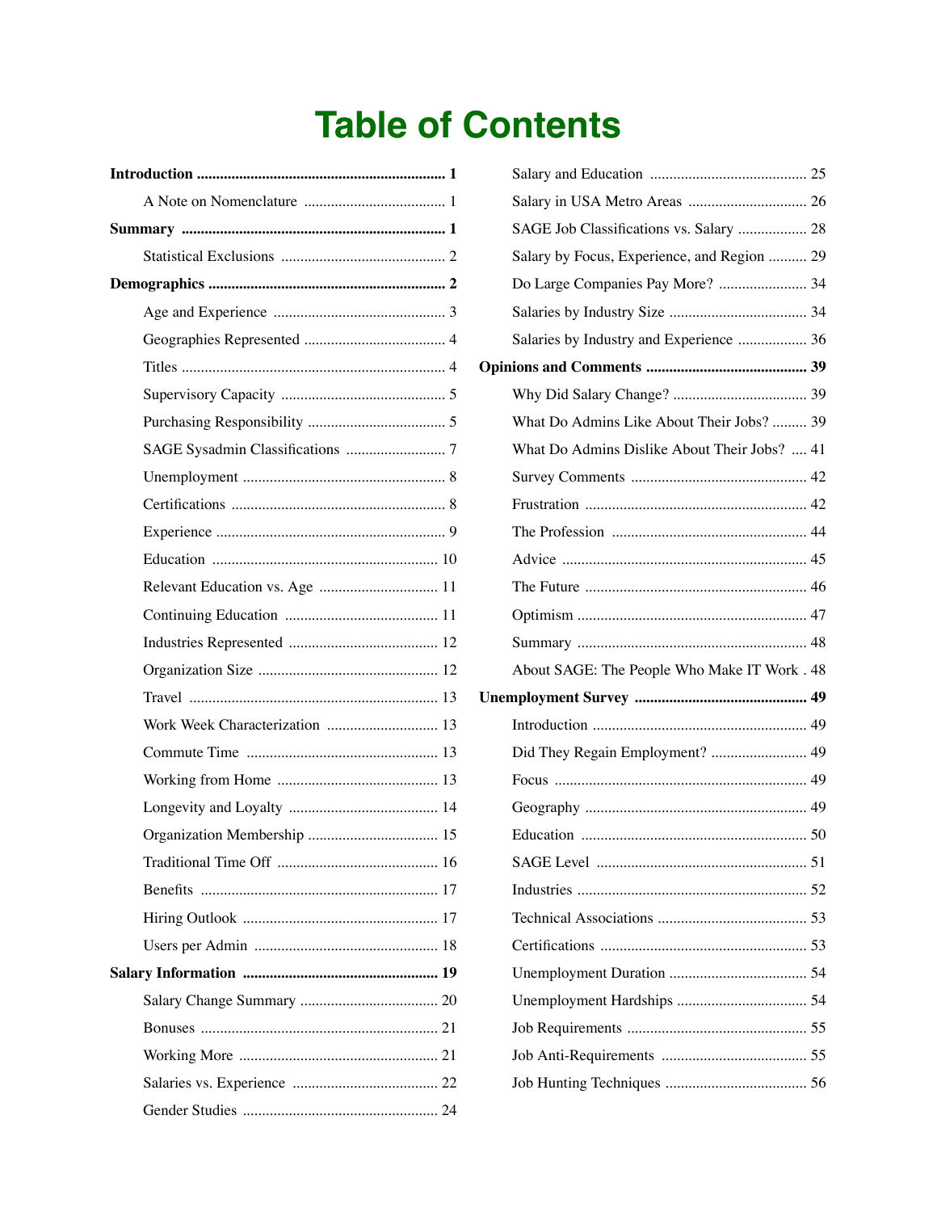# Table of Contents

**Introduction** ..... **1**

- A Note on Nomenclature ..... 1

**Summary** ..... **1**

- Statistical Exclusions ..... 2

**Demographics** ..... **2**

- Age and Experience ..... 3
- Geographies Represented ..... 4
- Titles ..... 4
- Supervisory Capacity ..... 5
- Purchasing Responsibility ..... 5
- SAGE Sysadmin Classifications ..... 7
- Unemployment ..... 8
- Certifications ..... 8
- Experience ..... 9
- Education ..... 10
- Relevant Education vs. Age ..... 11
- Continuing Education ..... 11
- Industries Represented ..... 12
- Organization Size ..... 12
- Travel ..... 13
- Work Week Characterization ..... 13
- Commute Time ..... 13
- Working from Home ..... 13
- Longevity and Loyalty ..... 14
- Organization Membership ..... 15
- Traditional Time Off ..... 16
- Benefits ..... 17
- Hiring Outlook ..... 17
- Users per Admin ..... 18

**Salary Information** ..... **19**

- Salary Change Summary ..... 20
- Bonuses ..... 21
- Working More ..... 21
- Salaries vs. Experience ..... 22
- Gender Studies ..... 24
- Salary and Education ..... 25
- Salary in USA Metro Areas ..... 26
- SAGE Job Classifications vs. Salary ..... 28
- Salary by Focus, Experience, and Region ..... 29
- Do Large Companies Pay More? ..... 34
- Salaries by Industry Size ..... 34
- Salaries by Industry and Experience ..... 36

**Opinions and Comments** ..... **39**

- Why Did Salary Change? ..... 39
- What Do Admins Like About Their Jobs? ..... 39
- What Do Admins Dislike About Their Jobs? ..... 41
- Survey Comments ..... 42
- Frustration ..... 42
- The Profession ..... 44
- Advice ..... 45
- The Future ..... 46
- Optimism ..... 47
- Summary ..... 48
- About SAGE: The People Who Make IT Work ..... 48

**Unemployment Survey** ..... **49**

- Introduction ..... 49
- Did They Regain Employment? ..... 49
- Focus ..... 49
- Geography ..... 49
- Education ..... 50
- SAGE Level ..... 51
- Industries ..... 52
- Technical Associations ..... 53
- Certifications ..... 53
- Unemployment Duration ..... 54
- Unemployment Hardships ..... 54
- Job Requirements ..... 55
- Job Anti-Requirements ..... 55
- Job Hunting Techniques ..... 56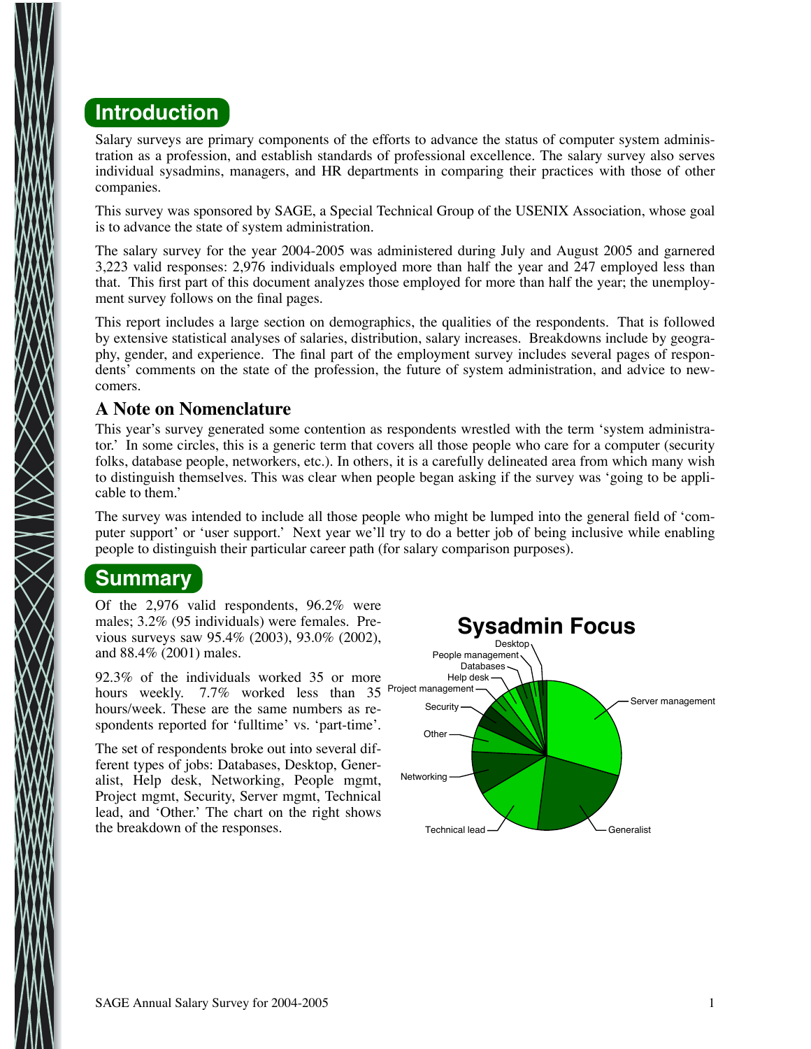## Introduction

Salary surveys are primary components of the efforts to advance the status of computer system administration as a profession, and establish standards of professional excellence. The salary survey also serves individual sysadmins, managers, and HR departments in comparing their practices with those of other companies.

This survey was sponsored by SAGE, a Special Technical Group of the USENIX Association, whose goal is to advance the state of system administration.

The salary survey for the year 2004-2005 was administered during July and August 2005 and garnered 3,223 valid responses: 2,976 individuals employed more than half the year and 247 employed less than that. This first part of this document analyzes those employed for more than half the year; the unemployment survey follows on the final pages.

This report includes a large section on demographics, the qualities of the respondents. That is followed by extensive statistical analyses of salaries, distribution, salary increases. Breakdowns include by geography, gender, and experience. The final part of the employment survey includes several pages of respondents' comments on the state of the profession, the future of system administration, and advice to newcomers.

### A Note on Nomenclature

This year's survey generated some contention as respondents wrestled with the term 'system administrator.' In some circles, this is a generic term that covers all those people who care for a computer (security folks, database people, networkers, etc.). In others, it is a carefully delineated area from which many wish to distinguish themselves. This was clear when people began asking if the survey was 'going to be applicable to them.'

The survey was intended to include all those people who might be lumped into the general field of 'computer support' or 'user support.' Next year we'll try to do a better job of being inclusive while enabling people to distinguish their particular career path (for salary comparison purposes).

## Summary

Of the 2,976 valid respondents, 96.2% were males; 3.2% (95 individuals) were females. Previous surveys saw 95.4% (2003), 93.0% (2002), and 88.4% (2001) males.

92.3% of the individuals worked 35 or more hours weekly. 7.7% worked less than 35 hours/week. These are the same numbers as respondents reported for 'fulltime' vs. 'part-time'.

The set of respondents broke out into several different types of jobs: Databases, Desktop, Generalist, Help desk, Networking, People mgmt, Project mgmt, Security, Server mgmt, Technical lead, and 'Other.' The chart on the right shows the breakdown of the responses.

**Sysadmin Focus**

Desktop, People management, Databases, Help desk, Project management, Security, Other, Networking, Technical lead, Generalist, Server management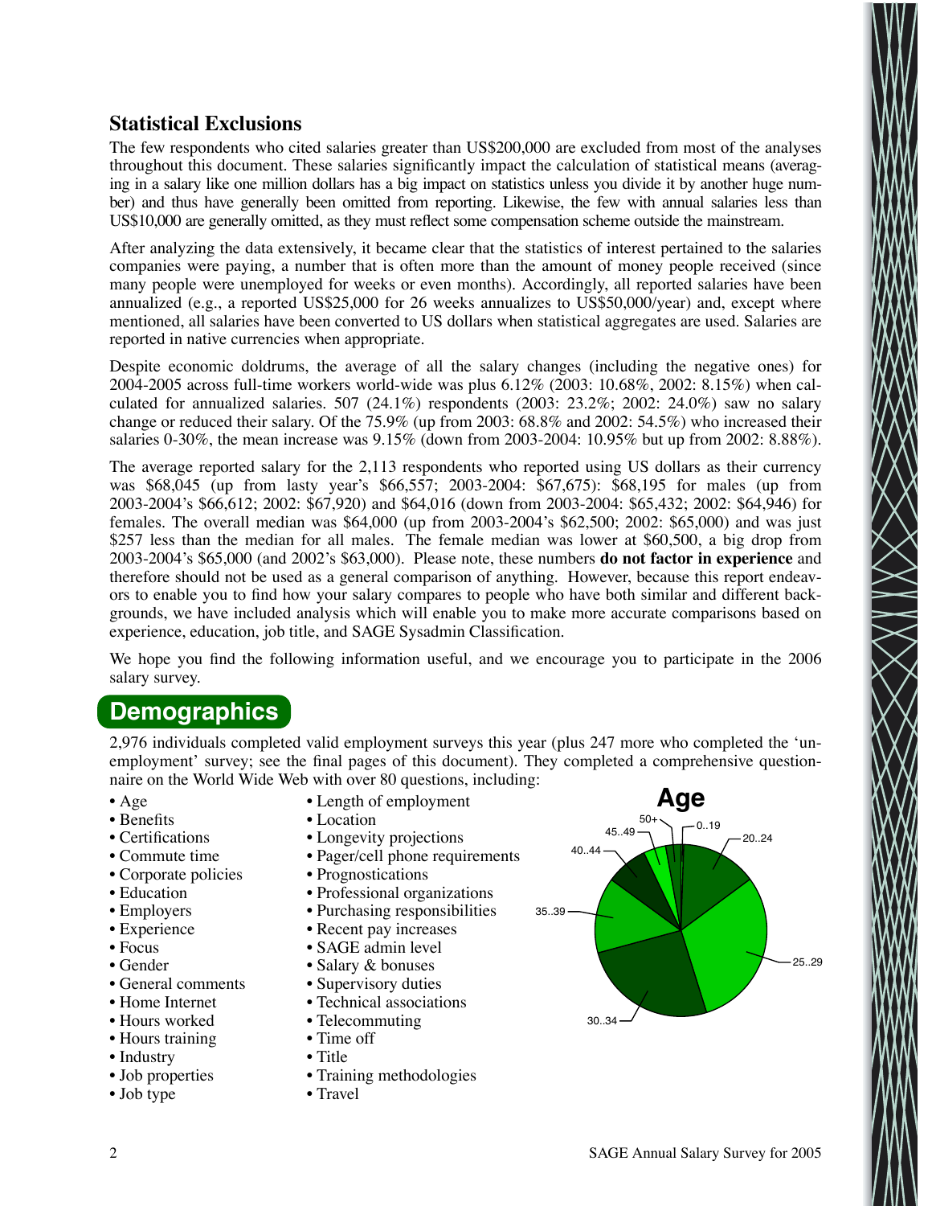## Statistical Exclusions

The few respondents who cited salaries greater than US$200,000 are excluded from most of the analyses throughout this document. These salaries significantly impact the calculation of statistical means (averaging in a salary like one million dollars has a big impact on statistics unless you divide it by another huge number) and thus have generally been omitted from reporting. Likewise, the few with annual salaries less than US$10,000 are generally omitted, as they must reflect some compensation scheme outside the mainstream.

After analyzing the data extensively, it became clear that the statistics of interest pertained to the salaries companies were paying, a number that is often more than the amount of money people received (since many people were unemployed for weeks or even months). Accordingly, all reported salaries have been annualized (e.g., a reported US$25,000 for 26 weeks annualizes to US$50,000/year) and, except where mentioned, all salaries have been converted to US dollars when statistical aggregates are used. Salaries are reported in native currencies when appropriate.

Despite economic doldrums, the average of all the salary changes (including the negative ones) for 2004-2005 across full-time workers world-wide was plus 6.12% (2003: 10.68%, 2002: 8.15%) when calculated for annualized salaries. 507 (24.1%) respondents (2003: 23.2%; 2002: 24.0%) saw no salary change or reduced their salary. Of the 75.9% (up from 2003: 68.8% and 2002: 54.5%) who increased their salaries 0-30%, the mean increase was 9.15% (down from 2003-2004: 10.95% but up from 2002: 8.88%).

The average reported salary for the 2,113 respondents who reported using US dollars as their currency was $68,045 (up from lasty year's $66,557; 2003-2004: $67,675): $68,195 for males (up from 2003-2004's $66,612; 2002: $67,920) and $64,016 (down from 2003-2004: $65,432; 2002: $64,946) for females. The overall median was $64,000 (up from 2003-2004's $62,500; 2002: $65,000) and was just $257 less than the median for all males. The female median was lower at $60,500, a big drop from 2003-2004's $65,000 (and 2002's $63,000). Please note, these numbers **do not factor in experience** and therefore should not be used as a general comparison of anything. However, because this report endeavors to enable you to find how your salary compares to people who have both similar and different backgrounds, we have included analysis which will enable you to make more accurate comparisons based on experience, education, job title, and SAGE Sysadmin Classification.

We hope you find the following information useful, and we encourage you to participate in the 2006 salary survey.

## Demographics

2,976 individuals completed valid employment surveys this year (plus 247 more who completed the 'unemployment' survey; see the final pages of this document). They completed a comprehensive questionnaire on the World Wide Web with over 80 questions, including:

- Age
- Benefits
- Certifications
- Commute time
- Corporate policies
- Education
- Employers
- Experience
- Focus
- Gender
- General comments
- Home Internet
- Hours worked
- Hours training
- Industry
- Job properties
- Job type
- Length of employment
- Location
- Longevity projections
- Pager/cell phone requirements
- Prognostications
- Professional organizations
- Purchasing responsibilities
- Recent pay increases
- SAGE admin level
- Salary & bonuses
- Supervisory duties
- Technical associations
- Telecommuting
- Time off
- Title
- Training methodologies
- Travel

**Age**

0..19, 20..24, 25..29, 30..34, 35..39, 40..44, 45..49, 50+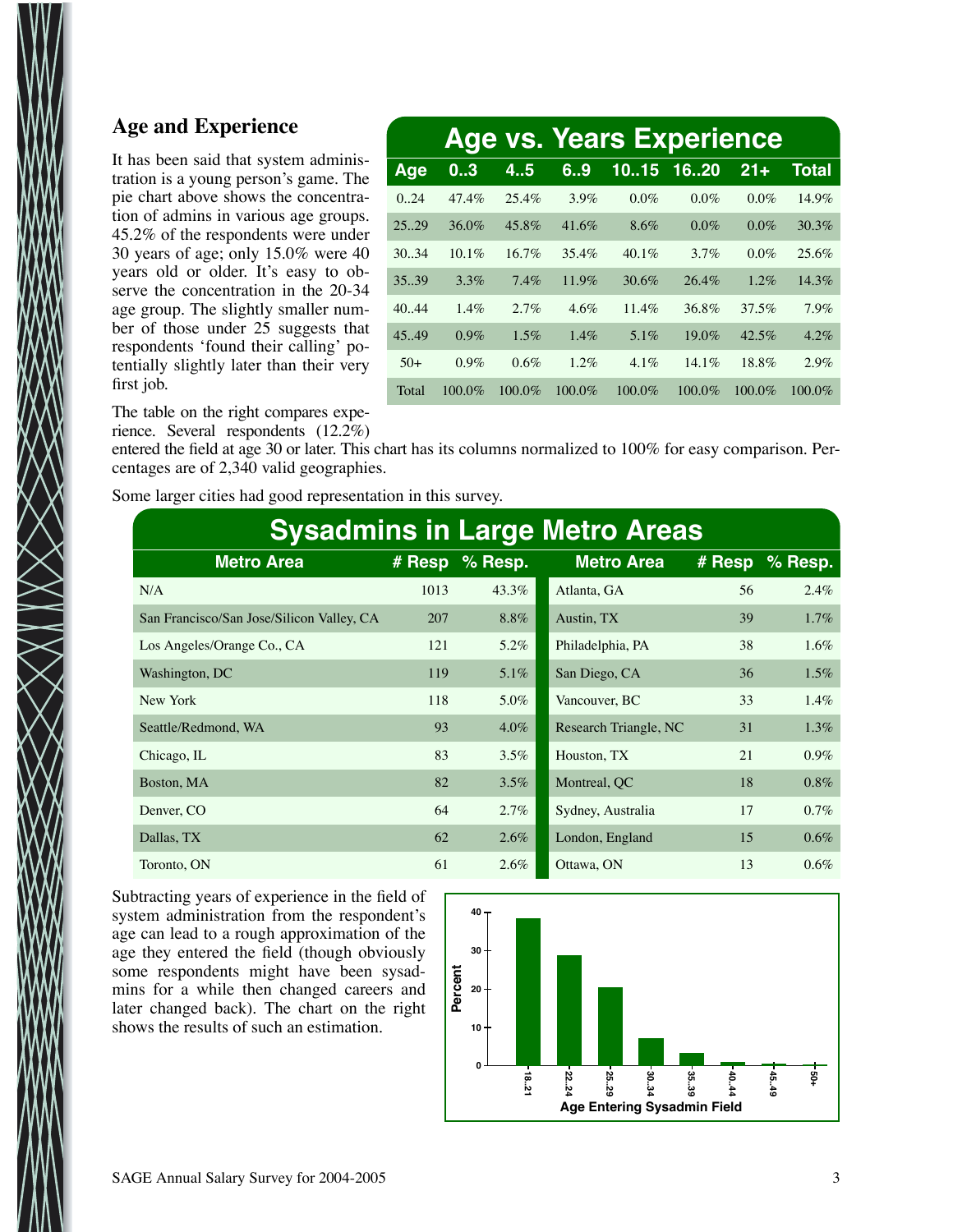## Age and Experience

It has been said that system administration is a young person's game. The pie chart above shows the concentration of admins in various age groups. 45.2% of the respondents were under 30 years of age; only 15.0% were 40 years old or older. It's easy to observe the concentration in the 20-34 age group. The slightly smaller number of those under 25 suggests that respondents 'found their calling' potentially slightly later than their very first job.

The table on the right compares experience. Several respondents (12.2%) entered the field at age 30 or later. This chart has its columns normalized to 100% for easy comparison. Percentages are of 2,340 valid geographies.

**Age vs. Years Experience**

| Age | 0..3 | 4..5 | 6..9 | 10..15 | 16..20 | 21+ | Total |
|---|---|---|---|---|---|---|---|
| 0..24 | 47.4% | 25.4% | 3.9% | 0.0% | 0.0% | 0.0% | 14.9% |
| 25..29 | 36.0% | 45.8% | 41.6% | 8.6% | 0.0% | 0.0% | 30.3% |
| 30..34 | 10.1% | 16.7% | 35.4% | 40.1% | 3.7% | 0.0% | 25.6% |
| 35..39 | 3.3% | 7.4% | 11.9% | 30.6% | 26.4% | 1.2% | 14.3% |
| 40..44 | 1.4% | 2.7% | 4.6% | 11.4% | 36.8% | 37.5% | 7.9% |
| 45..49 | 0.9% | 1.5% | 1.4% | 5.1% | 19.0% | 42.5% | 4.2% |
| 50+ | 0.9% | 0.6% | 1.2% | 4.1% | 14.1% | 18.8% | 2.9% |
| Total | 100.0% | 100.0% | 100.0% | 100.0% | 100.0% | 100.0% | 100.0% |

Some larger cities had good representation in this survey.

**Sysadmins in Large Metro Areas**

| Metro Area | # Resp | % Resp. | Metro Area | # Resp | % Resp. |
|---|---|---|---|---|---|
| N/A | 1013 | 43.3% | Atlanta, GA | 56 | 2.4% |
| San Francisco/San Jose/Silicon Valley, CA | 207 | 8.8% | Austin, TX | 39 | 1.7% |
| Los Angeles/Orange Co., CA | 121 | 5.2% | Philadelphia, PA | 38 | 1.6% |
| Washington, DC | 119 | 5.1% | San Diego, CA | 36 | 1.5% |
| New York | 118 | 5.0% | Vancouver, BC | 33 | 1.4% |
| Seattle/Redmond, WA | 93 | 4.0% | Research Triangle, NC | 31 | 1.3% |
| Chicago, IL | 83 | 3.5% | Houston, TX | 21 | 0.9% |
| Boston, MA | 82 | 3.5% | Montreal, QC | 18 | 0.8% |
| Denver, CO | 64 | 2.7% | Sydney, Australia | 17 | 0.7% |
| Dallas, TX | 62 | 2.6% | London, England | 15 | 0.6% |
| Toronto, ON | 61 | 2.6% | Ottawa, ON | 13 | 0.6% |

Subtracting years of experience in the field of system administration from the respondent's age can lead to a rough approximation of the age they entered the field (though obviously some respondents might have been sysadmins for a while then changed careers and later changed back). The chart on the right shows the results of such an estimation.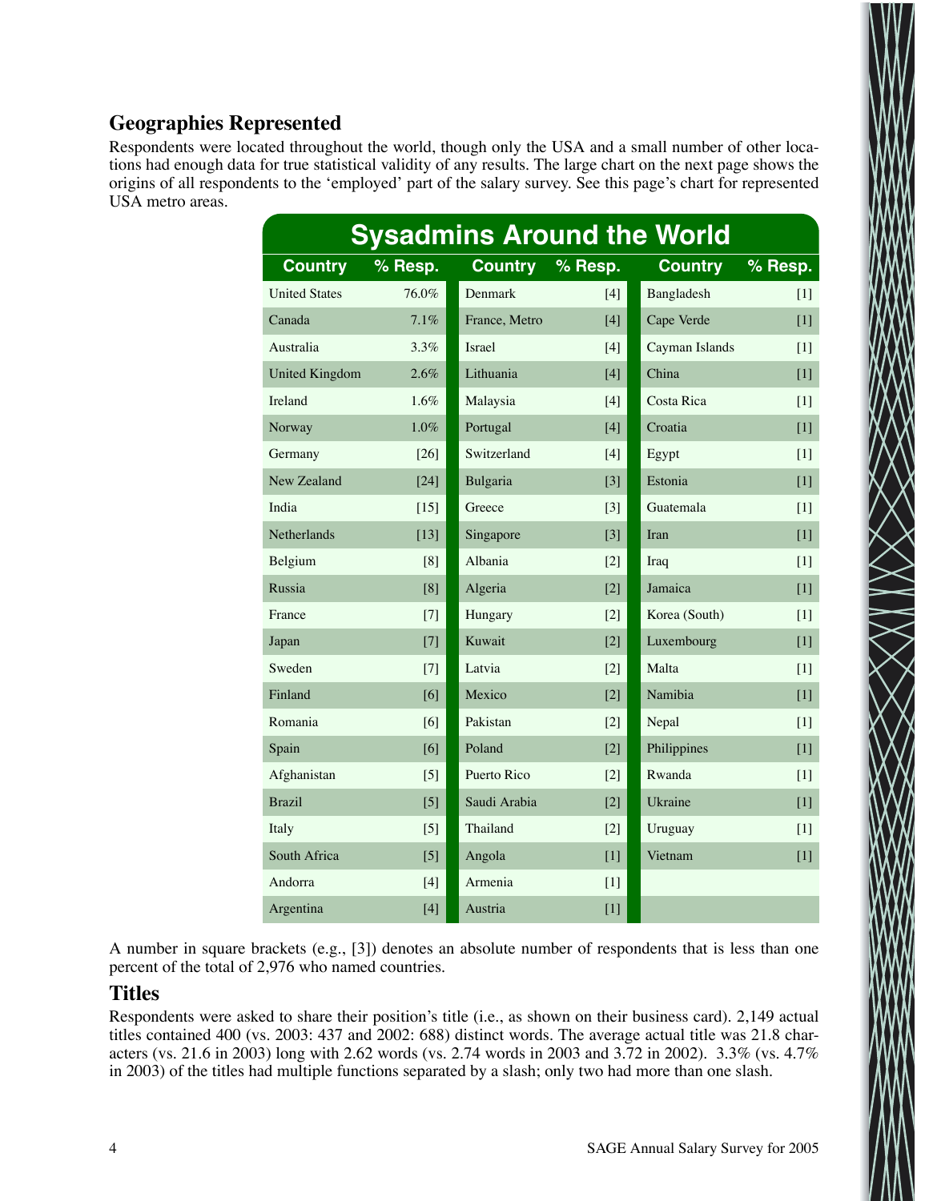## Geographies Represented

Respondents were located throughout the world, though only the USA and a small number of other locations had enough data for true statistical validity of any results. The large chart on the next page shows the origins of all respondents to the 'employed' part of the salary survey. See this page's chart for represented USA metro areas.

**Sysadmins Around the World**

| Country | % Resp. | Country | % Resp. | Country | % Resp. |
|---|---|---|---|---|---|
| United States | 76.0% | Denmark | [4] | Bangladesh | [1] |
| Canada | 7.1% | France, Metro | [4] | Cape Verde | [1] |
| Australia | 3.3% | Israel | [4] | Cayman Islands | [1] |
| United Kingdom | 2.6% | Lithuania | [4] | China | [1] |
| Ireland | 1.6% | Malaysia | [4] | Costa Rica | [1] |
| Norway | 1.0% | Portugal | [4] | Croatia | [1] |
| Germany | [26] | Switzerland | [4] | Egypt | [1] |
| New Zealand | [24] | Bulgaria | [3] | Estonia | [1] |
| India | [15] | Greece | [3] | Guatemala | [1] |
| Netherlands | [13] | Singapore | [3] | Iran | [1] |
| Belgium | [8] | Albania | [2] | Iraq | [1] |
| Russia | [8] | Algeria | [2] | Jamaica | [1] |
| France | [7] | Hungary | [2] | Korea (South) | [1] |
| Japan | [7] | Kuwait | [2] | Luxembourg | [1] |
| Sweden | [7] | Latvia | [2] | Malta | [1] |
| Finland | [6] | Mexico | [2] | Namibia | [1] |
| Romania | [6] | Pakistan | [2] | Nepal | [1] |
| Spain | [6] | Poland | [2] | Philippines | [1] |
| Afghanistan | [5] | Puerto Rico | [2] | Rwanda | [1] |
| Brazil | [5] | Saudi Arabia | [2] | Ukraine | [1] |
| Italy | [5] | Thailand | [2] | Uruguay | [1] |
| South Africa | [5] | Angola | [1] | Vietnam | [1] |
| Andorra | [4] | Armenia | [1] | | |
| Argentina | [4] | Austria | [1] | | |

A number in square brackets (e.g., [3]) denotes an absolute number of respondents that is less than one percent of the total of 2,976 who named countries.

## Titles

Respondents were asked to share their position's title (i.e., as shown on their business card). 2,149 actual titles contained 400 (vs. 2003: 437 and 2002: 688) distinct words. The average actual title was 21.8 characters (vs. 21.6 in 2003) long with 2.62 words (vs. 2.74 words in 2003 and 3.72 in 2002). 3.3% (vs. 4.7% in 2003) of the titles had multiple functions separated by a slash; only two had more than one slash.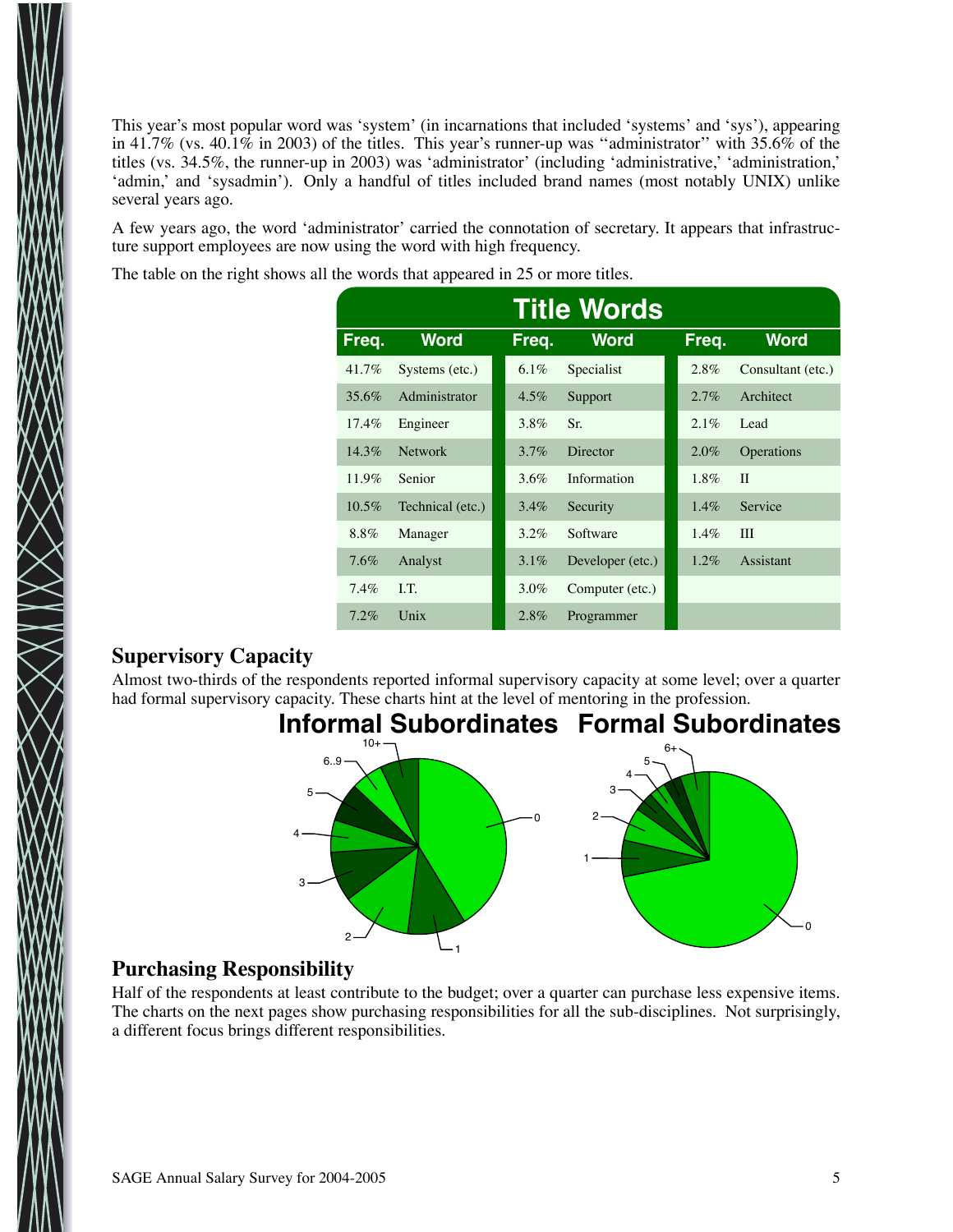This year's most popular word was 'system' (in incarnations that included 'systems' and 'sys'), appearing in 41.7% (vs. 40.1% in 2003) of the titles. This year's runner-up was ''administrator'' with 35.6% of the titles (vs. 34.5%, the runner-up in 2003) was 'administrator' (including 'administrative,' 'administration,' 'admin,' and 'sysadmin'). Only a handful of titles included brand names (most notably UNIX) unlike several years ago.

A few years ago, the word 'administrator' carried the connotation of secretary. It appears that infrastructure support employees are now using the word with high frequency.

The table on the right shows all the words that appeared in 25 or more titles.

**Title Words**

| Freq. | Word | Freq. | Word | Freq. | Word |
|---|---|---|---|---|---|
| 41.7% | Systems (etc.) | 6.1% | Specialist | 2.8% | Consultant (etc.) |
| 35.6% | Administrator | 4.5% | Support | 2.7% | Architect |
| 17.4% | Engineer | 3.8% | Sr. | 2.1% | Lead |
| 14.3% | Network | 3.7% | Director | 2.0% | Operations |
| 11.9% | Senior | 3.6% | Information | 1.8% | II |
| 10.5% | Technical (etc.) | 3.4% | Security | 1.4% | Service |
| 8.8% | Manager | 3.2% | Software | 1.4% | III |
| 7.6% | Analyst | 3.1% | Developer (etc.) | 1.2% | Assistant |
| 7.4% | I.T. | 3.0% | Computer (etc.) | | |
| 7.2% | Unix | 2.8% | Programmer | | |

## Supervisory Capacity

Almost two-thirds of the respondents reported informal supervisory capacity at some level; over a quarter had formal supervisory capacity. These charts hint at the level of mentoring in the profession.

**Informal Subordinates** **Formal Subordinates**

## Purchasing Responsibility

Half of the respondents at least contribute to the budget; over a quarter can purchase less expensive items. The charts on the next pages show purchasing responsibilities for all the sub-disciplines. Not surprisingly, a different focus brings different responsibilities.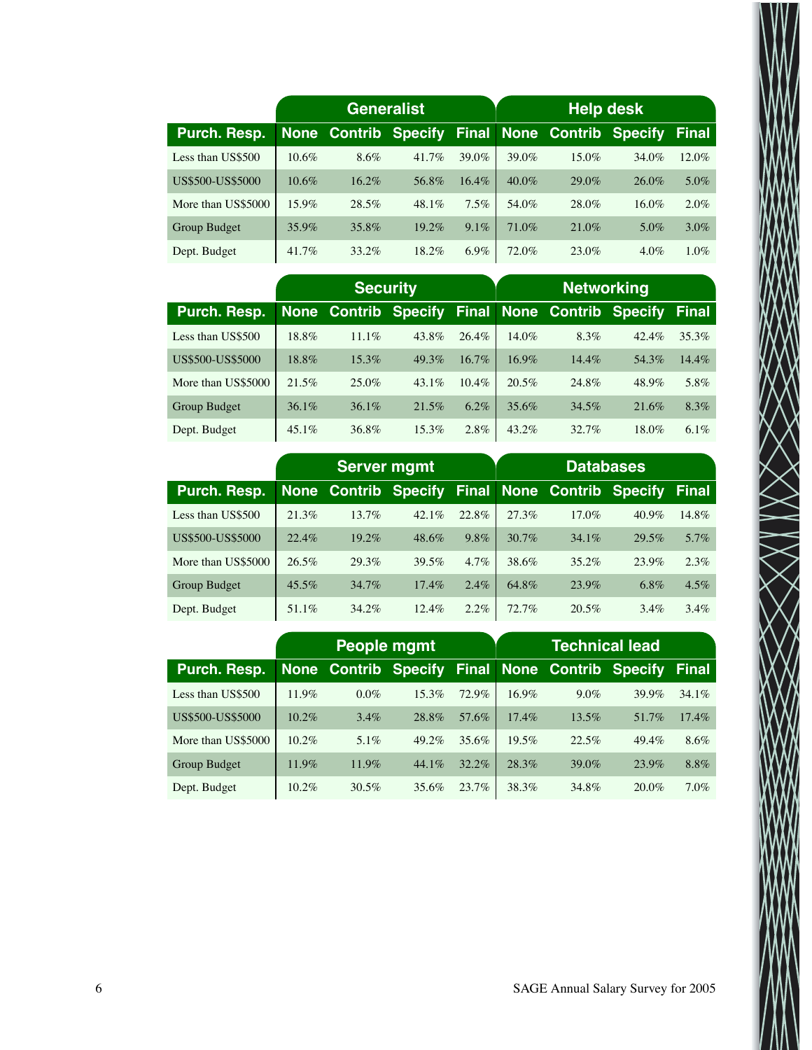| Purch. Resp. | Generalist | | | | Help desk | | | |
|---|---|---|---|---|---|---|---|---|
| | None | Contrib | Specify | Final | None | Contrib | Specify | Final |
| Less than US$500 | 10.6% | 8.6% | 41.7% | 39.0% | 39.0% | 15.0% | 34.0% | 12.0% |
| US$500-US$5000 | 10.6% | 16.2% | 56.8% | 16.4% | 40.0% | 29.0% | 26.0% | 5.0% |
| More than US$5000 | 15.9% | 28.5% | 48.1% | 7.5% | 54.0% | 28.0% | 16.0% | 2.0% |
| Group Budget | 35.9% | 35.8% | 19.2% | 9.1% | 71.0% | 21.0% | 5.0% | 3.0% |
| Dept. Budget | 41.7% | 33.2% | 18.2% | 6.9% | 72.0% | 23.0% | 4.0% | 1.0% |

| Purch. Resp. | Security | | | | Networking | | | |
|---|---|---|---|---|---|---|---|---|
| | None | Contrib | Specify | Final | None | Contrib | Specify | Final |
| Less than US$500 | 18.8% | 11.1% | 43.8% | 26.4% | 14.0% | 8.3% | 42.4% | 35.3% |
| US$500-US$5000 | 18.8% | 15.3% | 49.3% | 16.7% | 16.9% | 14.4% | 54.3% | 14.4% |
| More than US$5000 | 21.5% | 25.0% | 43.1% | 10.4% | 20.5% | 24.8% | 48.9% | 5.8% |
| Group Budget | 36.1% | 36.1% | 21.5% | 6.2% | 35.6% | 34.5% | 21.6% | 8.3% |
| Dept. Budget | 45.1% | 36.8% | 15.3% | 2.8% | 43.2% | 32.7% | 18.0% | 6.1% |

| Purch. Resp. | Server mgmt | | | | Databases | | | |
|---|---|---|---|---|---|---|---|---|
| | None | Contrib | Specify | Final | None | Contrib | Specify | Final |
| Less than US$500 | 21.3% | 13.7% | 42.1% | 22.8% | 27.3% | 17.0% | 40.9% | 14.8% |
| US$500-US$5000 | 22.4% | 19.2% | 48.6% | 9.8% | 30.7% | 34.1% | 29.5% | 5.7% |
| More than US$5000 | 26.5% | 29.3% | 39.5% | 4.7% | 38.6% | 35.2% | 23.9% | 2.3% |
| Group Budget | 45.5% | 34.7% | 17.4% | 2.4% | 64.8% | 23.9% | 6.8% | 4.5% |
| Dept. Budget | 51.1% | 34.2% | 12.4% | 2.2% | 72.7% | 20.5% | 3.4% | 3.4% |

| Purch. Resp. | People mgmt | | | | Technical lead | | | |
|---|---|---|---|---|---|---|---|---|
| | None | Contrib | Specify | Final | None | Contrib | Specify | Final |
| Less than US$500 | 11.9% | 0.0% | 15.3% | 72.9% | 16.9% | 9.0% | 39.9% | 34.1% |
| US$500-US$5000 | 10.2% | 3.4% | 28.8% | 57.6% | 17.4% | 13.5% | 51.7% | 17.4% |
| More than US$5000 | 10.2% | 5.1% | 49.2% | 35.6% | 19.5% | 22.5% | 49.4% | 8.6% |
| Group Budget | 11.9% | 11.9% | 44.1% | 32.2% | 28.3% | 39.0% | 23.9% | 8.8% |
| Dept. Budget | 10.2% | 30.5% | 35.6% | 23.7% | 38.3% | 34.8% | 20.0% | 7.0% |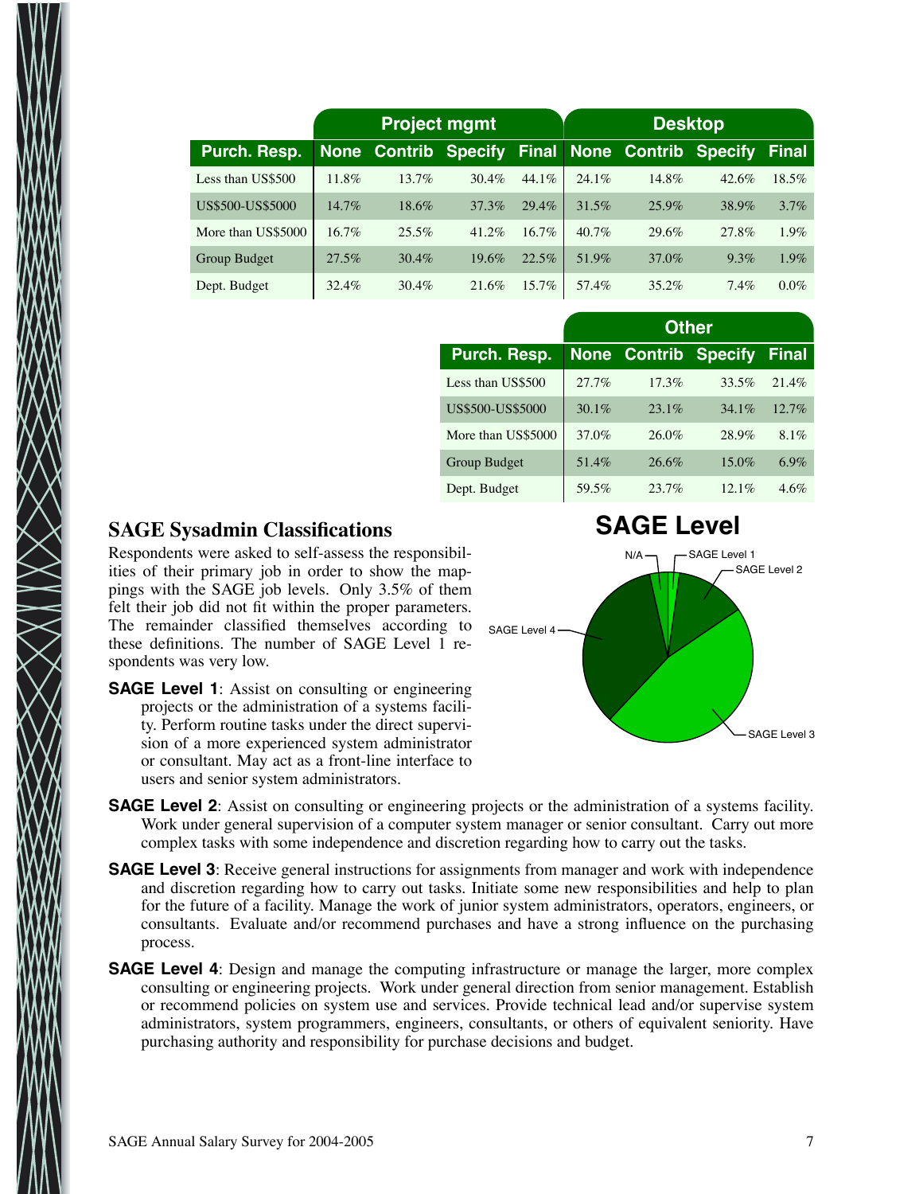| Purch. Resp. | Project mgmt None | Project mgmt Contrib | Project mgmt Specify | Project mgmt Final | Desktop None | Desktop Contrib | Desktop Specify | Desktop Final |
|---|---|---|---|---|---|---|---|---|
| Less than US$500 | 11.8% | 13.7% | 30.4% | 44.1% | 24.1% | 14.8% | 42.6% | 18.5% |
| US$500-US$5000 | 14.7% | 18.6% | 37.3% | 29.4% | 31.5% | 25.9% | 38.9% | 3.7% |
| More than US$5000 | 16.7% | 25.5% | 41.2% | 16.7% | 40.7% | 29.6% | 27.8% | 1.9% |
| Group Budget | 27.5% | 30.4% | 19.6% | 22.5% | 51.9% | 37.0% | 9.3% | 1.9% |
| Dept. Budget | 32.4% | 30.4% | 21.6% | 15.7% | 57.4% | 35.2% | 7.4% | 0.0% |

| Purch. Resp. | Other None | Other Contrib | Other Specify | Other Final |
|---|---|---|---|---|
| Less than US$500 | 27.7% | 17.3% | 33.5% | 21.4% |
| US$500-US$5000 | 30.1% | 23.1% | 34.1% | 12.7% |
| More than US$5000 | 37.0% | 26.0% | 28.9% | 8.1% |
| Group Budget | 51.4% | 26.6% | 15.0% | 6.9% |
| Dept. Budget | 59.5% | 23.7% | 12.1% | 4.6% |

## SAGE Sysadmin Classifications

Respondents were asked to self-assess the responsibilities of their primary job in order to show the mappings with the SAGE job levels. Only 3.5% of them felt their job did not fit within the proper parameters. The remainder classified themselves according to these definitions. The number of SAGE Level 1 respondents was very low.

**SAGE Level**

N/A, SAGE Level 1, SAGE Level 2, SAGE Level 3, SAGE Level 4

**SAGE Level 1**: Assist on consulting or engineering projects or the administration of a systems facility. Perform routine tasks under the direct supervision of a more experienced system administrator or consultant. May act as a front-line interface to users and senior system administrators.

**SAGE Level 2**: Assist on consulting or engineering projects or the administration of a systems facility. Work under general supervision of a computer system manager or senior consultant. Carry out more complex tasks with some independence and discretion regarding how to carry out the tasks.

**SAGE Level 3**: Receive general instructions for assignments from manager and work with independence and discretion regarding how to carry out tasks. Initiate some new responsibilities and help to plan for the future of a facility. Manage the work of junior system administrators, operators, engineers, or consultants. Evaluate and/or recommend purchases and have a strong influence on the purchasing process.

**SAGE Level 4**: Design and manage the computing infrastructure or manage the larger, more complex consulting or engineering projects. Work under general direction from senior management. Establish or recommend policies on system use and services. Provide technical lead and/or supervise system administrators, system programmers, engineers, consultants, or others of equivalent seniority. Have purchasing authority and responsibility for purchase decisions and budget.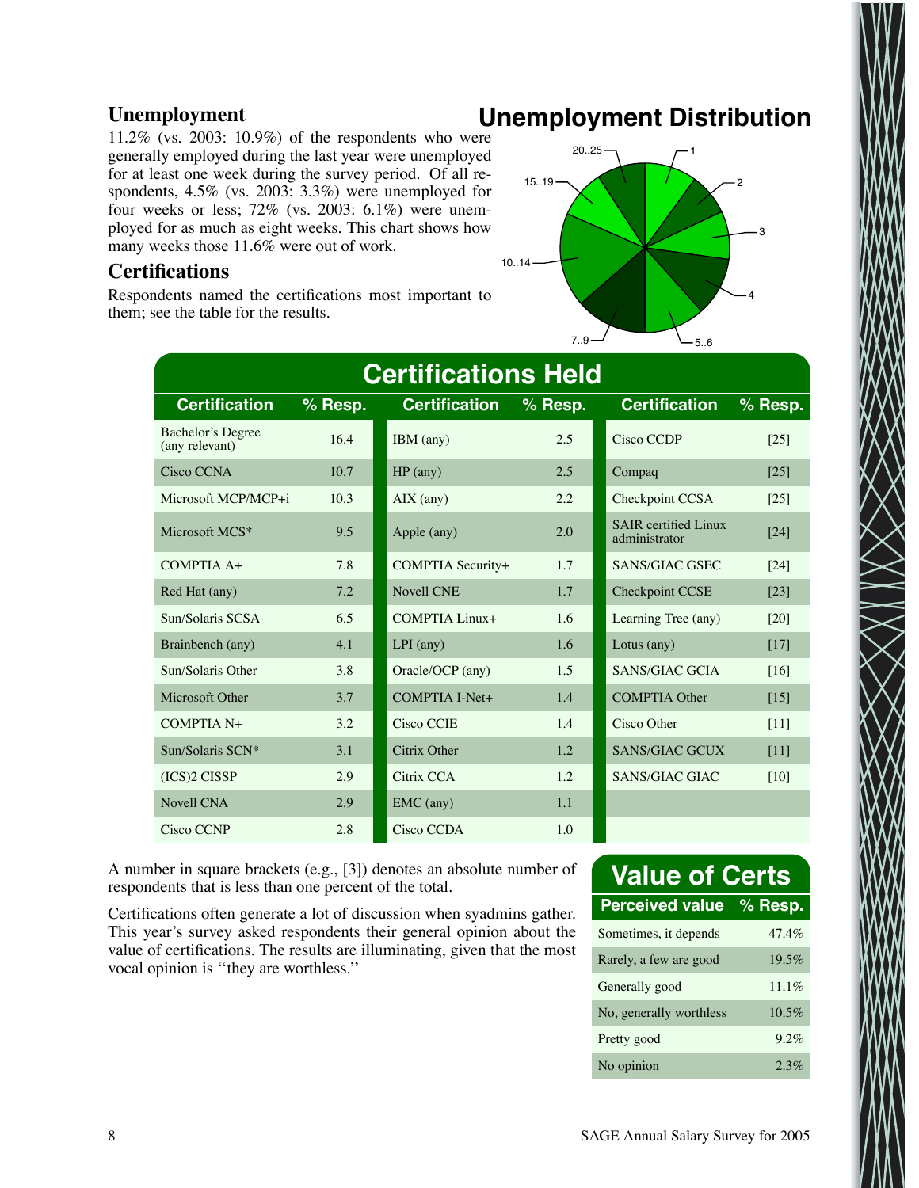## Unemployment

11.2% (vs. 2003: 10.9%) of the respondents who were generally employed during the last year were unemployed for at least one week during the survey period. Of all respondents, 4.5% (vs. 2003: 3.3%) were unemployed for four weeks or less; 72% (vs. 2003: 6.1%) were unemployed for as much as eight weeks. This chart shows how many weeks those 11.6% were out of work.

## Unemployment Distribution

1, 2, 3, 4, 5..6, 7..9, 10..14, 15..19, 20..25

## Certifications

Respondents named the certifications most important to them; see the table for the results.

## Certifications Held

| Certification | % Resp. | Certification | % Resp. | Certification | % Resp. |
|---|---|---|---|---|---|
| Bachelor's Degree (any relevant) | 16.4 | IBM (any) | 2.5 | Cisco CCDP | [25] |
| Cisco CCNA | 10.7 | HP (any) | 2.5 | Compaq | [25] |
| Microsoft MCP/MCP+i | 10.3 | AIX (any) | 2.2 | Checkpoint CCSA | [25] |
| Microsoft MCS* | 9.5 | Apple (any) | 2.0 | SAIR certified Linux administrator | [24] |
| COMPTIA A+ | 7.8 | COMPTIA Security+ | 1.7 | SANS/GIAC GSEC | [24] |
| Red Hat (any) | 7.2 | Novell CNE | 1.7 | Checkpoint CCSE | [23] |
| Sun/Solaris SCSA | 6.5 | COMPTIA Linux+ | 1.6 | Learning Tree (any) | [20] |
| Brainbench (any) | 4.1 | LPI (any) | 1.6 | Lotus (any) | [17] |
| Sun/Solaris Other | 3.8 | Oracle/OCP (any) | 1.5 | SANS/GIAC GCIA | [16] |
| Microsoft Other | 3.7 | COMPTIA I-Net+ | 1.4 | COMPTIA Other | [15] |
| COMPTIA N+ | 3.2 | Cisco CCIE | 1.4 | Cisco Other | [11] |
| Sun/Solaris SCN* | 3.1 | Citrix Other | 1.2 | SANS/GIAC GCUX | [11] |
| (ICS)2 CISSP | 2.9 | Citrix CCA | 1.2 | SANS/GIAC GIAC | [10] |
| Novell CNA | 2.9 | EMC (any) | 1.1 | | |
| Cisco CCNP | 2.8 | Cisco CCDA | 1.0 | | |

A number in square brackets (e.g., [3]) denotes an absolute number of respondents that is less than one percent of the total.

Certifications often generate a lot of discussion when syadmins gather. This year's survey asked respondents their general opinion about the value of certifications. The results are illuminating, given that the most vocal opinion is "they are worthless."

## Value of Certs

| Perceived value | % Resp. |
|---|---|
| Sometimes, it depends | 47.4% |
| Rarely, a few are good | 19.5% |
| Generally good | 11.1% |
| No, generally worthless | 10.5% |
| Pretty good | 9.2% |
| No opinion | 2.3% |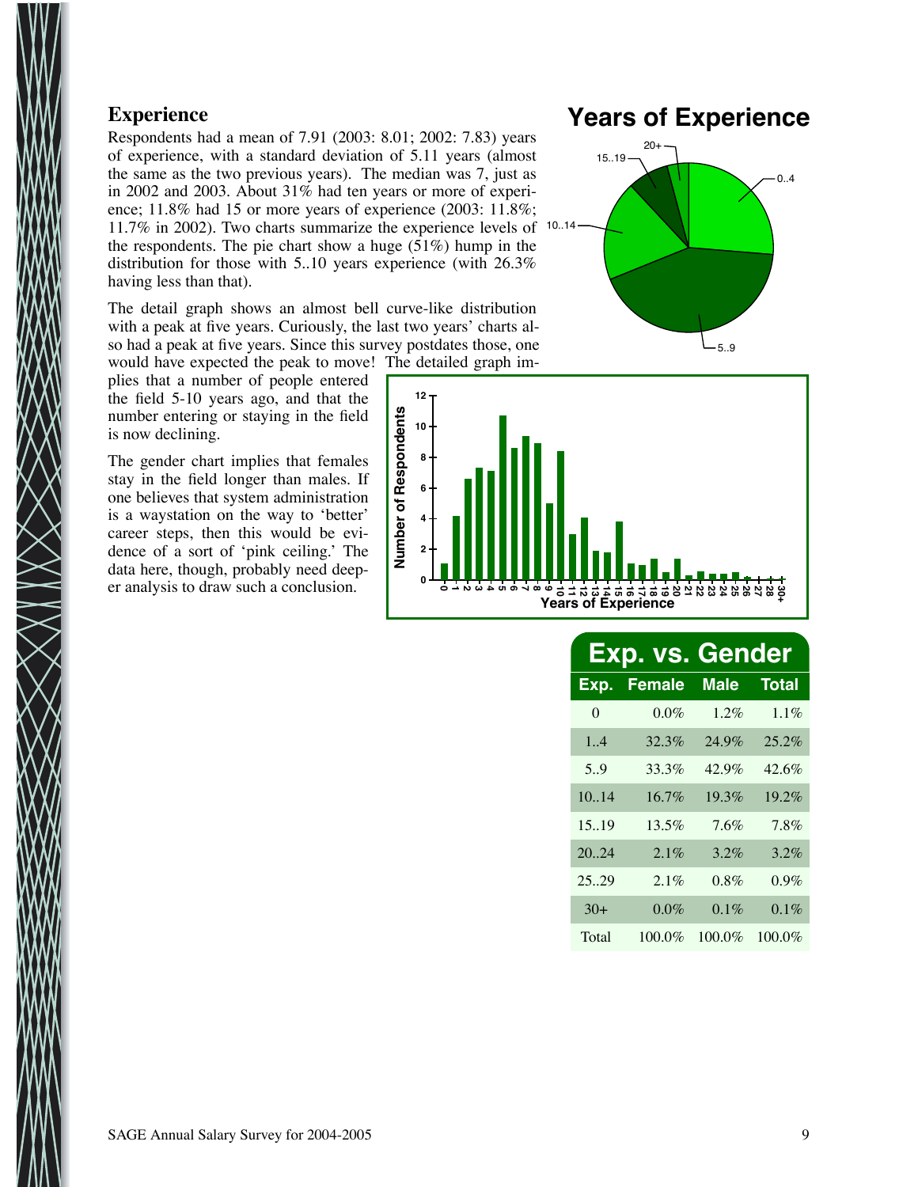## Experience

Respondents had a mean of 7.91 (2003: 8.01; 2002: 7.83) years of experience, with a standard deviation of 5.11 years (almost the same as the two previous years). The median was 7, just as in 2002 and 2003. About 31% had ten years or more of experience; 11.8% had 15 or more years of experience (2003: 11.8%; 11.7% in 2002). Two charts summarize the experience levels of the respondents. The pie chart show a huge (51%) hump in the distribution for those with 5..10 years experience (with 26.3% having less than that).

The detail graph shows an almost bell curve-like distribution with a peak at five years. Curiously, the last two years' charts also had a peak at five years. Since this survey postdates those, one would have expected the peak to move! The detailed graph implies that a number of people entered the field 5-10 years ago, and that the number entering or staying in the field is now declining.

The gender chart implies that females stay in the field longer than males. If one believes that system administration is a waystation on the way to 'better' career steps, then this would be evidence of a sort of 'pink ceiling.' The data here, though, probably need deeper analysis to draw such a conclusion.

**Years of Experience**

**Exp. vs. Gender**

| Exp. | Female | Male | Total |
|---|---|---|---|
| 0 | 0.0% | 1.2% | 1.1% |
| 1..4 | 32.3% | 24.9% | 25.2% |
| 5..9 | 33.3% | 42.9% | 42.6% |
| 10..14 | 16.7% | 19.3% | 19.2% |
| 15..19 | 13.5% | 7.6% | 7.8% |
| 20..24 | 2.1% | 3.2% | 3.2% |
| 25..29 | 2.1% | 0.8% | 0.9% |
| 30+ | 0.0% | 0.1% | 0.1% |
| Total | 100.0% | 100.0% | 100.0% |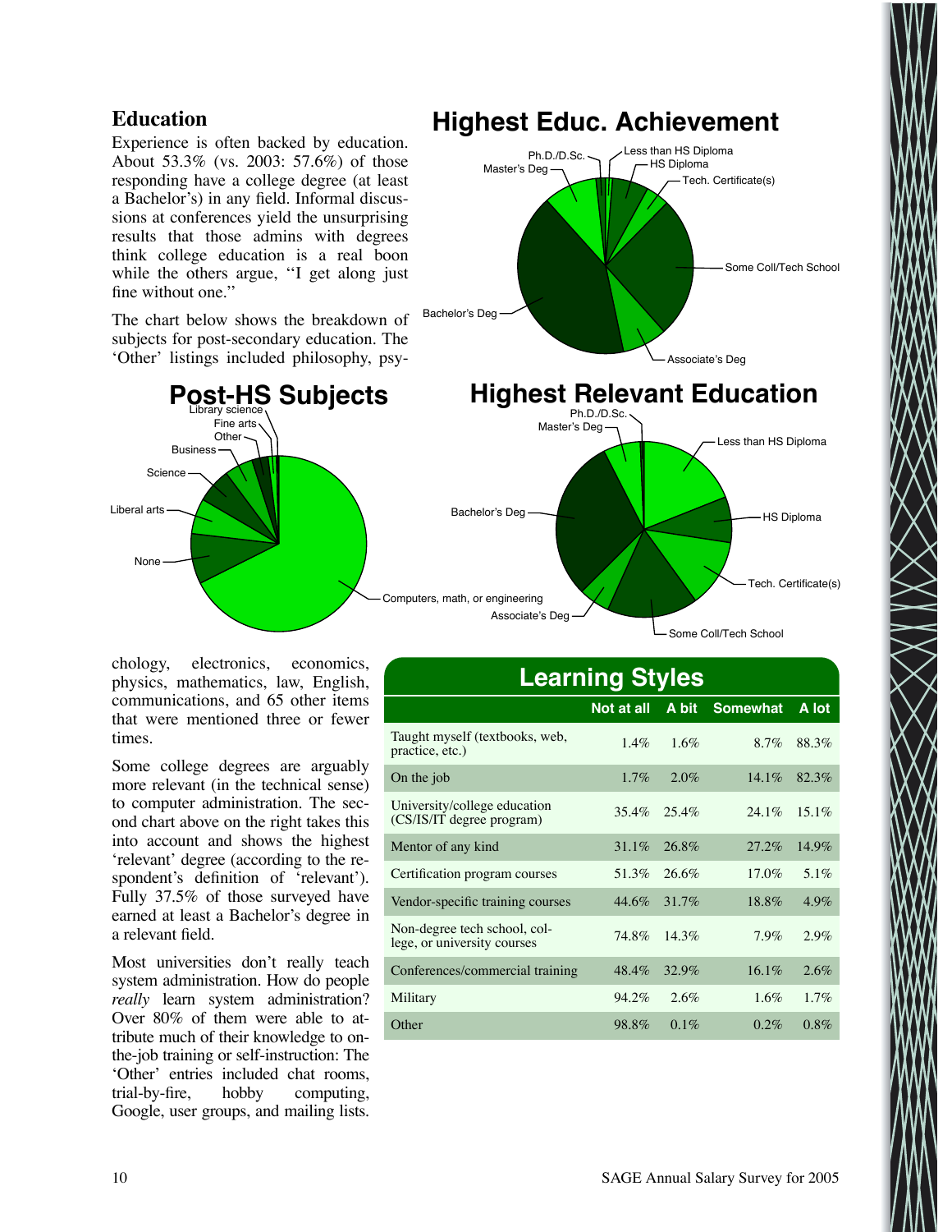## Education

Experience is often backed by education. About 53.3% (vs. 2003: 57.6%) of those responding have a college degree (at least a Bachelor's) in any field. Informal discussions at conferences yield the unsurprising results that those admins with degrees think college education is a real boon while the others argue, "I get along just fine without one."

The chart below shows the breakdown of subjects for post-secondary education. The 'Other' listings included philosophy, psychology, electronics, economics, physics, mathematics, law, English, communications, and 65 other items that were mentioned three or fewer times.

Some college degrees are arguably more relevant (in the technical sense) to computer administration. The second chart above on the right takes this into account and shows the highest 'relevant' degree (according to the respondent's definition of 'relevant'). Fully 37.5% of those surveyed have earned at least a Bachelor's degree in a relevant field.

Most universities don't really teach system administration. How do people *really* learn system administration? Over 80% of them were able to attribute much of their knowledge to on-the-job training or self-instruction: The 'Other' entries included chat rooms, trial-by-fire, hobby computing, Google, user groups, and mailing lists.

**Highest Educ. Achievement**

Less than HS Diploma; HS Diploma; Tech. Certificate(s); Some Coll/Tech School; Associate's Deg; Bachelor's Deg; Master's Deg; Ph.D./D.Sc.

**Post-HS Subjects**

Library science; Fine arts; Other; Business; Science; Liberal arts; None; Computers, math, or engineering

**Highest Relevant Education**

Ph.D./D.Sc.; Master's Deg; Less than HS Diploma; HS Diploma; Tech. Certificate(s); Some Coll/Tech School; Associate's Deg; Bachelor's Deg

**Learning Styles**

| | Not at all | A bit | Somewhat | A lot |
|---|---|---|---|---|
| Taught myself (textbooks, web, practice, etc.) | 1.4% | 1.6% | 8.7% | 88.3% |
| On the job | 1.7% | 2.0% | 14.1% | 82.3% |
| University/college education (CS/IS/IT degree program) | 35.4% | 25.4% | 24.1% | 15.1% |
| Mentor of any kind | 31.1% | 26.8% | 27.2% | 14.9% |
| Certification program courses | 51.3% | 26.6% | 17.0% | 5.1% |
| Vendor-specific training courses | 44.6% | 31.7% | 18.8% | 4.9% |
| Non-degree tech school, college, or university courses | 74.8% | 14.3% | 7.9% | 2.9% |
| Conferences/commercial training | 48.4% | 32.9% | 16.1% | 2.6% |
| Military | 94.2% | 2.6% | 1.6% | 1.7% |
| Other | 98.8% | 0.1% | 0.2% | 0.8% |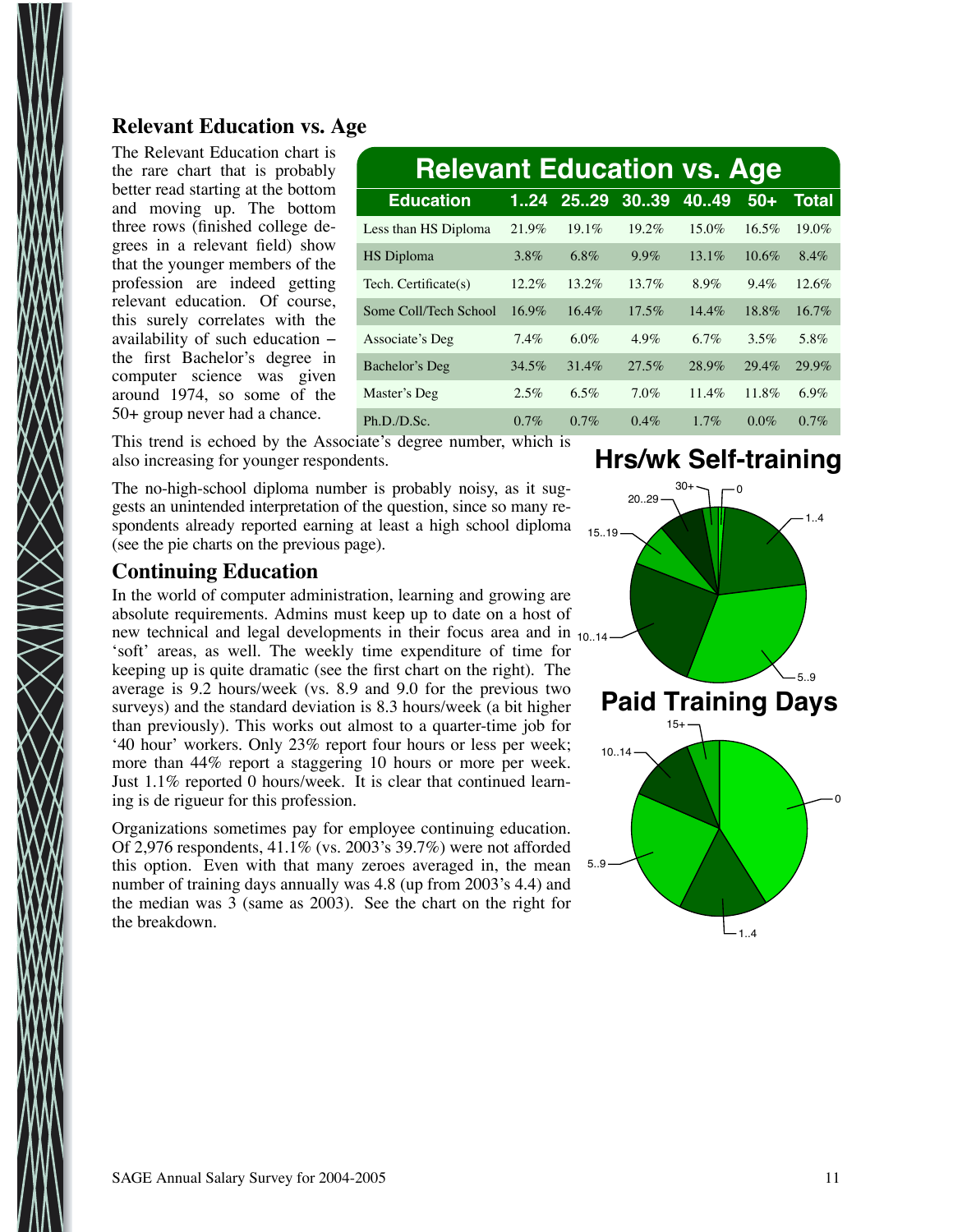## Relevant Education vs. Age

The Relevant Education chart is the rare chart that is probably better read starting at the bottom and moving up. The bottom three rows (finished college degrees in a relevant field) show that the younger members of the profession are indeed getting relevant education. Of course, this surely correlates with the availability of such education – the first Bachelor's degree in computer science was given around 1974, so some of the 50+ group never had a chance. This trend is echoed by the Associate's degree number, which is also increasing for younger respondents.

| Education | 1..24 | 25..29 | 30..39 | 40..49 | 50+ | Total |
|---|---|---|---|---|---|---|
| Less than HS Diploma | 21.9% | 19.1% | 19.2% | 15.0% | 16.5% | 19.0% |
| HS Diploma | 3.8% | 6.8% | 9.9% | 13.1% | 10.6% | 8.4% |
| Tech. Certificate(s) | 12.2% | 13.2% | 13.7% | 8.9% | 9.4% | 12.6% |
| Some Coll/Tech School | 16.9% | 16.4% | 17.5% | 14.4% | 18.8% | 16.7% |
| Associate's Deg | 7.4% | 6.0% | 4.9% | 6.7% | 3.5% | 5.8% |
| Bachelor's Deg | 34.5% | 31.4% | 27.5% | 28.9% | 29.4% | 29.9% |
| Master's Deg | 2.5% | 6.5% | 7.0% | 11.4% | 11.8% | 6.9% |
| Ph.D./D.Sc. | 0.7% | 0.7% | 0.4% | 1.7% | 0.0% | 0.7% |

The no-high-school diploma number is probably noisy, as it suggests an unintended interpretation of the question, since so many respondents already reported earning at least a high school diploma (see the pie charts on the previous page).

## Continuing Education

In the world of computer administration, learning and growing are absolute requirements. Admins must keep up to date on a host of new technical and legal developments in their focus area and in 'soft' areas, as well. The weekly time expenditure of time for keeping up is quite dramatic (see the first chart on the right). The average is 9.2 hours/week (vs. 8.9 and 9.0 for the previous two surveys) and the standard deviation is 8.3 hours/week (a bit higher than previously). This works out almost to a quarter-time job for '40 hour' workers. Only 23% report four hours or less per week; more than 44% report a staggering 10 hours or more per week. Just 1.1% reported 0 hours/week. It is clear that continued learning is de rigueur for this profession.

Organizations sometimes pay for employee continuing education. Of 2,976 respondents, 41.1% (vs. 2003's 39.7%) were not afforded this option. Even with that many zeroes averaged in, the mean number of training days annually was 4.8 (up from 2003's 4.4) and the median was 3 (same as 2003). See the chart on the right for the breakdown.

**Hrs/wk Self-training**

0, 1..4, 5..9, 10..14, 15..19, 20..29, 30+

**Paid Training Days**

0, 1..4, 5..9, 10..14, 15+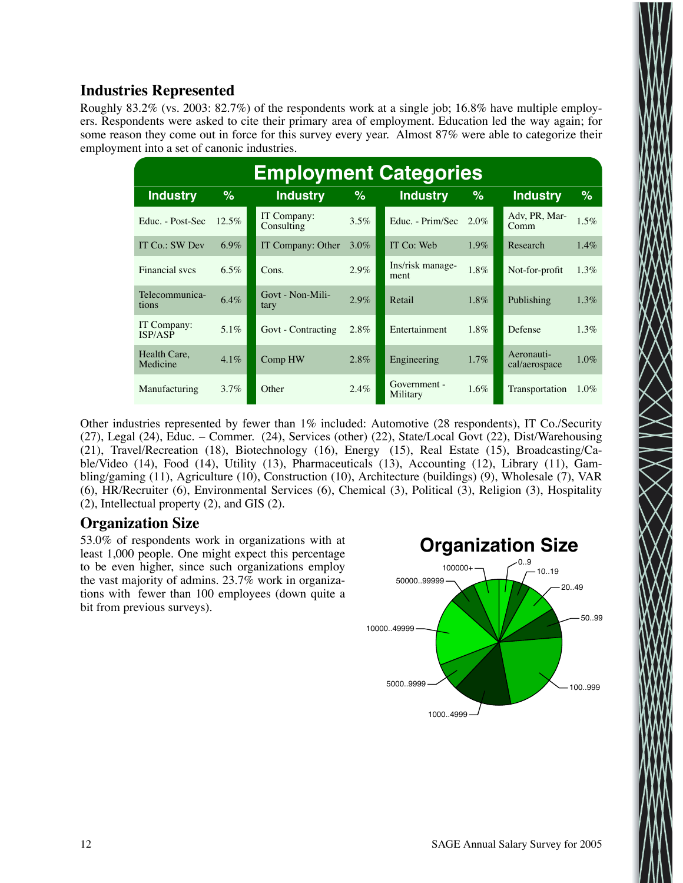## Industries Represented

Roughly 83.2% (vs. 2003: 82.7%) of the respondents work at a single job; 16.8% have multiple employers. Respondents were asked to cite their primary area of employment. Education led the way again; for some reason they come out in force for this survey every year. Almost 87% were able to categorize their employment into a set of canonic industries.

**Employment Categories**

| Industry | % | Industry | % | Industry | % | Industry | % |
|---|---|---|---|---|---|---|---|
| Educ. - Post-Sec | 12.5% | IT Company: Consulting | 3.5% | Educ. - Prim/Sec | 2.0% | Adv, PR, Mar-Comm | 1.5% |
| IT Co.: SW Dev | 6.9% | IT Company: Other | 3.0% | IT Co: Web | 1.9% | Research | 1.4% |
| Financial svcs | 6.5% | Cons. | 2.9% | Ins/risk management | 1.8% | Not-for-profit | 1.3% |
| Telecommunications | 6.4% | Govt - Non-Military | 2.9% | Retail | 1.8% | Publishing | 1.3% |
| IT Company: ISP/ASP | 5.1% | Govt - Contracting | 2.8% | Entertainment | 1.8% | Defense | 1.3% |
| Health Care, Medicine | 4.1% | Comp HW | 2.8% | Engineering | 1.7% | Aeronautical/aerospace | 1.0% |
| Manufacturing | 3.7% | Other | 2.4% | Government - Military | 1.6% | Transportation | 1.0% |

Other industries represented by fewer than 1% included: Automotive (28 respondents), IT Co./Security (27), Legal (24), Educ. – Commer. (24), Services (other) (22), State/Local Govt (22), Dist/Warehousing (21), Travel/Recreation (18), Biotechnology (16), Energy (15), Real Estate (15), Broadcasting/Cable/Video (14), Food (14), Utility (13), Pharmaceuticals (13), Accounting (12), Library (11), Gambling/gaming (11), Agriculture (10), Construction (10), Architecture (buildings) (9), Wholesale (7), VAR (6), HR/Recruiter (6), Environmental Services (6), Chemical (3), Political (3), Religion (3), Hospitality (2), Intellectual property (2), and GIS (2).

## Organization Size

53.0% of respondents work in organizations with at least 1,000 people. One might expect this percentage to be even higher, since such organizations employ the vast majority of admins. 23.7% work in organizations with fewer than 100 employees (down quite a bit from previous surveys).

**Organization Size**

0..9, 10..19, 20..49, 50..99, 100..999, 1000..4999, 5000..9999, 10000..49999, 50000..99999, 100000+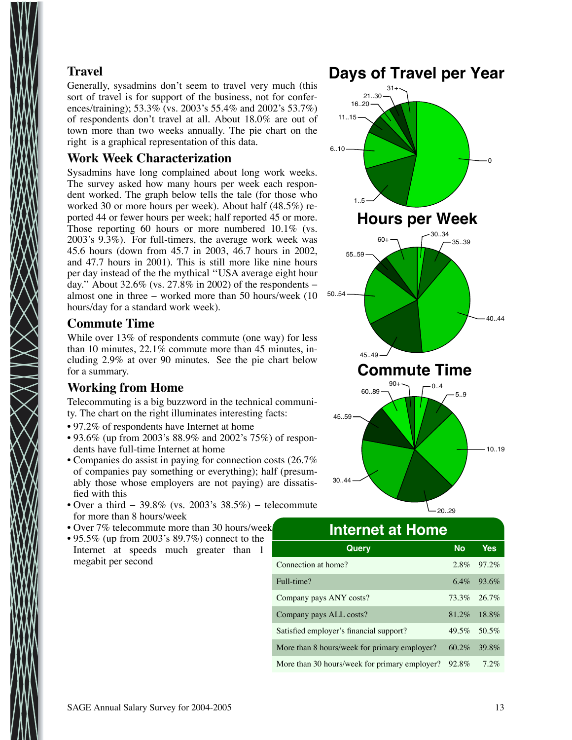## Travel

Generally, sysadmins don't seem to travel very much (this sort of travel is for support of the business, not for conferences/training); 53.3% (vs. 2003's 55.4% and 2002's 53.7%) of respondents don't travel at all. About 18.0% are out of town more than two weeks annually. The pie chart on the right is a graphical representation of this data.

## Work Week Characterization

Sysadmins have long complained about long work weeks. The survey asked how many hours per week each respondent worked. The graph below tells the tale (for those who worked 30 or more hours per week). About half (48.5%) reported 44 or fewer hours per week; half reported 45 or more. Those reporting 60 hours or more numbered 10.1% (vs. 2003's 9.3%). For full-timers, the average work week was 45.6 hours (down from 45.7 in 2003, 46.7 hours in 2002, and 47.7 hours in 2001). This is still more like nine hours per day instead of the the mythical "USA average eight hour day." About 32.6% (vs. 27.8% in 2002) of the respondents – almost one in three – worked more than 50 hours/week (10 hours/day for a standard work week).

## Commute Time

While over 13% of respondents commute (one way) for less than 10 minutes, 22.1% commute more than 45 minutes, including 2.9% at over 90 minutes. See the pie chart below for a summary.

## Working from Home

Telecommuting is a big buzzword in the technical community. The chart on the right illuminates interesting facts:

- 97.2% of respondents have Internet at home
- 93.6% (up from 2003's 88.9% and 2002's 75%) of respondents have full-time Internet at home
- Companies do assist in paying for connection costs (26.7% of companies pay something or everything); half (presumably those whose employers are not paying) are dissatisfied with this
- Over a third – 39.8% (vs. 2003's 38.5%) – telecommute for more than 8 hours/week
- Over 7% telecommute more than 30 hours/week
- 95.5% (up from 2003's 89.7%) connect to the Internet at speeds much greater than 1 megabit per second

## Days of Travel per Year

0 · 1..5 · 6..10 · 11..15 · 16..20 · 21..30 · 31+

## Hours per Week

30..34 · 35..39 · 40..44 · 45..49 · 50..54 · 55..59 · 60+

## Commute Time

0..4 · 5..9 · 10..19 · 20..29 · 30..44 · 45..59 · 60..89 · 90+

## Internet at Home

| Query | No | Yes |
|---|---|---|
| Connection at home? | 2.8% | 97.2% |
| Full-time? | 6.4% | 93.6% |
| Company pays ANY costs? | 73.3% | 26.7% |
| Company pays ALL costs? | 81.2% | 18.8% |
| Satisfied employer's financial support? | 49.5% | 50.5% |
| More than 8 hours/week for primary employer? | 60.2% | 39.8% |
| More than 30 hours/week for primary employer? | 92.8% | 7.2% |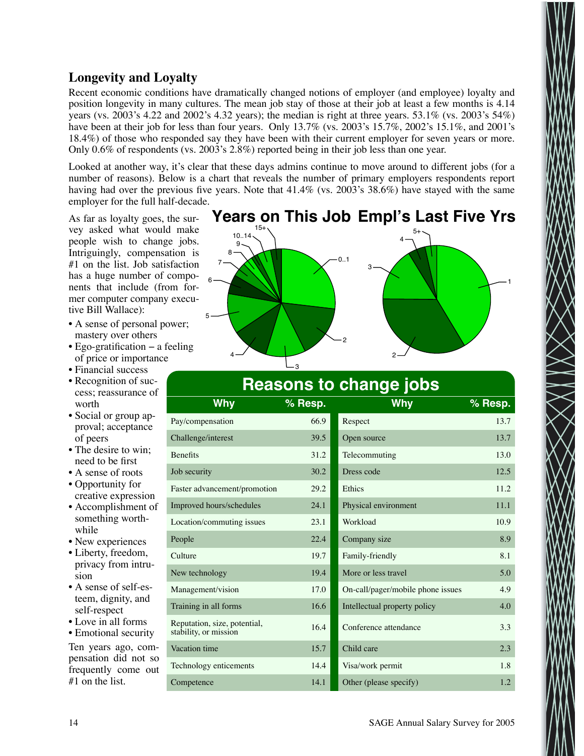## Longevity and Loyalty

Recent economic conditions have dramatically changed notions of employer (and employee) loyalty and position longevity in many cultures. The mean job stay of those at their job at least a few months is 4.14 years (vs. 2003's 4.22 and 2002's 4.32 years); the median is right at three years. 53.1% (vs. 2003's 54%) have been at their job for less than four years. Only 13.7% (vs. 2003's 15.7%, 2002's 15.1%, and 2001's 18.4%) of those who responded say they have been with their current employer for seven years or more. Only 0.6% of respondents (vs. 2003's 2.8%) reported being in their job less than one year.

Looked at another way, it's clear that these days admins continue to move around to different jobs (for a number of reasons). Below is a chart that reveals the number of primary employers respondents report having had over the previous five years. Note that 41.4% (vs. 2003's 38.6%) have stayed with the same employer for the full half-decade.

**Years on This Job**

**Empl's Last Five Yrs**

As far as loyalty goes, the survey asked what would make people wish to change jobs. Intriguingly, compensation is #1 on the list. Job satisfaction has a huge number of components that include (from former computer company executive Bill Wallace):

- A sense of personal power; mastery over others
- Ego-gratification – a feeling of price or importance
- Financial success
- Recognition of success; reassurance of worth
- Social or group approval; acceptance of peers
- The desire to win; need to be first
- A sense of roots
- Opportunity for creative expression
- Accomplishment of something worthwhile
- New experiences
- Liberty, freedom, privacy from intrusion
- A sense of self-esteem, dignity, and self-respect
- Love in all forms
- Emotional security

Ten years ago, compensation did not so frequently come out #1 on the list.

**Reasons to change jobs**

| Why | % Resp. | Why | % Resp. |
|---|---|---|---|
| Pay/compensation | 66.9 | Respect | 13.7 |
| Challenge/interest | 39.5 | Open source | 13.7 |
| Benefits | 31.2 | Telecommuting | 13.0 |
| Job security | 30.2 | Dress code | 12.5 |
| Faster advancement/promotion | 29.2 | Ethics | 11.2 |
| Improved hours/schedules | 24.1 | Physical environment | 11.1 |
| Location/commuting issues | 23.1 | Workload | 10.9 |
| People | 22.4 | Company size | 8.9 |
| Culture | 19.7 | Family-friendly | 8.1 |
| New technology | 19.4 | More or less travel | 5.0 |
| Management/vision | 17.0 | On-call/pager/mobile phone issues | 4.9 |
| Training in all forms | 16.6 | Intellectual property policy | 4.0 |
| Reputation, size, potential, stability, or mission | 16.4 | Conference attendance | 3.3 |
| Vacation time | 15.7 | Child care | 2.3 |
| Technology enticements | 14.4 | Visa/work permit | 1.8 |
| Competence | 14.1 | Other (please specify) | 1.2 |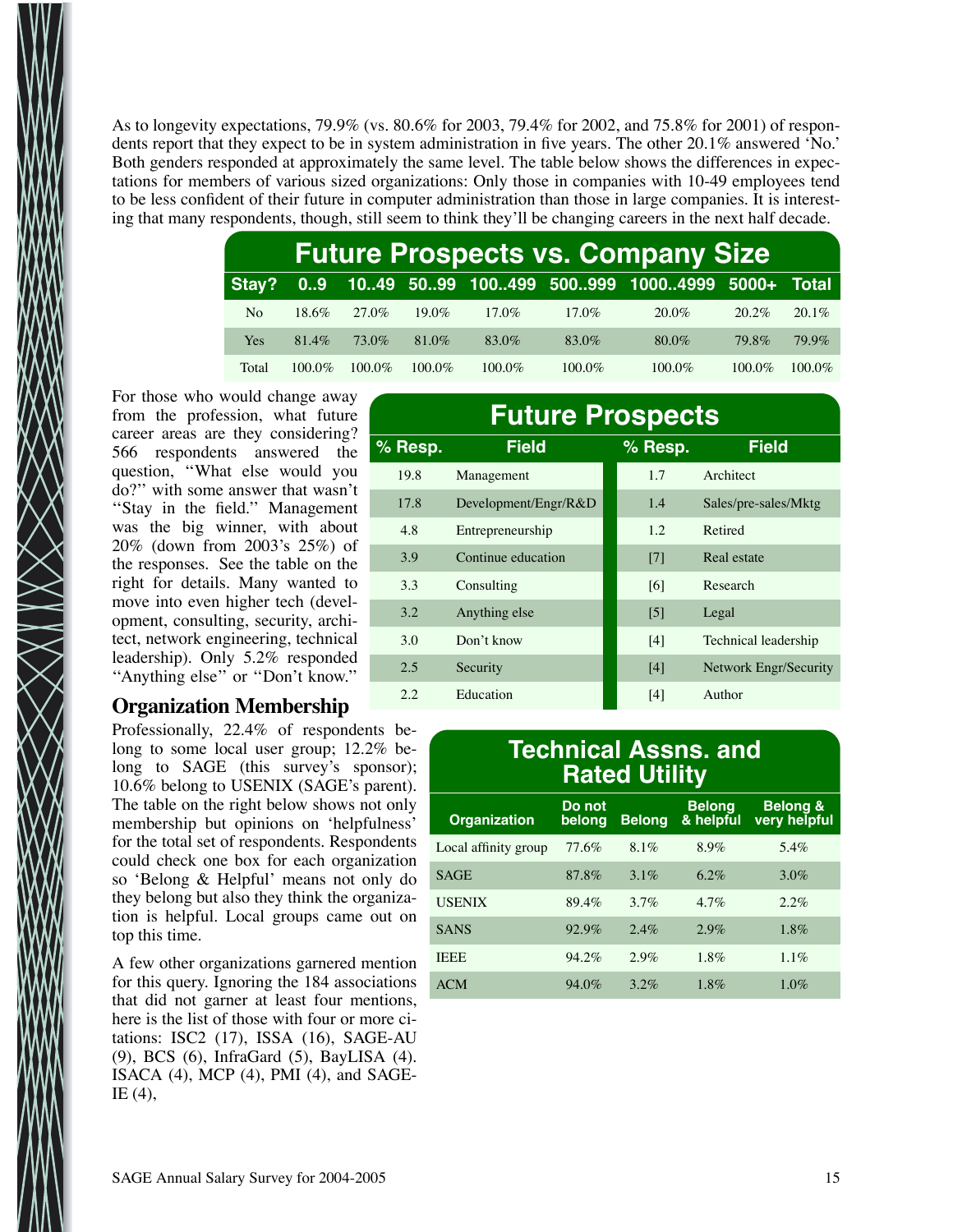As to longevity expectations, 79.9% (vs. 80.6% for 2003, 79.4% for 2002, and 75.8% for 2001) of respondents report that they expect to be in system administration in five years. The other 20.1% answered 'No.' Both genders responded at approximately the same level. The table below shows the differences in expectations for members of various sized organizations: Only those in companies with 10-49 employees tend to be less confident of their future in computer administration than those in large companies. It is interesting that many respondents, though, still seem to think they'll be changing careers in the next half decade.

**Future Prospects vs. Company Size**

| Stay? | 0..9 | 10..49 | 50..99 | 100..499 | 500..999 | 1000..4999 | 5000+ | Total |
|---|---|---|---|---|---|---|---|---|
| No | 18.6% | 27.0% | 19.0% | 17.0% | 17.0% | 20.0% | 20.2% | 20.1% |
| Yes | 81.4% | 73.0% | 81.0% | 83.0% | 83.0% | 80.0% | 79.8% | 79.9% |
| Total | 100.0% | 100.0% | 100.0% | 100.0% | 100.0% | 100.0% | 100.0% | 100.0% |

For those who would change away from the profession, what future career areas are they considering? 566 respondents answered the question, "What else would you do?" with some answer that wasn't "Stay in the field." Management was the big winner, with about 20% (down from 2003's 25%) of the responses. See the table on the right for details. Many wanted to move into even higher tech (development, consulting, security, architect, network engineering, technical leadership). Only 5.2% responded "Anything else" or "Don't know."

**Future Prospects**

| % Resp. | Field | % Resp. | Field |
|---|---|---|---|
| 19.8 | Management | 1.7 | Architect |
| 17.8 | Development/Engr/R&D | 1.4 | Sales/pre-sales/Mktg |
| 4.8 | Entrepreneurship | 1.2 | Retired |
| 3.9 | Continue education | [7] | Real estate |
| 3.3 | Consulting | [6] | Research |
| 3.2 | Anything else | [5] | Legal |
| 3.0 | Don't know | [4] | Technical leadership |
| 2.5 | Security | [4] | Network Engr/Security |
| 2.2 | Education | [4] | Author |

## Organization Membership

Professionally, 22.4% of respondents belong to some local user group; 12.2% belong to SAGE (this survey's sponsor); 10.6% belong to USENIX (SAGE's parent). The table on the right below shows not only membership but opinions on 'helpfulness' for the total set of respondents. Respondents could check one box for each organization so 'Belong & Helpful' means not only do they belong but also they think the organization is helpful. Local groups came out on top this time.

**Technical Assns. and Rated Utility**

| Organization | Do not belong | Belong | Belong & helpful | Belong & very helpful |
|---|---|---|---|---|
| Local affinity group | 77.6% | 8.1% | 8.9% | 5.4% |
| SAGE | 87.8% | 3.1% | 6.2% | 3.0% |
| USENIX | 89.4% | 3.7% | 4.7% | 2.2% |
| SANS | 92.9% | 2.4% | 2.9% | 1.8% |
| IEEE | 94.2% | 2.9% | 1.8% | 1.1% |
| ACM | 94.0% | 3.2% | 1.8% | 1.0% |

A few other organizations garnered mention for this query. Ignoring the 184 associations that did not garner at least four mentions, here is the list of those with four or more citations: ISC2 (17), ISSA (16), SAGE-AU (9), BCS (6), InfraGard (5), BayLISA (4). ISACA (4), MCP (4), PMI (4), and SAGE-IE (4),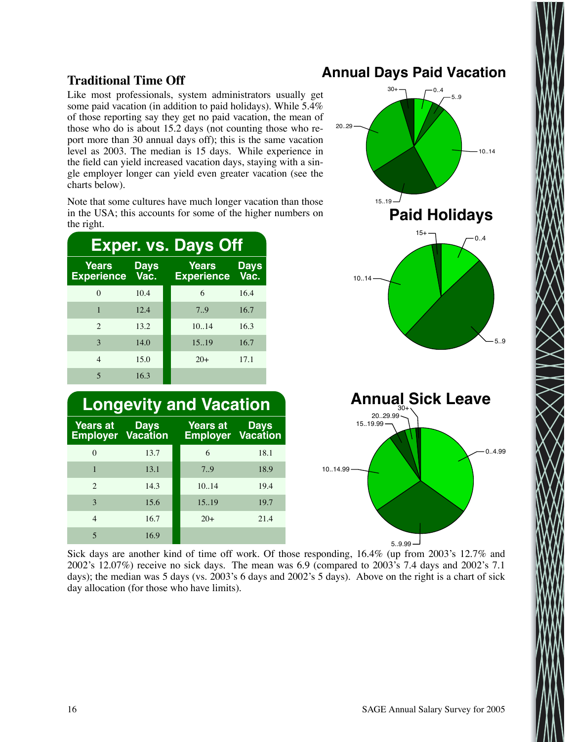## Traditional Time Off

Like most professionals, system administrators usually get some paid vacation (in addition to paid holidays). While 5.4% of those reporting say they get no paid vacation, the mean of those who do is about 15.2 days (not counting those who report more than 30 annual days off); this is the same vacation level as 2003. The median is 15 days. While experience in the field can yield increased vacation days, staying with a single employer longer can yield even greater vacation (see the charts below).

Note that some cultures have much longer vacation than those in the USA; this accounts for some of the higher numbers on the right.

### Exper. vs. Days Off

| Years Experience | Days Vac. | Years Experience | Days Vac. |
|---|---|---|---|
| 0 | 10.4 | 6 | 16.4 |
| 1 | 12.4 | 7..9 | 16.7 |
| 2 | 13.2 | 10..14 | 16.3 |
| 3 | 14.0 | 15..19 | 16.7 |
| 4 | 15.0 | 20+ | 17.1 |
| 5 | 16.3 | | |

### Longevity and Vacation

| Years at Employer | Days Vacation | Years at Employer | Days Vacation |
|---|---|---|---|
| 0 | 13.7 | 6 | 18.1 |
| 1 | 13.1 | 7..9 | 18.9 |
| 2 | 14.3 | 10..14 | 19.4 |
| 3 | 15.6 | 15..19 | 19.7 |
| 4 | 16.7 | 20+ | 21.4 |
| 5 | 16.9 | | |

### Annual Days Paid Vacation

### Paid Holidays

### Annual Sick Leave

Sick days are another kind of time off work. Of those responding, 16.4% (up from 2003's 12.7% and 2002's 12.07%) receive no sick days. The mean was 6.9 (compared to 2003's 7.4 days and 2002's 7.1 days); the median was 5 days (vs. 2003's 6 days and 2002's 5 days). Above on the right is a chart of sick day allocation (for those who have limits).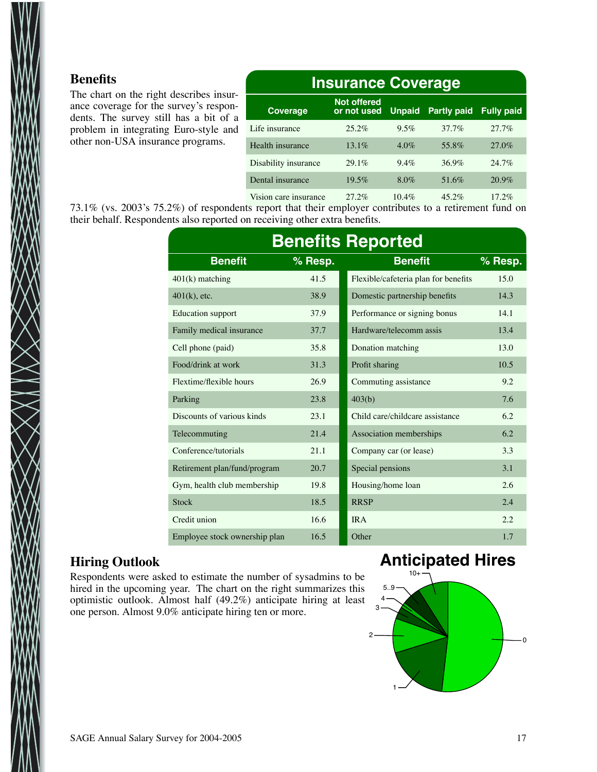## Benefits

The chart on the right describes insurance coverage for the survey's respondents. The survey still has a bit of a problem in integrating Euro-style and other non-USA insurance programs.

**Insurance Coverage**

| Coverage | Not offered or not used | Unpaid | Partly paid | Fully paid |
|---|---|---|---|---|
| Life insurance | 25.2% | 9.5% | 37.7% | 27.7% |
| Health insurance | 13.1% | 4.0% | 55.8% | 27.0% |
| Disability insurance | 29.1% | 9.4% | 36.9% | 24.7% |
| Dental insurance | 19.5% | 8.0% | 51.6% | 20.9% |
| Vision care insurance | 27.2% | 10.4% | 45.2% | 17.2% |

73.1% (vs. 2003's 75.2%) of respondents report that their employer contributes to a retirement fund on their behalf. Respondents also reported on receiving other extra benefits.

**Benefits Reported**

| Benefit | % Resp. | Benefit | % Resp. |
|---|---|---|---|
| 401(k) matching | 41.5 | Flexible/cafeteria plan for benefits | 15.0 |
| 401(k), etc. | 38.9 | Domestic partnership benefits | 14.3 |
| Education support | 37.9 | Performance or signing bonus | 14.1 |
| Family medical insurance | 37.7 | Hardware/telecomm assis | 13.4 |
| Cell phone (paid) | 35.8 | Donation matching | 13.0 |
| Food/drink at work | 31.3 | Profit sharing | 10.5 |
| Flextime/flexible hours | 26.9 | Commuting assistance | 9.2 |
| Parking | 23.8 | 403(b) | 7.6 |
| Discounts of various kinds | 23.1 | Child care/childcare assistance | 6.2 |
| Telecommuting | 21.4 | Association memberships | 6.2 |
| Conference/tutorials | 21.1 | Company car (or lease) | 3.3 |
| Retirement plan/fund/program | 20.7 | Special pensions | 3.1 |
| Gym, health club membership | 19.8 | Housing/home loan | 2.6 |
| Stock | 18.5 | RRSP | 2.4 |
| Credit union | 16.6 | IRA | 2.2 |
| Employee stock ownership plan | 16.5 | Other | 1.7 |

## Hiring Outlook

Respondents were asked to estimate the number of sysadmins to be hired in the upcoming year. The chart on the right summarizes this optimistic outlook. Almost half (49.2%) anticipate hiring at least one person. Almost 9.0% anticipate hiring ten or more.

**Anticipated Hires**

10+ | 5..9 | 4 | 3 | 2 | 1 | 0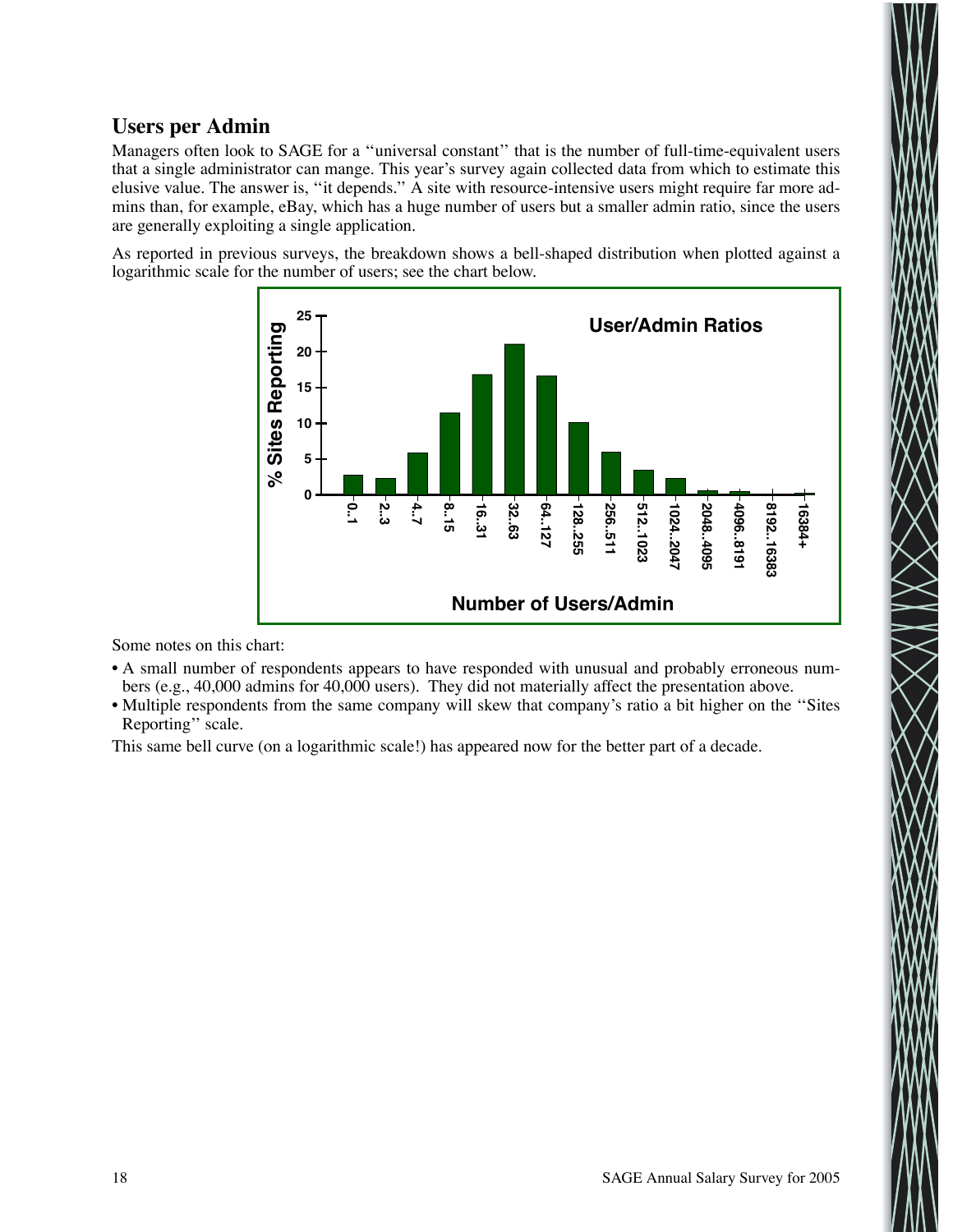## Users per Admin

Managers often look to SAGE for a "universal constant" that is the number of full-time-equivalent users that a single administrator can mange. This year's survey again collected data from which to estimate this elusive value. The answer is, "it depends." A site with resource-intensive users might require far more admins than, for example, eBay, which has a huge number of users but a smaller admin ratio, since the users are generally exploiting a single application.

As reported in previous surveys, the breakdown shows a bell-shaped distribution when plotted against a logarithmic scale for the number of users; see the chart below.

**User/Admin Ratios**

| Number of Users/Admin | % Sites Reporting (approx.) |
|---|---|
| 0..1 | 2.8 |
| 2..3 | 2.3 |
| 4..7 | 5.9 |
| 8..15 | 11.5 |
| 16..31 | 16.8 |
| 32..63 | 21 |
| 64..127 | 16.6 |
| 128..255 | 10.1 |
| 256..511 | 6 |
| 512..1023 | 3.4 |
| 1024..2047 | 2.3 |
| 2048..4095 | 0.6 |
| 4096..8191 | 0.5 |
| 8192..16383 | 0 |
| 16384+ | 0.2 |

Some notes on this chart:

- A small number of respondents appears to have responded with unusual and probably erroneous numbers (e.g., 40,000 admins for 40,000 users). They did not materially affect the presentation above.
- Multiple respondents from the same company will skew that company's ratio a bit higher on the "Sites Reporting" scale.

This same bell curve (on a logarithmic scale!) has appeared now for the better part of a decade.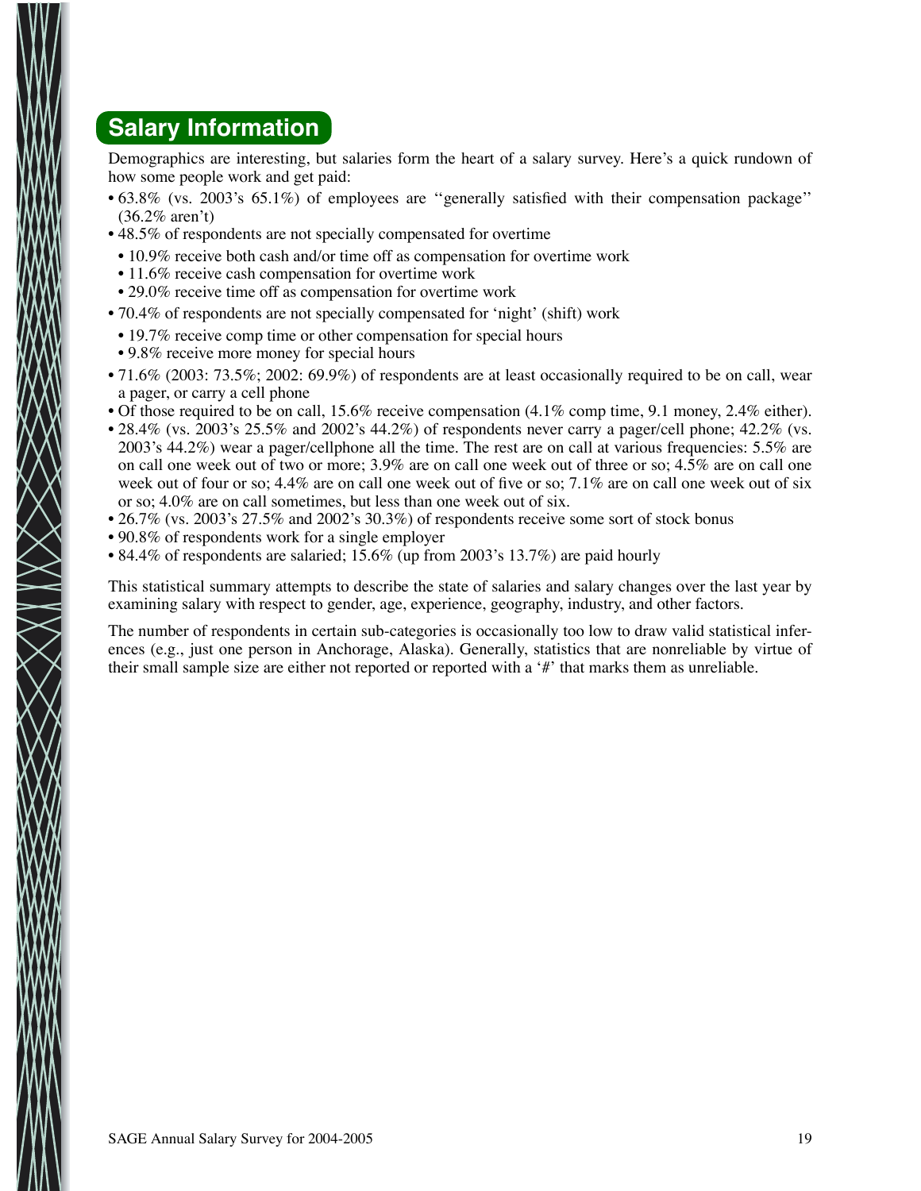## Salary Information

Demographics are interesting, but salaries form the heart of a salary survey. Here's a quick rundown of how some people work and get paid:

- 63.8% (vs. 2003's 65.1%) of employees are ''generally satisfied with their compensation package'' (36.2% aren't)
- 48.5% of respondents are not specially compensated for overtime
  - 10.9% receive both cash and/or time off as compensation for overtime work
  - 11.6% receive cash compensation for overtime work
  - 29.0% receive time off as compensation for overtime work
- 70.4% of respondents are not specially compensated for 'night' (shift) work
  - 19.7% receive comp time or other compensation for special hours
  - 9.8% receive more money for special hours
- 71.6% (2003: 73.5%; 2002: 69.9%) of respondents are at least occasionally required to be on call, wear a pager, or carry a cell phone
- Of those required to be on call, 15.6% receive compensation (4.1% comp time, 9.1 money, 2.4% either).
- 28.4% (vs. 2003's 25.5% and 2002's 44.2%) of respondents never carry a pager/cell phone; 42.2% (vs. 2003's 44.2%) wear a pager/cellphone all the time. The rest are on call at various frequencies: 5.5% are on call one week out of two or more; 3.9% are on call one week out of three or so; 4.5% are on call one week out of four or so; 4.4% are on call one week out of five or so; 7.1% are on call one week out of six or so; 4.0% are on call sometimes, but less than one week out of six.
- 26.7% (vs. 2003's 27.5% and 2002's 30.3%) of respondents receive some sort of stock bonus
- 90.8% of respondents work for a single employer
- 84.4% of respondents are salaried; 15.6% (up from 2003's 13.7%) are paid hourly

This statistical summary attempts to describe the state of salaries and salary changes over the last year by examining salary with respect to gender, age, experience, geography, industry, and other factors.

The number of respondents in certain sub-categories is occasionally too low to draw valid statistical inferences (e.g., just one person in Anchorage, Alaska). Generally, statistics that are nonreliable by virtue of their small sample size are either not reported or reported with a '#' that marks them as unreliable.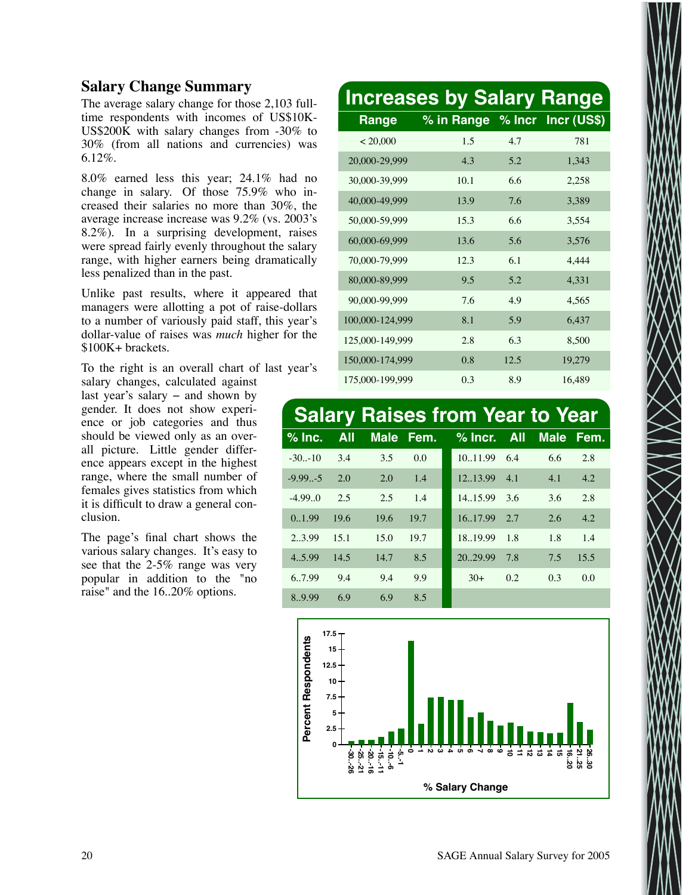## Salary Change Summary

The average salary change for those 2,103 full-time respondents with incomes of US$10K-US$200K with salary changes from -30% to 30% (from all nations and currencies) was 6.12%.

8.0% earned less this year; 24.1% had no change in salary. Of those 75.9% who increased their salaries no more than 30%, the average increase increase was 9.2% (vs. 2003's 8.2%). In a surprising development, raises were spread fairly evenly throughout the salary range, with higher earners being dramatically less penalized than in the past.

Unlike past results, where it appeared that managers were allotting a pot of raise-dollars to a number of variously paid staff, this year's dollar-value of raises was *much* higher for the $100K+ brackets.

To the right is an overall chart of last year's salary changes, calculated against last year's salary – and shown by gender. It does not show experience or job categories and thus should be viewed only as an overall picture. Little gender difference appears except in the highest range, where the small number of females gives statistics from which it is difficult to draw a general conclusion.

The page's final chart shows the various salary changes. It's easy to see that the 2-5% range was very popular in addition to the "no raise" and the 16..20% options.

### Increases by Salary Range

| Range | % in Range | % Incr | Incr (US$) |
|---|---|---|---|
| < 20,000 | 1.5 | 4.7 | 781 |
| 20,000-29,999 | 4.3 | 5.2 | 1,343 |
| 30,000-39,999 | 10.1 | 6.6 | 2,258 |
| 40,000-49,999 | 13.9 | 7.6 | 3,389 |
| 50,000-59,999 | 15.3 | 6.6 | 3,554 |
| 60,000-69,999 | 13.6 | 5.6 | 3,576 |
| 70,000-79,999 | 12.3 | 6.1 | 4,444 |
| 80,000-89,999 | 9.5 | 5.2 | 4,331 |
| 90,000-99,999 | 7.6 | 4.9 | 4,565 |
| 100,000-124,999 | 8.1 | 5.9 | 6,437 |
| 125,000-149,999 | 2.8 | 6.3 | 8,500 |
| 150,000-174,999 | 0.8 | 12.5 | 19,279 |
| 175,000-199,999 | 0.3 | 8.9 | 16,489 |

### Salary Raises from Year to Year

| % Inc. | All | Male | Fem. | % Incr. | All | Male | Fem. |
|---|---|---|---|---|---|---|---|
| -30..-10 | 3.4 | 3.5 | 0.0 | 10..11.99 | 6.4 | 6.6 | 2.8 |
| -9.99..-5 | 2.0 | 2.0 | 1.4 | 12..13.99 | 4.1 | 4.1 | 4.2 |
| -4.99..0 | 2.5 | 2.5 | 1.4 | 14..15.99 | 3.6 | 3.6 | 2.8 |
| 0..1.99 | 19.6 | 19.6 | 19.7 | 16..17.99 | 2.7 | 2.6 | 4.2 |
| 2..3.99 | 15.1 | 15.0 | 19.7 | 18..19.99 | 1.8 | 1.8 | 1.4 |
| 4..5.99 | 14.5 | 14.7 | 8.5 | 20..29.99 | 7.8 | 7.5 | 15.5 |
| 6..7.99 | 9.4 | 9.4 | 9.9 | 30+ | 0.2 | 0.3 | 0.0 |
| 8..9.99 | 6.9 | 6.9 | 8.5 | | | | |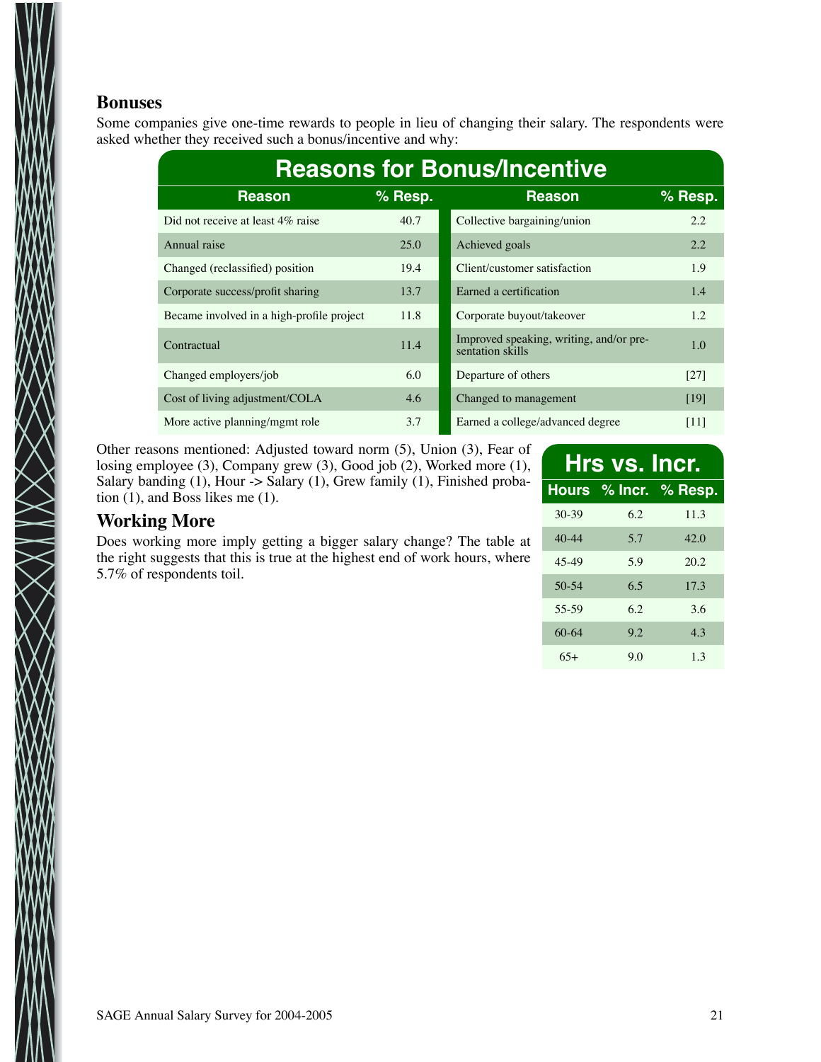## Bonuses

Some companies give one-time rewards to people in lieu of changing their salary. The respondents were asked whether they received such a bonus/incentive and why:

**Reasons for Bonus/Incentive**

| Reason | % Resp. | Reason | % Resp. |
|---|---|---|---|
| Did not receive at least 4% raise | 40.7 | Collective bargaining/union | 2.2 |
| Annual raise | 25.0 | Achieved goals | 2.2 |
| Changed (reclassified) position | 19.4 | Client/customer satisfaction | 1.9 |
| Corporate success/profit sharing | 13.7 | Earned a certification | 1.4 |
| Became involved in a high-profile project | 11.8 | Corporate buyout/takeover | 1.2 |
| Contractual | 11.4 | Improved speaking, writing, and/or presentation skills | 1.0 |
| Changed employers/job | 6.0 | Departure of others | [27] |
| Cost of living adjustment/COLA | 4.6 | Changed to management | [19] |
| More active planning/mgmt role | 3.7 | Earned a college/advanced degree | [11] |

Other reasons mentioned: Adjusted toward norm (5), Union (3), Fear of losing employee (3), Company grew (3), Good job (2), Worked more (1), Salary banding (1), Hour -> Salary (1), Grew family (1), Finished probation (1), and Boss likes me (1).

## Working More

Does working more imply getting a bigger salary change? The table at the right suggests that this is true at the highest end of work hours, where 5.7% of respondents toil.

**Hrs vs. Incr.**

| Hours | % Incr. | % Resp. |
|---|---|---|
| 30-39 | 6.2 | 11.3 |
| 40-44 | 5.7 | 42.0 |
| 45-49 | 5.9 | 20.2 |
| 50-54 | 6.5 | 17.3 |
| 55-59 | 6.2 | 3.6 |
| 60-64 | 9.2 | 4.3 |
| 65+ | 9.0 | 1.3 |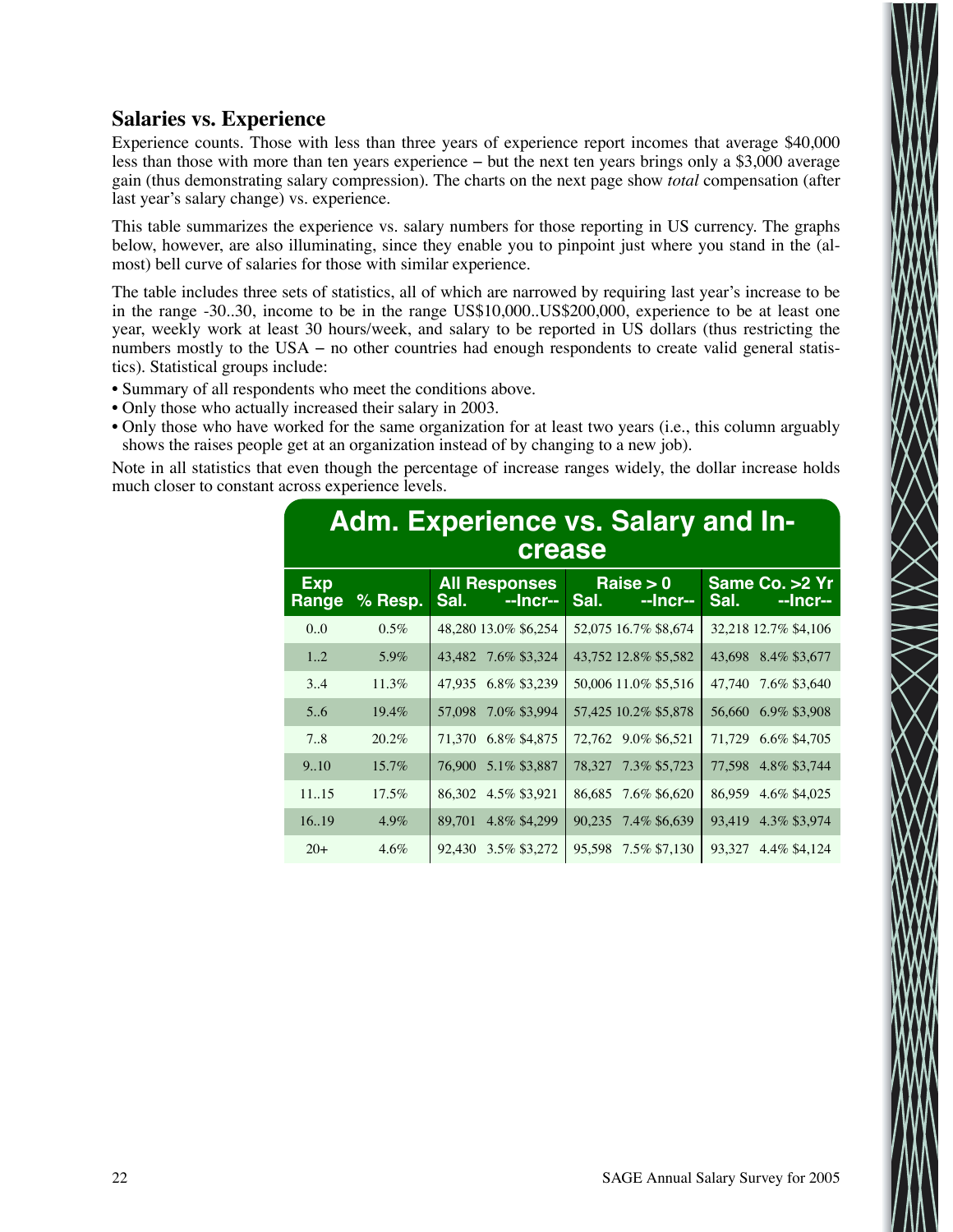## Salaries vs. Experience

Experience counts. Those with less than three years of experience report incomes that average $40,000 less than those with more than ten years experience – but the next ten years brings only a $3,000 average gain (thus demonstrating salary compression). The charts on the next page show *total* compensation (after last year's salary change) vs. experience.

This table summarizes the experience vs. salary numbers for those reporting in US currency. The graphs below, however, are also illuminating, since they enable you to pinpoint just where you stand in the (almost) bell curve of salaries for those with similar experience.

The table includes three sets of statistics, all of which are narrowed by requiring last year's increase to be in the range -30..30, income to be in the range US$10,000..US$200,000, experience to be at least one year, weekly work at least 30 hours/week, and salary to be reported in US dollars (thus restricting the numbers mostly to the USA – no other countries had enough respondents to create valid general statistics). Statistical groups include:

- Summary of all respondents who meet the conditions above.
- Only those who actually increased their salary in 2003.
- Only those who have worked for the same organization for at least two years (i.e., this column arguably shows the raises people get at an organization instead of by changing to a new job).

Note in all statistics that even though the percentage of increase ranges widely, the dollar increase holds much closer to constant across experience levels.

**Adm. Experience vs. Salary and Increase**

| Exp Range | % Resp. | All Responses | | | Raise > 0 | | | Same Co. >2 Yr | | |
|---|---|---|---|---|---|---|---|---|---|---|
| | | Sal. | --Incr-- | | Sal. | --Incr-- | | Sal. | --Incr-- | |
| 0..0 | 0.5% | 48,280 | 13.0% | $6,254 | 52,075 | 16.7% | $8,674 | 32,218 | 12.7% | $4,106 |
| 1..2 | 5.9% | 43,482 | 7.6% | $3,324 | 43,752 | 12.8% | $5,582 | 43,698 | 8.4% | $3,677 |
| 3..4 | 11.3% | 47,935 | 6.8% | $3,239 | 50,006 | 11.0% | $5,516 | 47,740 | 7.6% | $3,640 |
| 5..6 | 19.4% | 57,098 | 7.0% | $3,994 | 57,425 | 10.2% | $5,878 | 56,660 | 6.9% | $3,908 |
| 7..8 | 20.2% | 71,370 | 6.8% | $4,875 | 72,762 | 9.0% | $6,521 | 71,729 | 6.6% | $4,705 |
| 9..10 | 15.7% | 76,900 | 5.1% | $3,887 | 78,327 | 7.3% | $5,723 | 77,598 | 4.8% | $3,744 |
| 11..15 | 17.5% | 86,302 | 4.5% | $3,921 | 86,685 | 7.6% | $6,620 | 86,959 | 4.6% | $4,025 |
| 16..19 | 4.9% | 89,701 | 4.8% | $4,299 | 90,235 | 7.4% | $6,639 | 93,419 | 4.3% | $3,974 |
| 20+ | 4.6% | 92,430 | 3.5% | $3,272 | 95,598 | 7.5% | $7,130 | 93,327 | 4.4% | $4,124 |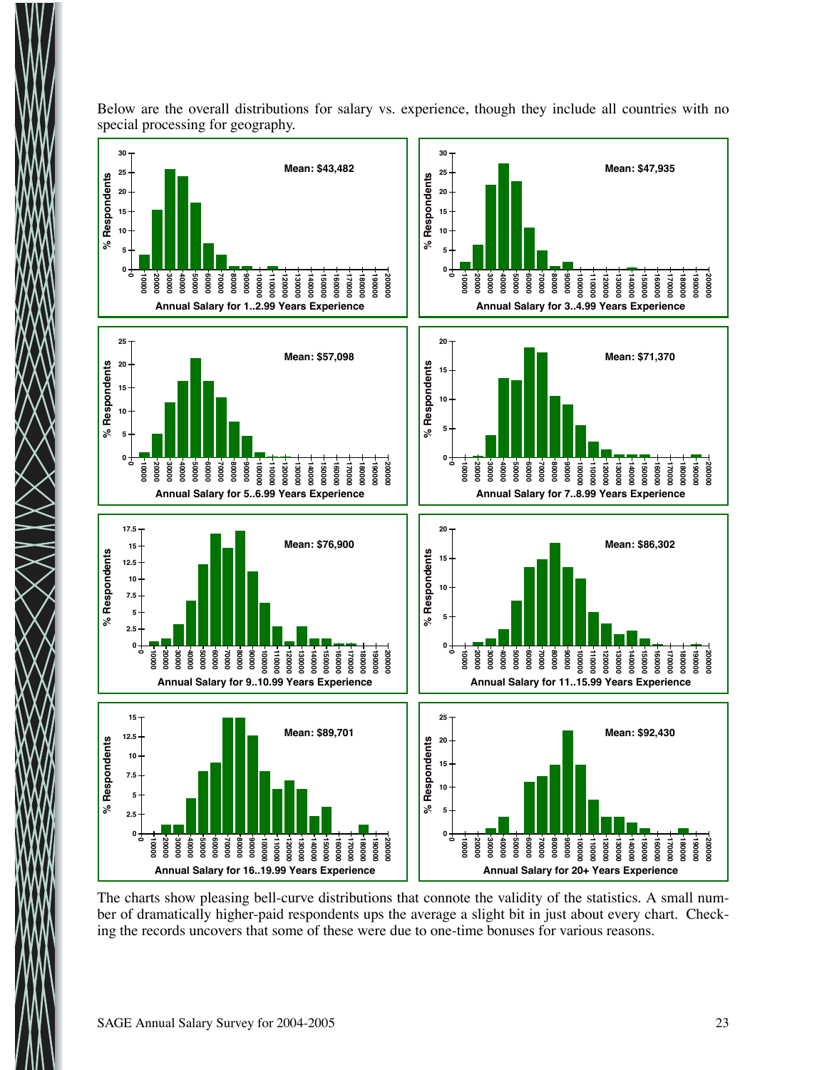Below are the overall distributions for salary vs. experience, though they include all countries with no special processing for geography.

The charts show pleasing bell-curve distributions that connote the validity of the statistics. A small number of dramatically higher-paid respondents ups the average a slight bit in just about every chart. Checking the records uncovers that some of these were due to one-time bonuses for various reasons.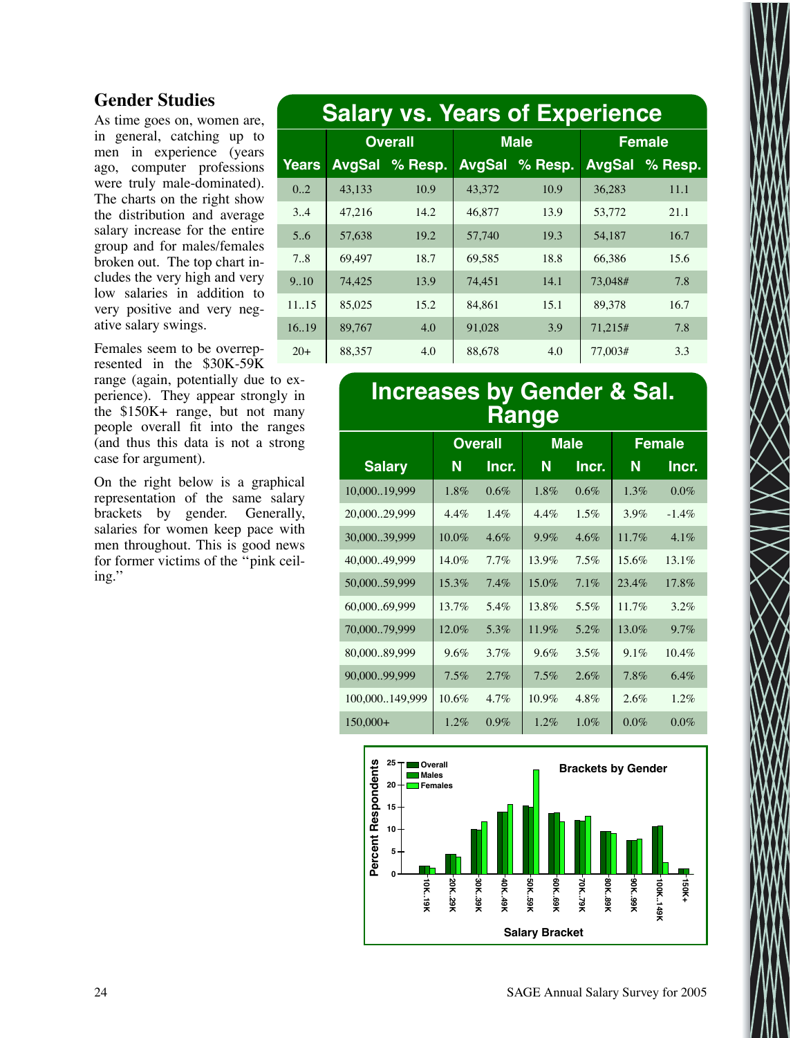## Gender Studies

As time goes on, women are, in general, catching up to men in experience (years ago, computer professions were truly male-dominated). The charts on the right show the distribution and average salary increase for the entire group and for males/females broken out. The top chart includes the very high and very low salaries in addition to very positive and very negative salary swings.

Females seem to be overrepresented in the $30K-59K range (again, potentially due to experience). They appear strongly in the $150K+ range, but not many people overall fit into the ranges (and thus this data is not a strong case for argument).

On the right below is a graphical representation of the same salary brackets by gender. Generally, salaries for women keep pace with men throughout. This is good news for former victims of the ''pink ceiling.''

### Salary vs. Years of Experience

| | Overall | | Male | | Female | |
|---|---|---|---|---|---|---|
| Years | AvgSal | % Resp. | AvgSal | % Resp. | AvgSal | % Resp. |
| 0..2 | 43,133 | 10.9 | 43,372 | 10.9 | 36,283 | 11.1 |
| 3..4 | 47,216 | 14.2 | 46,877 | 13.9 | 53,772 | 21.1 |
| 5..6 | 57,638 | 19.2 | 57,740 | 19.3 | 54,187 | 16.7 |
| 7..8 | 69,497 | 18.7 | 69,585 | 18.8 | 66,386 | 15.6 |
| 9..10 | 74,425 | 13.9 | 74,451 | 14.1 | 73,048# | 7.8 |
| 11..15 | 85,025 | 15.2 | 84,861 | 15.1 | 89,378 | 16.7 |
| 16..19 | 89,767 | 4.0 | 91,028 | 3.9 | 71,215# | 7.8 |
| 20+ | 88,357 | 4.0 | 88,678 | 4.0 | 77,003# | 3.3 |

### Increases by Gender & Sal. Range

| | Overall | | Male | | Female | |
|---|---|---|---|---|---|---|
| Salary | N | Incr. | N | Incr. | N | Incr. |
| 10,000..19,999 | 1.8% | 0.6% | 1.8% | 0.6% | 1.3% | 0.0% |
| 20,000..29,999 | 4.4% | 1.4% | 4.4% | 1.5% | 3.9% | -1.4% |
| 30,000..39,999 | 10.0% | 4.6% | 9.9% | 4.6% | 11.7% | 4.1% |
| 40,000..49,999 | 14.0% | 7.7% | 13.9% | 7.5% | 15.6% | 13.1% |
| 50,000..59,999 | 15.3% | 7.4% | 15.0% | 7.1% | 23.4% | 17.8% |
| 60,000..69,999 | 13.7% | 5.4% | 13.8% | 5.5% | 11.7% | 3.2% |
| 70,000..79,999 | 12.0% | 5.3% | 11.9% | 5.2% | 13.0% | 9.7% |
| 80,000..89,999 | 9.6% | 3.7% | 9.6% | 3.5% | 9.1% | 10.4% |
| 90,000..99,999 | 7.5% | 2.7% | 7.5% | 2.6% | 7.8% | 6.4% |
| 100,000..149,999 | 10.6% | 4.7% | 10.9% | 4.8% | 2.6% | 1.2% |
| 150,000+ | 1.2% | 0.9% | 1.2% | 1.0% | 0.0% | 0.0% |

**Brackets by Gender**

Percent Respondents (Overall, Males, Females) by Salary Bracket: 10K..19K, 20K..29K, 30K..39K, 40K..49K, 50K..59K, 60K..69K, 70K..79K, 80K..89K, 90K..99K, 100K..149K, 150K+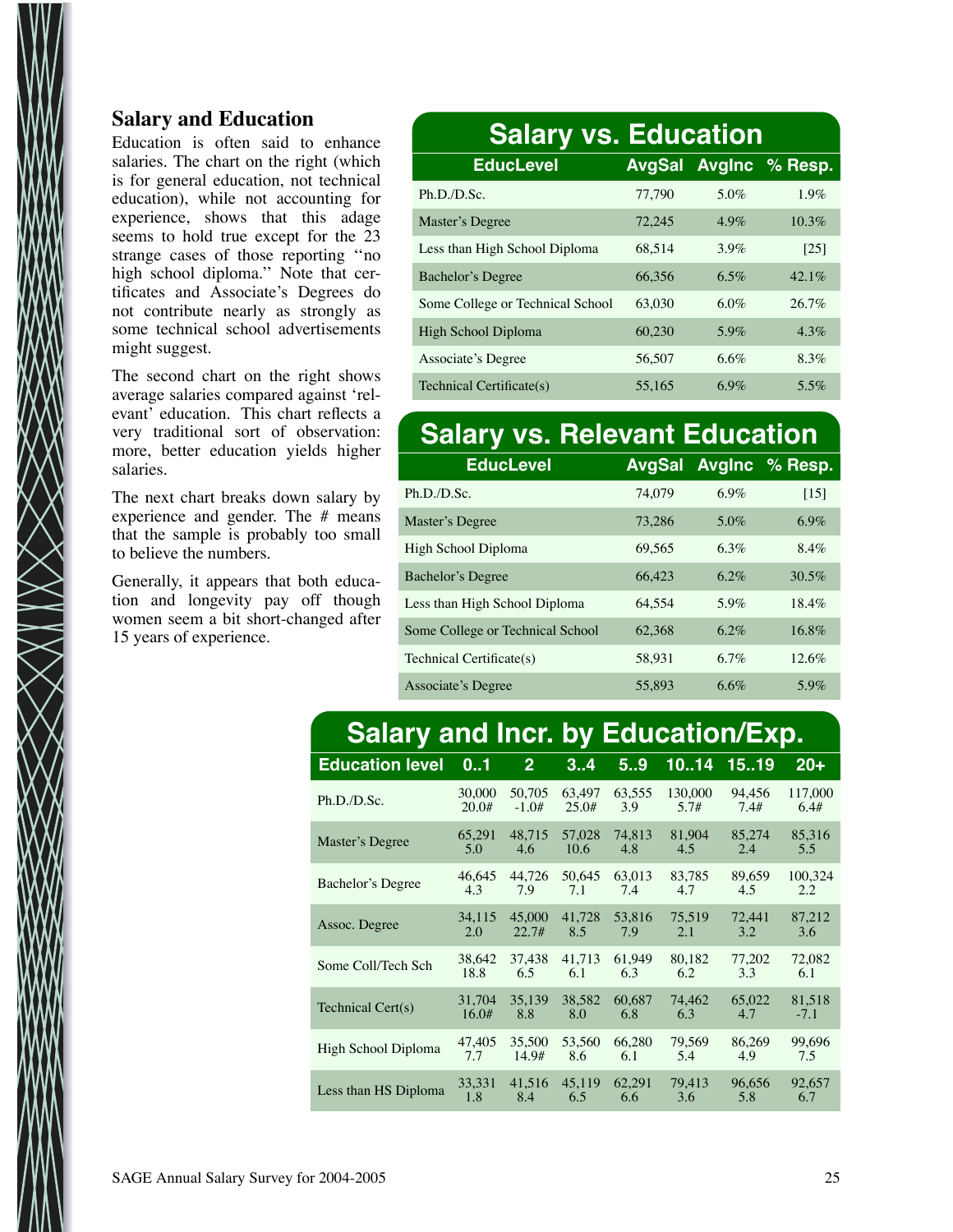## Salary and Education

Education is often said to enhance salaries. The chart on the right (which is for general education, not technical education), while not accounting for experience, shows that this adage seems to hold true except for the 23 strange cases of those reporting "no high school diploma." Note that certificates and Associate's Degrees do not contribute nearly as strongly as some technical school advertisements might suggest.

The second chart on the right shows average salaries compared against 'relevant' education. This chart reflects a very traditional sort of observation: more, better education yields higher salaries.

The next chart breaks down salary by experience and gender. The # means that the sample is probably too small to believe the numbers.

Generally, it appears that both education and longevity pay off though women seem a bit short-changed after 15 years of experience.

### Salary vs. Education

| EducLevel | AvgSal | AvgInc | % Resp. |
|---|---|---|---|
| Ph.D./D.Sc. | 77,790 | 5.0% | 1.9% |
| Master's Degree | 72,245 | 4.9% | 10.3% |
| Less than High School Diploma | 68,514 | 3.9% | [25] |
| Bachelor's Degree | 66,356 | 6.5% | 42.1% |
| Some College or Technical School | 63,030 | 6.0% | 26.7% |
| High School Diploma | 60,230 | 5.9% | 4.3% |
| Associate's Degree | 56,507 | 6.6% | 8.3% |
| Technical Certificate(s) | 55,165 | 6.9% | 5.5% |

### Salary vs. Relevant Education

| EducLevel | AvgSal | AvgInc | % Resp. |
|---|---|---|---|
| Ph.D./D.Sc. | 74,079 | 6.9% | [15] |
| Master's Degree | 73,286 | 5.0% | 6.9% |
| High School Diploma | 69,565 | 6.3% | 8.4% |
| Bachelor's Degree | 66,423 | 6.2% | 30.5% |
| Less than High School Diploma | 64,554 | 5.9% | 18.4% |
| Some College or Technical School | 62,368 | 6.2% | 16.8% |
| Technical Certificate(s) | 58,931 | 6.7% | 12.6% |
| Associate's Degree | 55,893 | 6.6% | 5.9% |

### Salary and Incr. by Education/Exp.

| Education level | 0..1 | 2 | 3..4 | 5..9 | 10..14 | 15..19 | 20+ |
|---|---|---|---|---|---|---|---|
| Ph.D./D.Sc. | 30,000<br>20.0# | 50,705<br>-1.0# | 63,497<br>25.0# | 63,555<br>3.9 | 130,000<br>5.7# | 94,456<br>7.4# | 117,000<br>6.4# |
| Master's Degree | 65,291<br>5.0 | 48,715<br>4.6 | 57,028<br>10.6 | 74,813<br>4.8 | 81,904<br>4.5 | 85,274<br>2.4 | 85,316<br>5.5 |
| Bachelor's Degree | 46,645<br>4.3 | 44,726<br>7.9 | 50,645<br>7.1 | 63,013<br>7.4 | 83,785<br>4.7 | 89,659<br>4.5 | 100,324<br>2.2 |
| Assoc. Degree | 34,115<br>2.0 | 45,000<br>22.7# | 41,728<br>8.5 | 53,816<br>7.9 | 75,519<br>2.1 | 72,441<br>3.2 | 87,212<br>3.6 |
| Some Coll/Tech Sch | 38,642<br>18.8 | 37,438<br>6.5 | 41,713<br>6.1 | 61,949<br>6.3 | 80,182<br>6.2 | 77,202<br>3.3 | 72,082<br>6.1 |
| Technical Cert(s) | 31,704<br>16.0# | 35,139<br>8.8 | 38,582<br>8.0 | 60,687<br>6.8 | 74,462<br>6.3 | 65,022<br>4.7 | 81,518<br>-7.1 |
| High School Diploma | 47,405<br>7.7 | 35,500<br>14.9# | 53,560<br>8.6 | 66,280<br>6.1 | 79,569<br>5.4 | 86,269<br>4.9 | 99,696<br>7.5 |
| Less than HS Diploma | 33,331<br>1.8 | 41,516<br>8.4 | 45,119<br>6.5 | 62,291<br>6.6 | 79,413<br>3.6 | 96,656<br>5.8 | 92,657<br>6.7 |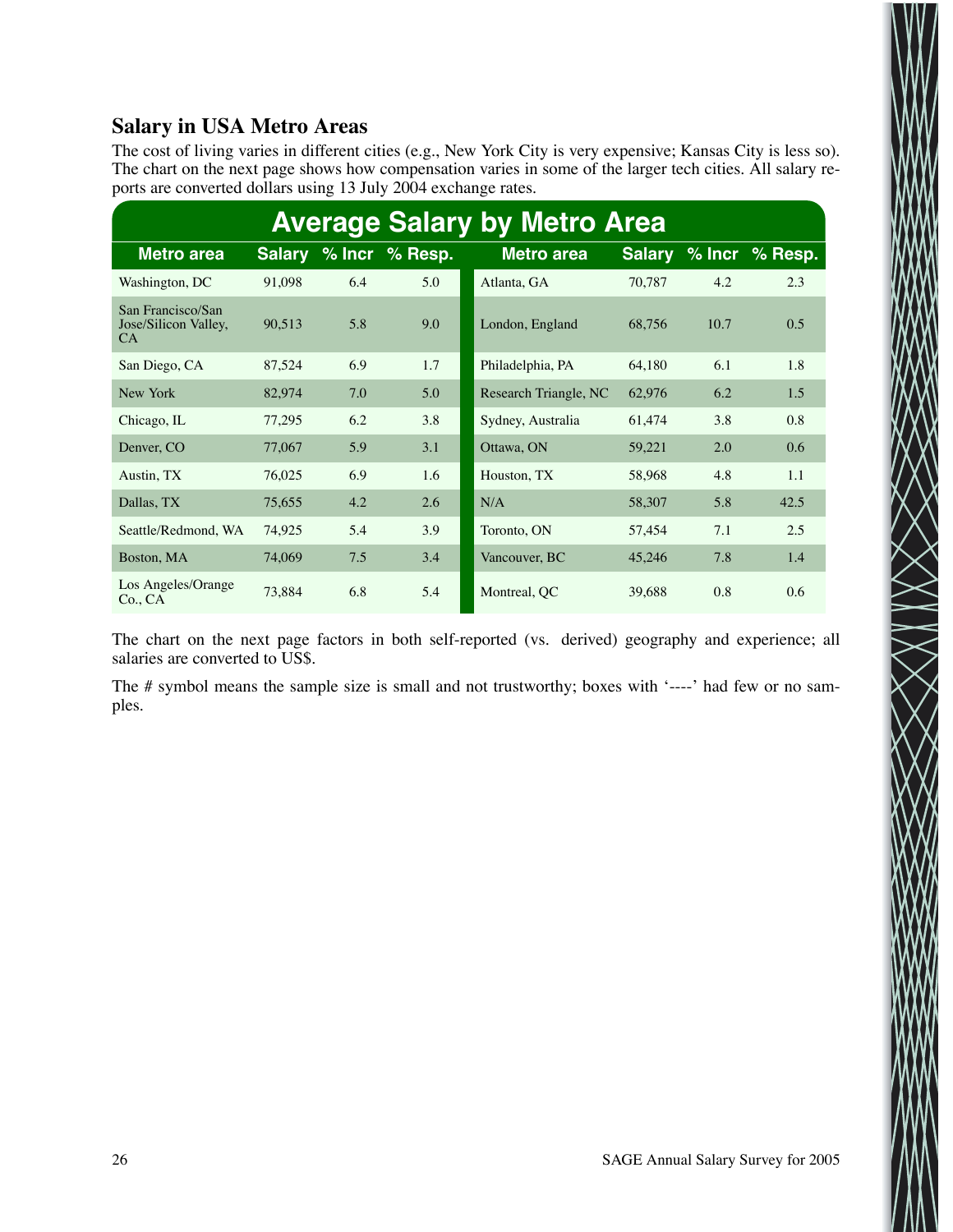## Salary in USA Metro Areas

The cost of living varies in different cities (e.g., New York City is very expensive; Kansas City is less so). The chart on the next page shows how compensation varies in some of the larger tech cities. All salary reports are converted dollars using 13 July 2004 exchange rates.

**Average Salary by Metro Area**

| Metro area | Salary | % Incr | % Resp. | Metro area | Salary | % Incr | % Resp. |
|---|---|---|---|---|---|---|---|
| Washington, DC | 91,098 | 6.4 | 5.0 | Atlanta, GA | 70,787 | 4.2 | 2.3 |
| San Francisco/San Jose/Silicon Valley, CA | 90,513 | 5.8 | 9.0 | London, England | 68,756 | 10.7 | 0.5 |
| San Diego, CA | 87,524 | 6.9 | 1.7 | Philadelphia, PA | 64,180 | 6.1 | 1.8 |
| New York | 82,974 | 7.0 | 5.0 | Research Triangle, NC | 62,976 | 6.2 | 1.5 |
| Chicago, IL | 77,295 | 6.2 | 3.8 | Sydney, Australia | 61,474 | 3.8 | 0.8 |
| Denver, CO | 77,067 | 5.9 | 3.1 | Ottawa, ON | 59,221 | 2.0 | 0.6 |
| Austin, TX | 76,025 | 6.9 | 1.6 | Houston, TX | 58,968 | 4.8 | 1.1 |
| Dallas, TX | 75,655 | 4.2 | 2.6 | N/A | 58,307 | 5.8 | 42.5 |
| Seattle/Redmond, WA | 74,925 | 5.4 | 3.9 | Toronto, ON | 57,454 | 7.1 | 2.5 |
| Boston, MA | 74,069 | 7.5 | 3.4 | Vancouver, BC | 45,246 | 7.8 | 1.4 |
| Los Angeles/Orange Co., CA | 73,884 | 6.8 | 5.4 | Montreal, QC | 39,688 | 0.8 | 0.6 |

The chart on the next page factors in both self-reported (vs. derived) geography and experience; all salaries are converted to US$.

The # symbol means the sample size is small and not trustworthy; boxes with '----' had few or no samples.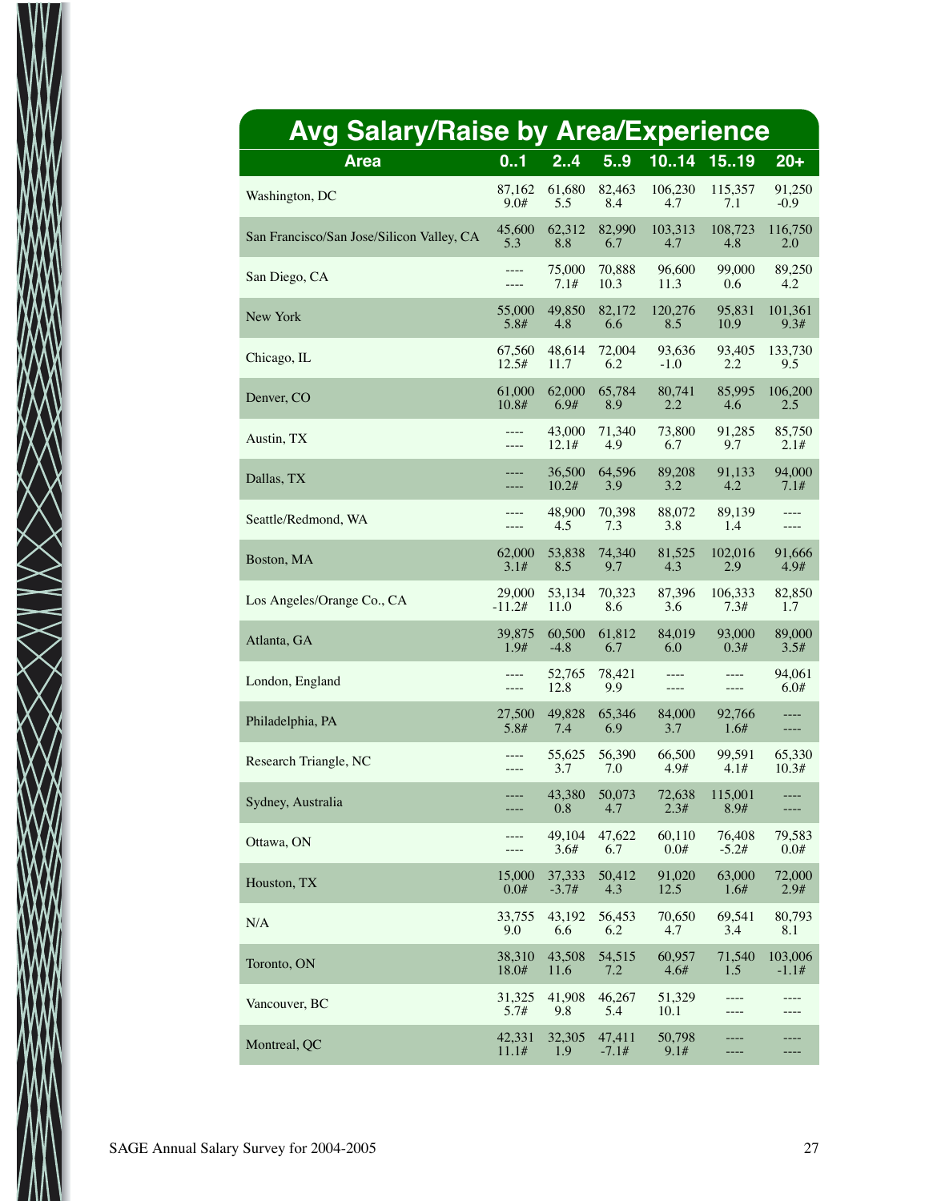## Avg Salary/Raise by Area/Experience

| Area | 0..1 | 2..4 | 5..9 | 10..14 | 15..19 | 20+ |
|---|---|---|---|---|---|---|
| Washington, DC | 87,162<br>9.0# | 61,680<br>5.5 | 82,463<br>8.4 | 106,230<br>4.7 | 115,357<br>7.1 | 91,250<br>-0.9 |
| San Francisco/San Jose/Silicon Valley, CA | 45,600<br>5.3 | 62,312<br>8.8 | 82,990<br>6.7 | 103,313<br>4.7 | 108,723<br>4.8 | 116,750<br>2.0 |
| San Diego, CA | ----<br>---- | 75,000<br>7.1# | 70,888<br>10.3 | 96,600<br>11.3 | 99,000<br>0.6 | 89,250<br>4.2 |
| New York | 55,000<br>5.8# | 49,850<br>4.8 | 82,172<br>6.6 | 120,276<br>8.5 | 95,831<br>10.9 | 101,361<br>9.3# |
| Chicago, IL | 67,560<br>12.5# | 48,614<br>11.7 | 72,004<br>6.2 | 93,636<br>-1.0 | 93,405<br>2.2 | 133,730<br>9.5 |
| Denver, CO | 61,000<br>10.8# | 62,000<br>6.9# | 65,784<br>8.9 | 80,741<br>2.2 | 85,995<br>4.6 | 106,200<br>2.5 |
| Austin, TX | ----<br>---- | 43,000<br>12.1# | 71,340<br>4.9 | 73,800<br>6.7 | 91,285<br>9.7 | 85,750<br>2.1# |
| Dallas, TX | ----<br>---- | 36,500<br>10.2# | 64,596<br>3.9 | 89,208<br>3.2 | 91,133<br>4.2 | 94,000<br>7.1# |
| Seattle/Redmond, WA | ----<br>---- | 48,900<br>4.5 | 70,398<br>7.3 | 88,072<br>3.8 | 89,139<br>1.4 | ----<br>---- |
| Boston, MA | 62,000<br>3.1# | 53,838<br>8.5 | 74,340<br>9.7 | 81,525<br>4.3 | 102,016<br>2.9 | 91,666<br>4.9# |
| Los Angeles/Orange Co., CA | 29,000<br>-11.2# | 53,134<br>11.0 | 70,323<br>8.6 | 87,396<br>3.6 | 106,333<br>7.3# | 82,850<br>1.7 |
| Atlanta, GA | 39,875<br>1.9# | 60,500<br>-4.8 | 61,812<br>6.7 | 84,019<br>6.0 | 93,000<br>0.3# | 89,000<br>3.5# |
| London, England | ----<br>---- | 52,765<br>12.8 | 78,421<br>9.9 | ----<br>---- | ----<br>---- | 94,061<br>6.0# |
| Philadelphia, PA | 27,500<br>5.8# | 49,828<br>7.4 | 65,346<br>6.9 | 84,000<br>3.7 | 92,766<br>1.6# | ----<br>---- |
| Research Triangle, NC | ----<br>---- | 55,625<br>3.7 | 56,390<br>7.0 | 66,500<br>4.9# | 99,591<br>4.1# | 65,330<br>10.3# |
| Sydney, Australia | ----<br>---- | 43,380<br>0.8 | 50,073<br>4.7 | 72,638<br>2.3# | 115,001<br>8.9# | ----<br>---- |
| Ottawa, ON | ----<br>---- | 49,104<br>3.6# | 47,622<br>6.7 | 60,110<br>0.0# | 76,408<br>-5.2# | 79,583<br>0.0# |
| Houston, TX | 15,000<br>0.0# | 37,333<br>-3.7# | 50,412<br>4.3 | 91,020<br>12.5 | 63,000<br>1.6# | 72,000<br>2.9# |
| N/A | 33,755<br>9.0 | 43,192<br>6.6 | 56,453<br>6.2 | 70,650<br>4.7 | 69,541<br>3.4 | 80,793<br>8.1 |
| Toronto, ON | 38,310<br>18.0# | 43,508<br>11.6 | 54,515<br>7.2 | 60,957<br>4.6# | 71,540<br>1.5 | 103,006<br>-1.1# |
| Vancouver, BC | 31,325<br>5.7# | 41,908<br>9.8 | 46,267<br>5.4 | 51,329<br>10.1 | ----<br>---- | ----<br>---- |
| Montreal, QC | 42,331<br>11.1# | 32,305<br>1.9 | 47,411<br>-7.1# | 50,798<br>9.1# | ----<br>---- | ----<br>---- |

SAGE Annual Salary Survey for 2004-2005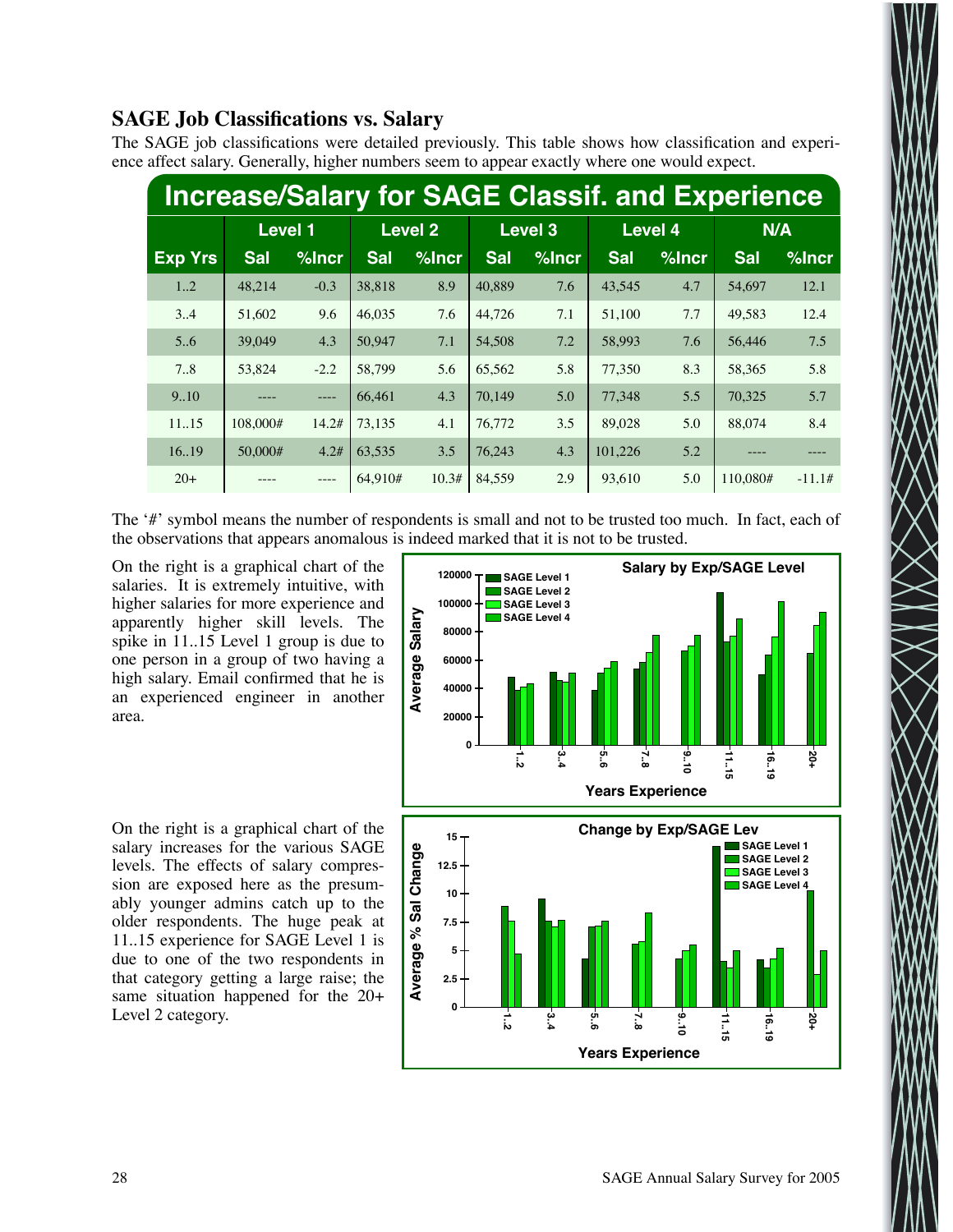## SAGE Job Classifications vs. Salary

The SAGE job classifications were detailed previously. This table shows how classification and experience affect salary. Generally, higher numbers seem to appear exactly where one would expect.

**Increase/Salary for SAGE Classif. and Experience**

| | Level 1 | | Level 2 | | Level 3 | | Level 4 | | N/A | |
|---|---|---|---|---|---|---|---|---|---|---|
| **Exp Yrs** | **Sal** | **%Incr** | **Sal** | **%Incr** | **Sal** | **%Incr** | **Sal** | **%Incr** | **Sal** | **%Incr** |
| 1..2 | 48,214 | -0.3 | 38,818 | 8.9 | 40,889 | 7.6 | 43,545 | 4.7 | 54,697 | 12.1 |
| 3..4 | 51,602 | 9.6 | 46,035 | 7.6 | 44,726 | 7.1 | 51,100 | 7.7 | 49,583 | 12.4 |
| 5..6 | 39,049 | 4.3 | 50,947 | 7.1 | 54,508 | 7.2 | 58,993 | 7.6 | 56,446 | 7.5 |
| 7..8 | 53,824 | -2.2 | 58,799 | 5.6 | 65,562 | 5.8 | 77,350 | 8.3 | 58,365 | 5.8 |
| 9..10 | ---- | ---- | 66,461 | 4.3 | 70,149 | 5.0 | 77,348 | 5.5 | 70,325 | 5.7 |
| 11..15 | 108,000# | 14.2# | 73,135 | 4.1 | 76,772 | 3.5 | 89,028 | 5.0 | 88,074 | 8.4 |
| 16..19 | 50,000# | 4.2# | 63,535 | 3.5 | 76,243 | 4.3 | 101,226 | 5.2 | ---- | ---- |
| 20+ | ---- | ---- | 64,910# | 10.3# | 84,559 | 2.9 | 93,610 | 5.0 | 110,080# | -11.1# |

The '#' symbol means the number of respondents is small and not to be trusted too much. In fact, each of the observations that appears anomalous is indeed marked that it is not to be trusted.

On the right is a graphical chart of the salaries. It is extremely intuitive, with higher salaries for more experience and apparently higher skill levels. The spike in 11..15 Level 1 group is due to one person in a group of two having a high salary. Email confirmed that he is an experienced engineer in another area.

On the right is a graphical chart of the salary increases for the various SAGE levels. The effects of salary compression are exposed here as the presumably younger admins catch up to the older respondents. The huge peak at 11..15 experience for SAGE Level 1 is due to one of the two respondents in that category getting a large raise; the same situation happened for the 20+ Level 2 category.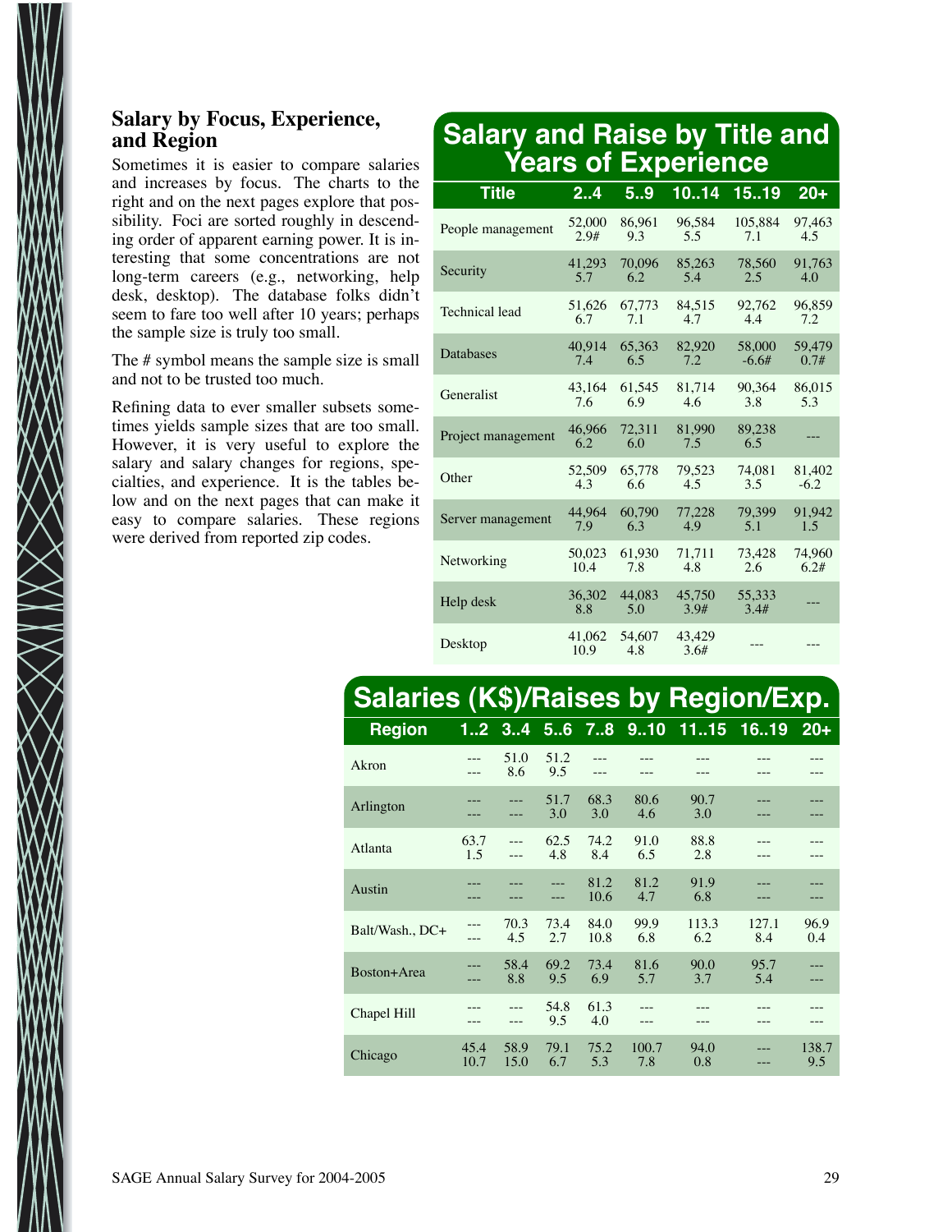## Salary by Focus, Experience, and Region

Sometimes it is easier to compare salaries and increases by focus. The charts to the right and on the next pages explore that possibility. Foci are sorted roughly in descending order of apparent earning power. It is interesting that some concentrations are not long-term careers (e.g., networking, help desk, desktop). The database folks didn't seem to fare too well after 10 years; perhaps the sample size is truly too small.

The # symbol means the sample size is small and not to be trusted too much.

Refining data to ever smaller subsets sometimes yields sample sizes that are too small. However, it is very useful to explore the salary and salary changes for regions, specialties, and experience. It is the tables below and on the next pages that can make it easy to compare salaries. These regions were derived from reported zip codes.

### Salary and Raise by Title and Years of Experience

| Title | 2..4 | 5..9 | 10..14 | 15..19 | 20+ |
|---|---|---|---|---|---|
| People management | 52,000<br>2.9# | 86,961<br>9.3 | 96,584<br>5.5 | 105,884<br>7.1 | 97,463<br>4.5 |
| Security | 41,293<br>5.7 | 70,096<br>6.2 | 85,263<br>5.4 | 78,560<br>2.5 | 91,763<br>4.0 |
| Technical lead | 51,626<br>6.7 | 67,773<br>7.1 | 84,515<br>4.7 | 92,762<br>4.4 | 96,859<br>7.2 |
| Databases | 40,914<br>7.4 | 65,363<br>6.5 | 82,920<br>7.2 | 58,000<br>-6.6# | 59,479<br>0.7# |
| Generalist | 43,164<br>7.6 | 61,545<br>6.9 | 81,714<br>4.6 | 90,364<br>3.8 | 86,015<br>5.3 |
| Project management | 46,966<br>6.2 | 72,311<br>6.0 | 81,990<br>7.5 | 89,238<br>6.5 | --- |
| Other | 52,509<br>4.3 | 65,778<br>6.6 | 79,523<br>4.5 | 74,081<br>3.5 | 81,402<br>-6.2 |
| Server management | 44,964<br>7.9 | 60,790<br>6.3 | 77,228<br>4.9 | 79,399<br>5.1 | 91,942<br>1.5 |
| Networking | 50,023<br>10.4 | 61,930<br>7.8 | 71,711<br>4.8 | 73,428<br>2.6 | 74,960<br>6.2# |
| Help desk | 36,302<br>8.8 | 44,083<br>5.0 | 45,750<br>3.9# | 55,333<br>3.4# | --- |
| Desktop | 41,062<br>10.9 | 54,607<br>4.8 | 43,429<br>3.6# | --- | --- |

### Salaries (K$)/Raises by Region/Exp.

| Region | 1..2 | 3..4 | 5..6 | 7..8 | 9..10 | 11..15 | 16..19 | 20+ |
|---|---|---|---|---|---|---|---|---|
| Akron | ---<br>--- | 51.0<br>8.6 | 51.2<br>9.5 | ---<br>--- | ---<br>--- | ---<br>--- | ---<br>--- | ---<br>--- |
| Arlington | ---<br>--- | ---<br>--- | 51.7<br>3.0 | 68.3<br>3.0 | 80.6<br>4.6 | 90.7<br>3.0 | ---<br>--- | ---<br>--- |
| Atlanta | 63.7<br>1.5 | ---<br>--- | 62.5<br>4.8 | 74.2<br>8.4 | 91.0<br>6.5 | 88.8<br>2.8 | ---<br>--- | ---<br>--- |
| Austin | ---<br>--- | ---<br>--- | ---<br>--- | 81.2<br>10.6 | 81.2<br>4.7 | 91.9<br>6.8 | ---<br>--- | ---<br>--- |
| Balt/Wash., DC+ | ---<br>--- | 70.3<br>4.5 | 73.4<br>2.7 | 84.0<br>10.8 | 99.9<br>6.8 | 113.3<br>6.2 | 127.1<br>8.4 | 96.9<br>0.4 |
| Boston+Area | ---<br>--- | 58.4<br>8.8 | 69.2<br>9.5 | 73.4<br>6.9 | 81.6<br>5.7 | 90.0<br>3.7 | 95.7<br>5.4 | ---<br>--- |
| Chapel Hill | ---<br>--- | ---<br>--- | 54.8<br>9.5 | 61.3<br>4.0 | ---<br>--- | ---<br>--- | ---<br>--- | ---<br>--- |
| Chicago | 45.4<br>10.7 | 58.9<br>15.0 | 79.1<br>6.7 | 75.2<br>5.3 | 100.7<br>7.8 | 94.0<br>0.8 | ---<br>--- | 138.7<br>9.5 |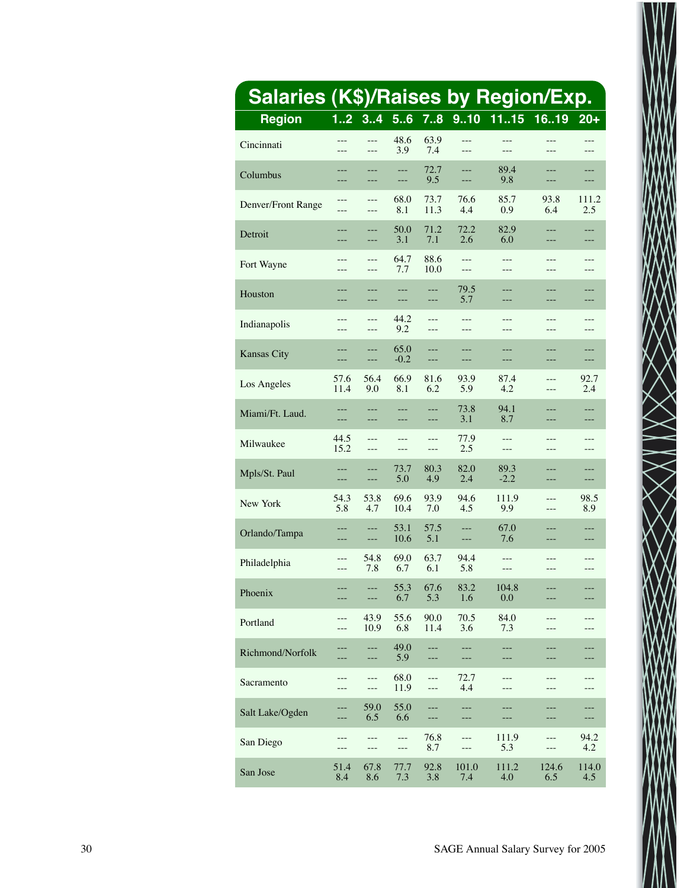## Salaries (K$)/Raises by Region/Exp.

| Region | 1..2 | 3..4 | 5..6 | 7..8 | 9..10 | 11..15 | 16..19 | 20+ |
|---|---|---|---|---|---|---|---|---|
| Cincinnati | ---<br>--- | ---<br>--- | 48.6<br>3.9 | 63.9<br>7.4 | ---<br>--- | ---<br>--- | ---<br>--- | ---<br>--- |
| Columbus | ---<br>--- | ---<br>--- | ---<br>--- | 72.7<br>9.5 | ---<br>--- | 89.4<br>9.8 | ---<br>--- | ---<br>--- |
| Denver/Front Range | ---<br>--- | ---<br>--- | 68.0<br>8.1 | 73.7<br>11.3 | 76.6<br>4.4 | 85.7<br>0.9 | 93.8<br>6.4 | 111.2<br>2.5 |
| Detroit | ---<br>--- | ---<br>--- | 50.0<br>3.1 | 71.2<br>7.1 | 72.2<br>2.6 | 82.9<br>6.0 | ---<br>--- | ---<br>--- |
| Fort Wayne | ---<br>--- | ---<br>--- | 64.7<br>7.7 | 88.6<br>10.0 | ---<br>--- | ---<br>--- | ---<br>--- | ---<br>--- |
| Houston | ---<br>--- | ---<br>--- | ---<br>--- | ---<br>--- | 79.5<br>5.7 | ---<br>--- | ---<br>--- | ---<br>--- |
| Indianapolis | ---<br>--- | ---<br>--- | 44.2<br>9.2 | ---<br>--- | ---<br>--- | ---<br>--- | ---<br>--- | ---<br>--- |
| Kansas City | ---<br>--- | ---<br>--- | 65.0<br>-0.2 | ---<br>--- | ---<br>--- | ---<br>--- | ---<br>--- | ---<br>--- |
| Los Angeles | 57.6<br>11.4 | 56.4<br>9.0 | 66.9<br>8.1 | 81.6<br>6.2 | 93.9<br>5.9 | 87.4<br>4.2 | ---<br>--- | 92.7<br>2.4 |
| Miami/Ft. Laud. | ---<br>--- | ---<br>--- | ---<br>--- | ---<br>--- | 73.8<br>3.1 | 94.1<br>8.7 | ---<br>--- | ---<br>--- |
| Milwaukee | 44.5<br>15.2 | ---<br>--- | ---<br>--- | ---<br>--- | 77.9<br>2.5 | ---<br>--- | ---<br>--- | ---<br>--- |
| Mpls/St. Paul | ---<br>--- | ---<br>--- | 73.7<br>5.0 | 80.3<br>4.9 | 82.0<br>2.4 | 89.3<br>-2.2 | ---<br>--- | ---<br>--- |
| New York | 54.3<br>5.8 | 53.8<br>4.7 | 69.6<br>10.4 | 93.9<br>7.0 | 94.6<br>4.5 | 111.9<br>9.9 | ---<br>--- | 98.5<br>8.9 |
| Orlando/Tampa | ---<br>--- | ---<br>--- | 53.1<br>10.6 | 57.5<br>5.1 | ---<br>--- | 67.0<br>7.6 | ---<br>--- | ---<br>--- |
| Philadelphia | ---<br>--- | 54.8<br>7.8 | 69.0<br>6.7 | 63.7<br>6.1 | 94.4<br>5.8 | ---<br>--- | ---<br>--- | ---<br>--- |
| Phoenix | ---<br>--- | ---<br>--- | 55.3<br>6.7 | 67.6<br>5.3 | 83.2<br>1.6 | 104.8<br>0.0 | ---<br>--- | ---<br>--- |
| Portland | ---<br>--- | 43.9<br>10.9 | 55.6<br>6.8 | 90.0<br>11.4 | 70.5<br>3.6 | 84.0<br>7.3 | ---<br>--- | ---<br>--- |
| Richmond/Norfolk | ---<br>--- | ---<br>--- | 49.0<br>5.9 | ---<br>--- | ---<br>--- | ---<br>--- | ---<br>--- | ---<br>--- |
| Sacramento | ---<br>--- | ---<br>--- | 68.0<br>11.9 | ---<br>--- | 72.7<br>4.4 | ---<br>--- | ---<br>--- | ---<br>--- |
| Salt Lake/Ogden | ---<br>--- | 59.0<br>6.5 | 55.0<br>6.6 | ---<br>--- | ---<br>--- | ---<br>--- | ---<br>--- | ---<br>--- |
| San Diego | ---<br>--- | ---<br>--- | ---<br>--- | 76.8<br>8.7 | ---<br>--- | 111.9<br>5.3 | ---<br>--- | 94.2<br>4.2 |
| San Jose | 51.4<br>8.4 | 67.8<br>8.6 | 77.7<br>7.3 | 92.8<br>3.8 | 101.0<br>7.4 | 111.2<br>4.0 | 124.6<br>6.5 | 114.0<br>4.5 |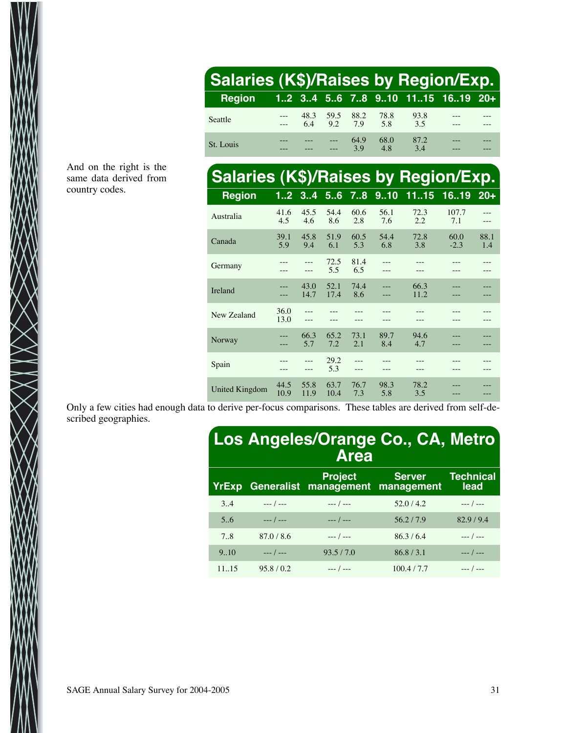## Salaries (K$)/Raises by Region/Exp.

| Region | 1..2 | 3..4 | 5..6 | 7..8 | 9..10 | 11..15 | 16..19 | 20+ |
|---|---|---|---|---|---|---|---|---|
| Seattle | ---<br>--- | 48.3<br>6.4 | 59.5<br>9.2 | 88.2<br>7.9 | 78.8<br>5.8 | 93.8<br>3.5 | ---<br>--- | ---<br>--- |
| St. Louis | ---<br>--- | ---<br>--- | ---<br>--- | 64.9<br>3.9 | 68.0<br>4.8 | 87.2<br>3.4 | ---<br>--- | ---<br>--- |

And on the right is the same data derived from country codes.

## Salaries (K$)/Raises by Region/Exp.

| Region | 1..2 | 3..4 | 5..6 | 7..8 | 9..10 | 11..15 | 16..19 | 20+ |
|---|---|---|---|---|---|---|---|---|
| Australia | 41.6<br>4.5 | 45.5<br>4.6 | 54.4<br>8.6 | 60.6<br>2.8 | 56.1<br>7.6 | 72.3<br>2.2 | 107.7<br>7.1 | ---<br>--- |
| Canada | 39.1<br>5.9 | 45.8<br>9.4 | 51.9<br>6.1 | 60.5<br>5.3 | 54.4<br>6.8 | 72.8<br>3.8 | 60.0<br>-2.3 | 88.1<br>1.4 |
| Germany | ---<br>--- | ---<br>--- | 72.5<br>5.5 | 81.4<br>6.5 | ---<br>--- | ---<br>--- | ---<br>--- | ---<br>--- |
| Ireland | ---<br>--- | 43.0<br>14.7 | 52.1<br>17.4 | 74.4<br>8.6 | ---<br>--- | 66.3<br>11.2 | ---<br>--- | ---<br>--- |
| New Zealand | 36.0<br>13.0 | ---<br>--- | ---<br>--- | ---<br>--- | ---<br>--- | ---<br>--- | ---<br>--- | ---<br>--- |
| Norway | ---<br>--- | 66.3<br>5.7 | 65.2<br>7.2 | 73.1<br>2.1 | 89.7<br>8.4 | 94.6<br>4.7 | ---<br>--- | ---<br>--- |
| Spain | ---<br>--- | ---<br>--- | 29.2<br>5.3 | ---<br>--- | ---<br>--- | ---<br>--- | ---<br>--- | ---<br>--- |
| United Kingdom | 44.5<br>10.9 | 55.8<br>11.9 | 63.7<br>10.4 | 76.7<br>7.3 | 98.3<br>5.8 | 78.2<br>3.5 | ---<br>--- | ---<br>--- |

Only a few cities had enough data to derive per-focus comparisons. These tables are derived from self-described geographies.

## Los Angeles/Orange Co., CA, Metro Area

| YrExp | Generalist | Project management | Server management | Technical lead |
|---|---|---|---|---|
| 3..4 | --- / --- | --- / --- | 52.0 / 4.2 | --- / --- |
| 5..6 | --- / --- | --- / --- | 56.2 / 7.9 | 82.9 / 9.4 |
| 7..8 | 87.0 / 8.6 | --- / --- | 86.3 / 6.4 | --- / --- |
| 9..10 | --- / --- | 93.5 / 7.0 | 86.8 / 3.1 | --- / --- |
| 11..15 | 95.8 / 0.2 | --- / --- | 100.4 / 7.7 | --- / --- |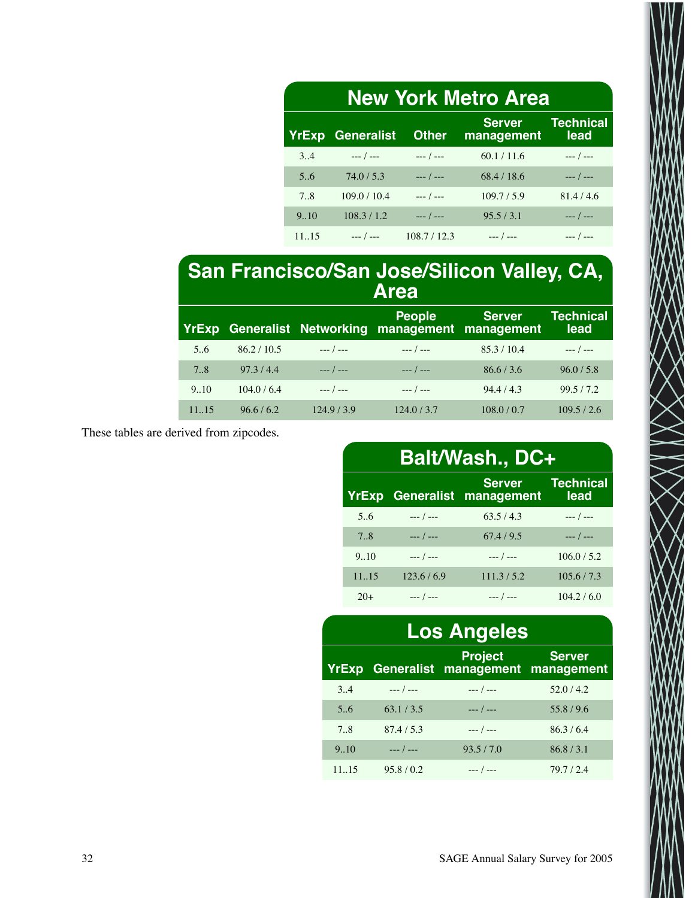## New York Metro Area

| YrExp | Generalist | Other | Server management | Technical lead |
|---|---|---|---|---|
| 3..4 | --- / --- | --- / --- | 60.1 / 11.6 | --- / --- |
| 5..6 | 74.0 / 5.3 | --- / --- | 68.4 / 18.6 | --- / --- |
| 7..8 | 109.0 / 10.4 | --- / --- | 109.7 / 5.9 | 81.4 / 4.6 |
| 9..10 | 108.3 / 1.2 | --- / --- | 95.5 / 3.1 | --- / --- |
| 11..15 | --- / --- | 108.7 / 12.3 | --- / --- | --- / --- |

## San Francisco/San Jose/Silicon Valley, CA, Area

| YrExp | Generalist | Networking | People management | Server management | Technical lead |
|---|---|---|---|---|---|
| 5..6 | 86.2 / 10.5 | --- / --- | --- / --- | 85.3 / 10.4 | --- / --- |
| 7..8 | 97.3 / 4.4 | --- / --- | --- / --- | 86.6 / 3.6 | 96.0 / 5.8 |
| 9..10 | 104.0 / 6.4 | --- / --- | --- / --- | 94.4 / 4.3 | 99.5 / 7.2 |
| 11..15 | 96.6 / 6.2 | 124.9 / 3.9 | 124.0 / 3.7 | 108.0 / 0.7 | 109.5 / 2.6 |

These tables are derived from zipcodes.

## Balt/Wash., DC+

| YrExp | Generalist | Server management | Technical lead |
|---|---|---|---|
| 5..6 | --- / --- | 63.5 / 4.3 | --- / --- |
| 7..8 | --- / --- | 67.4 / 9.5 | --- / --- |
| 9..10 | --- / --- | --- / --- | 106.0 / 5.2 |
| 11..15 | 123.6 / 6.9 | 111.3 / 5.2 | 105.6 / 7.3 |
| 20+ | --- / --- | --- / --- | 104.2 / 6.0 |

## Los Angeles

| YrExp | Generalist | Project management | Server management |
|---|---|---|---|
| 3..4 | --- / --- | --- / --- | 52.0 / 4.2 |
| 5..6 | 63.1 / 3.5 | --- / --- | 55.8 / 9.6 |
| 7..8 | 87.4 / 5.3 | --- / --- | 86.3 / 6.4 |
| 9..10 | --- / --- | 93.5 / 7.0 | 86.8 / 3.1 |
| 11..15 | 95.8 / 0.2 | --- / --- | 79.7 / 2.4 |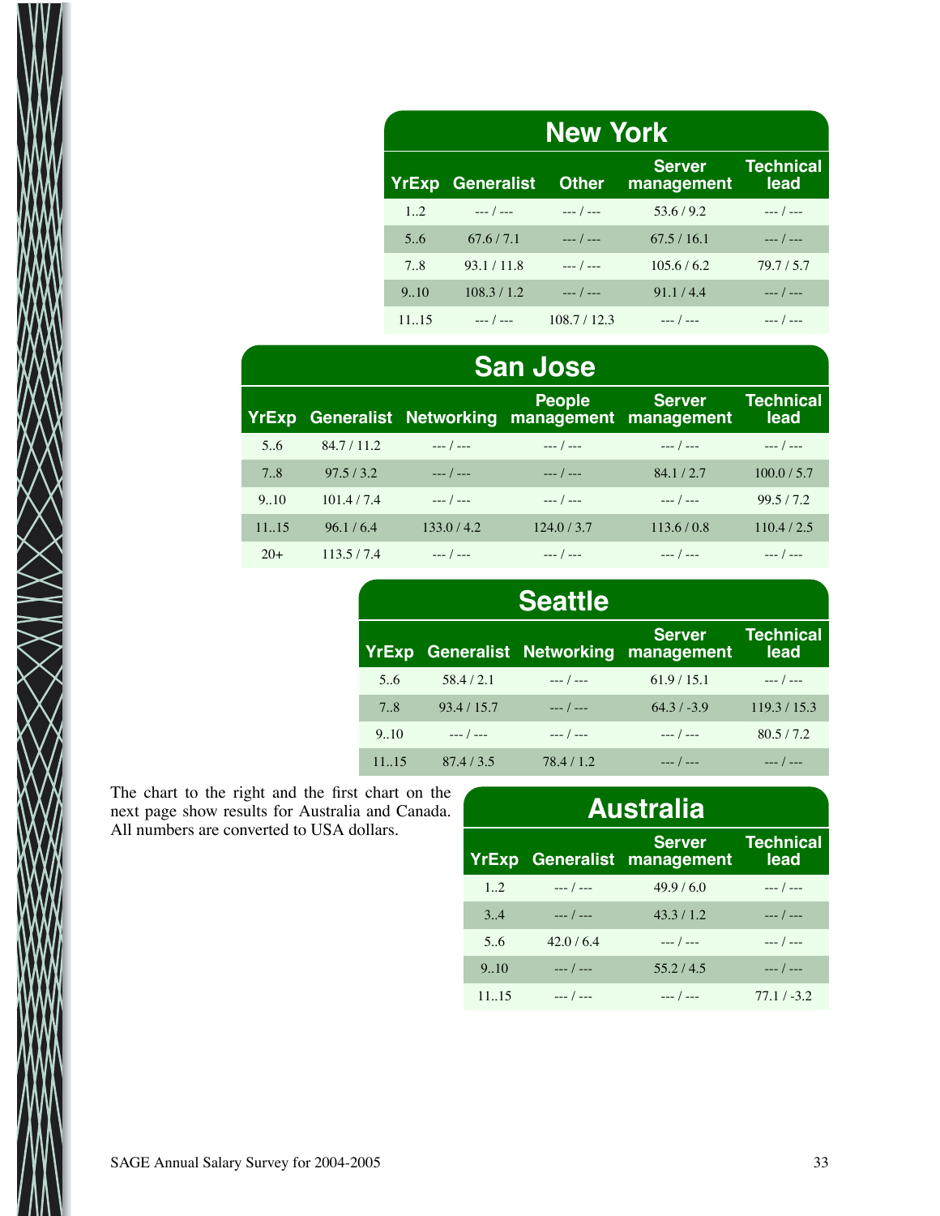## New York

| YrExp | Generalist | Other | Server management | Technical lead |
|---|---|---|---|---|
| 1..2 | --- / --- | --- / --- | 53.6 / 9.2 | --- / --- |
| 5..6 | 67.6 / 7.1 | --- / --- | 67.5 / 16.1 | --- / --- |
| 7..8 | 93.1 / 11.8 | --- / --- | 105.6 / 6.2 | 79.7 / 5.7 |
| 9..10 | 108.3 / 1.2 | --- / --- | 91.1 / 4.4 | --- / --- |
| 11..15 | --- / --- | 108.7 / 12.3 | --- / --- | --- / --- |

## San Jose

| YrExp | Generalist | Networking | People management | Server management | Technical lead |
|---|---|---|---|---|---|
| 5..6 | 84.7 / 11.2 | --- / --- | --- / --- | --- / --- | --- / --- |
| 7..8 | 97.5 / 3.2 | --- / --- | --- / --- | 84.1 / 2.7 | 100.0 / 5.7 |
| 9..10 | 101.4 / 7.4 | --- / --- | --- / --- | --- / --- | 99.5 / 7.2 |
| 11..15 | 96.1 / 6.4 | 133.0 / 4.2 | 124.0 / 3.7 | 113.6 / 0.8 | 110.4 / 2.5 |
| 20+ | 113.5 / 7.4 | --- / --- | --- / --- | --- / --- | --- / --- |

## Seattle

| YrExp | Generalist | Networking | Server management | Technical lead |
|---|---|---|---|---|
| 5..6 | 58.4 / 2.1 | --- / --- | 61.9 / 15.1 | --- / --- |
| 7..8 | 93.4 / 15.7 | --- / --- | 64.3 / -3.9 | 119.3 / 15.3 |
| 9..10 | --- / --- | --- / --- | --- / --- | 80.5 / 7.2 |
| 11..15 | 87.4 / 3.5 | 78.4 / 1.2 | --- / --- | --- / --- |

The chart to the right and the first chart on the next page show results for Australia and Canada. All numbers are converted to USA dollars.

## Australia

| YrExp | Generalist | Server management | Technical lead |
|---|---|---|---|
| 1..2 | --- / --- | 49.9 / 6.0 | --- / --- |
| 3..4 | --- / --- | 43.3 / 1.2 | --- / --- |
| 5..6 | 42.0 / 6.4 | --- / --- | --- / --- |
| 9..10 | --- / --- | 55.2 / 4.5 | --- / --- |
| 11..15 | --- / --- | --- / --- | 77.1 / -3.2 |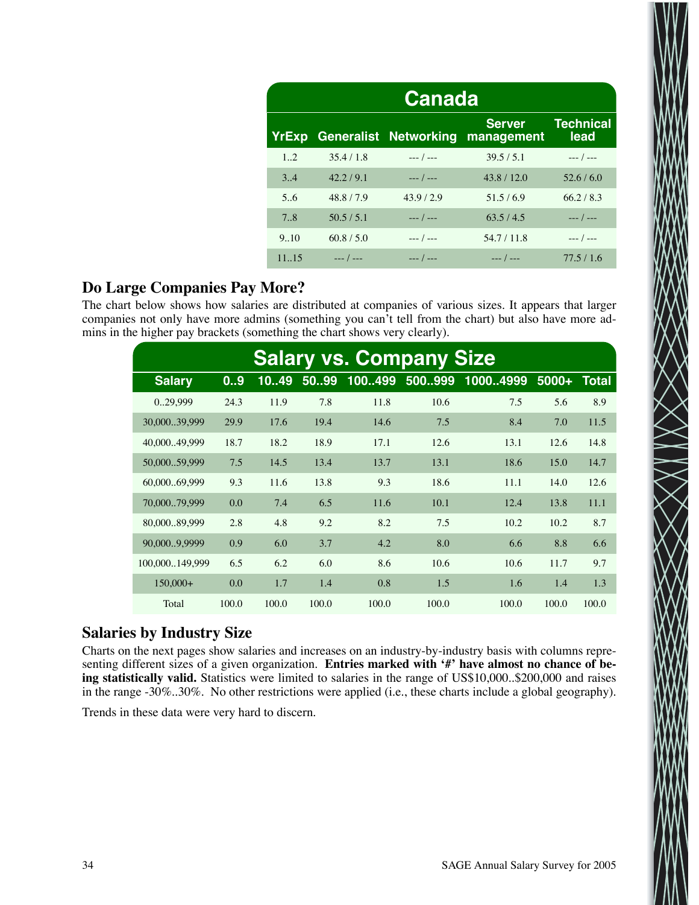| Canada | | | | |
|---|---|---|---|---|
| **YrExp** | **Generalist** | **Networking** | **Server management** | **Technical lead** |
| 1..2 | 35.4 / 1.8 | --- / --- | 39.5 / 5.1 | --- / --- |
| 3..4 | 42.2 / 9.1 | --- / --- | 43.8 / 12.0 | 52.6 / 6.0 |
| 5..6 | 48.8 / 7.9 | 43.9 / 2.9 | 51.5 / 6.9 | 66.2 / 8.3 |
| 7..8 | 50.5 / 5.1 | --- / --- | 63.5 / 4.5 | --- / --- |
| 9..10 | 60.8 / 5.0 | --- / --- | 54.7 / 11.8 | --- / --- |
| 11..15 | --- / --- | --- / --- | --- / --- | 77.5 / 1.6 |

## Do Large Companies Pay More?

The chart below shows how salaries are distributed at companies of various sizes. It appears that larger companies not only have more admins (something you can't tell from the chart) but also have more admins in the higher pay brackets (something the chart shows very clearly).

| Salary vs. Company Size | | | | | | | | |
|---|---|---|---|---|---|---|---|---|
| **Salary** | **0..9** | **10..49** | **50..99** | **100..499** | **500..999** | **1000..4999** | **5000+** | **Total** |
| 0..29,999 | 24.3 | 11.9 | 7.8 | 11.8 | 10.6 | 7.5 | 5.6 | 8.9 |
| 30,000..39,999 | 29.9 | 17.6 | 19.4 | 14.6 | 7.5 | 8.4 | 7.0 | 11.5 |
| 40,000..49,999 | 18.7 | 18.2 | 18.9 | 17.1 | 12.6 | 13.1 | 12.6 | 14.8 |
| 50,000..59,999 | 7.5 | 14.5 | 13.4 | 13.7 | 13.1 | 18.6 | 15.0 | 14.7 |
| 60,000..69,999 | 9.3 | 11.6 | 13.8 | 9.3 | 18.6 | 11.1 | 14.0 | 12.6 |
| 70,000..79,999 | 0.0 | 7.4 | 6.5 | 11.6 | 10.1 | 12.4 | 13.8 | 11.1 |
| 80,000..89,999 | 2.8 | 4.8 | 9.2 | 8.2 | 7.5 | 10.2 | 10.2 | 8.7 |
| 90,000..9,9999 | 0.9 | 6.0 | 3.7 | 4.2 | 8.0 | 6.6 | 8.8 | 6.6 |
| 100,000..149,999 | 6.5 | 6.2 | 6.0 | 8.6 | 10.6 | 10.6 | 11.7 | 9.7 |
| 150,000+ | 0.0 | 1.7 | 1.4 | 0.8 | 1.5 | 1.6 | 1.4 | 1.3 |
| Total | 100.0 | 100.0 | 100.0 | 100.0 | 100.0 | 100.0 | 100.0 | 100.0 |

## Salaries by Industry Size

Charts on the next pages show salaries and increases on an industry-by-industry basis with columns representing different sizes of a given organization. **Entries marked with '#' have almost no chance of being statistically valid.** Statistics were limited to salaries in the range of US$10,000..$200,000 and raises in the range -30%..30%. No other restrictions were applied (i.e., these charts include a global geography).

Trends in these data were very hard to discern.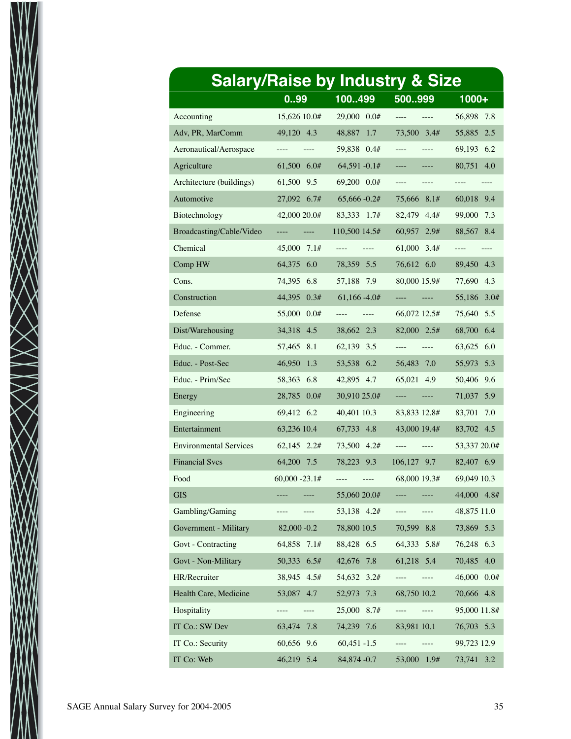## Salary/Raise by Industry & Size

| | 0..99 | | 100..499 | | 500..999 | | 1000+ | |
|---|---|---|---|---|---|---|---|---|
| Accounting | 15,626 | 10.0# | 29,000 | 0.0# | ---- | ---- | 56,898 | 7.8 |
| Adv, PR, MarComm | 49,120 | 4.3 | 48,887 | 1.7 | 73,500 | 3.4# | 55,885 | 2.5 |
| Aeronautical/Aerospace | ---- | ---- | 59,838 | 0.4# | ---- | ---- | 69,193 | 6.2 |
| Agriculture | 61,500 | 6.0# | 64,591 | -0.1# | ---- | ---- | 80,751 | 4.0 |
| Architecture (buildings) | 61,500 | 9.5 | 69,200 | 0.0# | ---- | ---- | ---- | ---- |
| Automotive | 27,092 | 6.7# | 65,666 | -0.2# | 75,666 | 8.1# | 60,018 | 9.4 |
| Biotechnology | 42,000 | 20.0# | 83,333 | 1.7# | 82,479 | 4.4# | 99,000 | 7.3 |
| Broadcasting/Cable/Video | ---- | ---- | 110,500 | 14.5# | 60,957 | 2.9# | 88,567 | 8.4 |
| Chemical | 45,000 | 7.1# | ---- | ---- | 61,000 | 3.4# | ---- | ---- |
| Comp HW | 64,375 | 6.0 | 78,359 | 5.5 | 76,612 | 6.0 | 89,450 | 4.3 |
| Cons. | 74,395 | 6.8 | 57,188 | 7.9 | 80,000 | 15.9# | 77,690 | 4.3 |
| Construction | 44,395 | 0.3# | 61,166 | -4.0# | ---- | ---- | 55,186 | 3.0# |
| Defense | 55,000 | 0.0# | ---- | ---- | 66,072 | 12.5# | 75,640 | 5.5 |
| Dist/Warehousing | 34,318 | 4.5 | 38,662 | 2.3 | 82,000 | 2.5# | 68,700 | 6.4 |
| Educ. - Commer. | 57,465 | 8.1 | 62,139 | 3.5 | ---- | ---- | 63,625 | 6.0 |
| Educ. - Post-Sec | 46,950 | 1.3 | 53,538 | 6.2 | 56,483 | 7.0 | 55,973 | 5.3 |
| Educ. - Prim/Sec | 58,363 | 6.8 | 42,895 | 4.7 | 65,021 | 4.9 | 50,406 | 9.6 |
| Energy | 28,785 | 0.0# | 30,910 | 25.0# | ---- | ---- | 71,037 | 5.9 |
| Engineering | 69,412 | 6.2 | 40,401 | 10.3 | 83,833 | 12.8# | 83,701 | 7.0 |
| Entertainment | 63,236 | 10.4 | 67,733 | 4.8 | 43,000 | 19.4# | 83,702 | 4.5 |
| Environmental Services | 62,145 | 2.2# | 73,500 | 4.2# | ---- | ---- | 53,337 | 20.0# |
| Financial Svcs | 64,200 | 7.5 | 78,223 | 9.3 | 106,127 | 9.7 | 82,407 | 6.9 |
| Food | 60,000 | -23.1# | ---- | ---- | 68,000 | 19.3# | 69,049 | 10.3 |
| GIS | ---- | ---- | 55,060 | 20.0# | ---- | ---- | 44,000 | 4.8# |
| Gambling/Gaming | ---- | ---- | 53,138 | 4.2# | ---- | ---- | 48,875 | 11.0 |
| Government - Military | 82,000 | -0.2 | 78,800 | 10.5 | 70,599 | 8.8 | 73,869 | 5.3 |
| Govt - Contracting | 64,858 | 7.1# | 88,428 | 6.5 | 64,333 | 5.8# | 76,248 | 6.3 |
| Govt - Non-Military | 50,333 | 6.5# | 42,676 | 7.8 | 61,218 | 5.4 | 70,485 | 4.0 |
| HR/Recruiter | 38,945 | 4.5# | 54,632 | 3.2# | ---- | ---- | 46,000 | 0.0# |
| Health Care, Medicine | 53,087 | 4.7 | 52,973 | 7.3 | 68,750 | 10.2 | 70,666 | 4.8 |
| Hospitality | ---- | ---- | 25,000 | 8.7# | ---- | ---- | 95,000 | 11.8# |
| IT Co.: SW Dev | 63,474 | 7.8 | 74,239 | 7.6 | 83,981 | 10.1 | 76,703 | 5.3 |
| IT Co.: Security | 60,656 | 9.6 | 60,451 | -1.5 | ---- | ---- | 99,723 | 12.9 |
| IT Co: Web | 46,219 | 5.4 | 84,874 | -0.7 | 53,000 | 1.9# | 73,741 | 3.2 |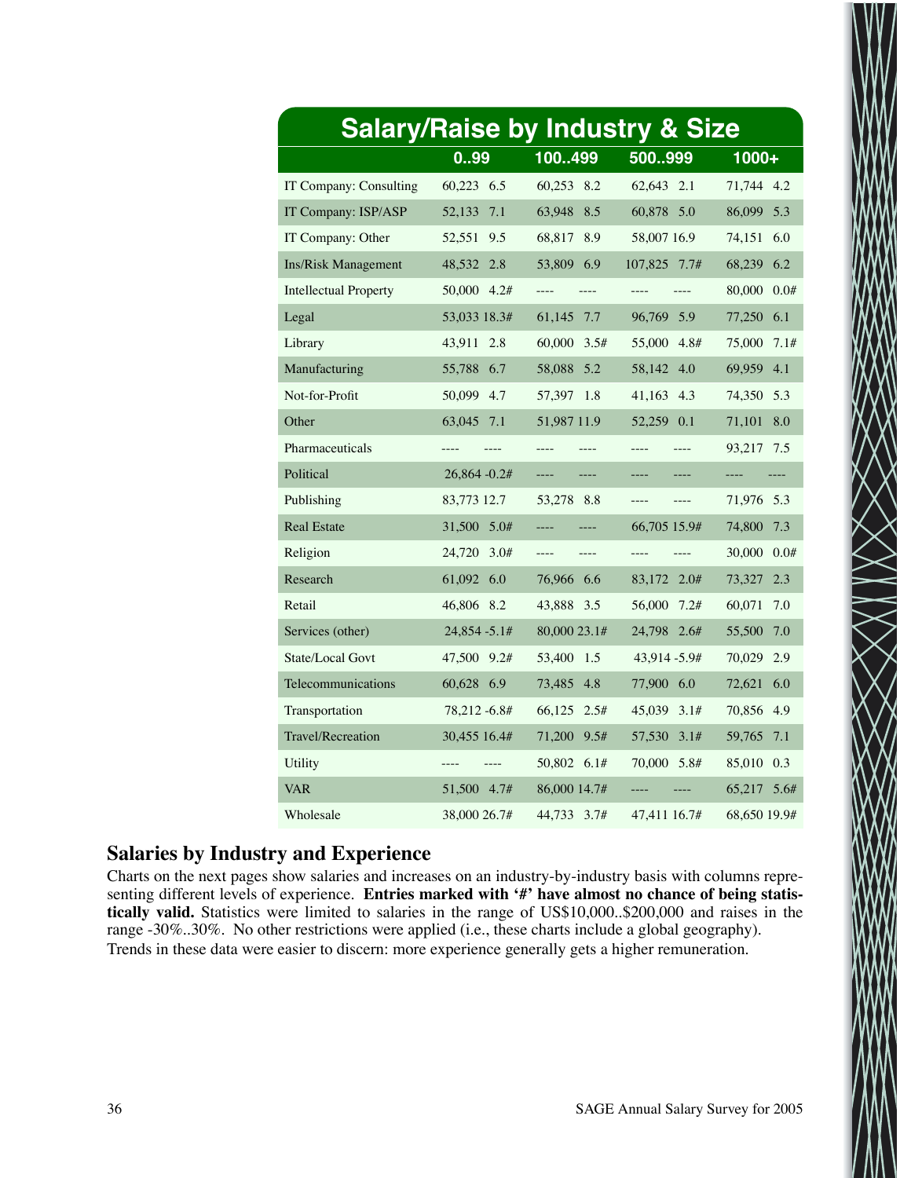## Salary/Raise by Industry & Size

| | 0..99 | 100..499 | 500..999 | 1000+ |
|---|---|---|---|---|
| IT Company: Consulting | 60,223 6.5 | 60,253 8.2 | 62,643 2.1 | 71,744 4.2 |
| IT Company: ISP/ASP | 52,133 7.1 | 63,948 8.5 | 60,878 5.0 | 86,099 5.3 |
| IT Company: Other | 52,551 9.5 | 68,817 8.9 | 58,007 16.9 | 74,151 6.0 |
| Ins/Risk Management | 48,532 2.8 | 53,809 6.9 | 107,825 7.7# | 68,239 6.2 |
| Intellectual Property | 50,000 4.2# | ---- ---- | ---- ---- | 80,000 0.0# |
| Legal | 53,033 18.3# | 61,145 7.7 | 96,769 5.9 | 77,250 6.1 |
| Library | 43,911 2.8 | 60,000 3.5# | 55,000 4.8# | 75,000 7.1# |
| Manufacturing | 55,788 6.7 | 58,088 5.2 | 58,142 4.0 | 69,959 4.1 |
| Not-for-Profit | 50,099 4.7 | 57,397 1.8 | 41,163 4.3 | 74,350 5.3 |
| Other | 63,045 7.1 | 51,987 11.9 | 52,259 0.1 | 71,101 8.0 |
| Pharmaceuticals | ---- ---- | ---- ---- | ---- ---- | 93,217 7.5 |
| Political | 26,864 -0.2# | ---- ---- | ---- ---- | ---- ---- |
| Publishing | 83,773 12.7 | 53,278 8.8 | ---- ---- | 71,976 5.3 |
| Real Estate | 31,500 5.0# | ---- ---- | 66,705 15.9# | 74,800 7.3 |
| Religion | 24,720 3.0# | ---- ---- | ---- ---- | 30,000 0.0# |
| Research | 61,092 6.0 | 76,966 6.6 | 83,172 2.0# | 73,327 2.3 |
| Retail | 46,806 8.2 | 43,888 3.5 | 56,000 7.2# | 60,071 7.0 |
| Services (other) | 24,854 -5.1# | 80,000 23.1# | 24,798 2.6# | 55,500 7.0 |
| State/Local Govt | 47,500 9.2# | 53,400 1.5 | 43,914 -5.9# | 70,029 2.9 |
| Telecommunications | 60,628 6.9 | 73,485 4.8 | 77,900 6.0 | 72,621 6.0 |
| Transportation | 78,212 -6.8# | 66,125 2.5# | 45,039 3.1# | 70,856 4.9 |
| Travel/Recreation | 30,455 16.4# | 71,200 9.5# | 57,530 3.1# | 59,765 7.1 |
| Utility | ---- ---- | 50,802 6.1# | 70,000 5.8# | 85,010 0.3 |
| VAR | 51,500 4.7# | 86,000 14.7# | ---- ---- | 65,217 5.6# |
| Wholesale | 38,000 26.7# | 44,733 3.7# | 47,411 16.7# | 68,650 19.9# |

## Salaries by Industry and Experience

Charts on the next pages show salaries and increases on an industry-by-industry basis with columns representing different levels of experience. **Entries marked with '#' have almost no chance of being statistically valid.** Statistics were limited to salaries in the range of US$10,000..$200,000 and raises in the range -30%..30%. No other restrictions were applied (i.e., these charts include a global geography).

Trends in these data were easier to discern: more experience generally gets a higher remuneration.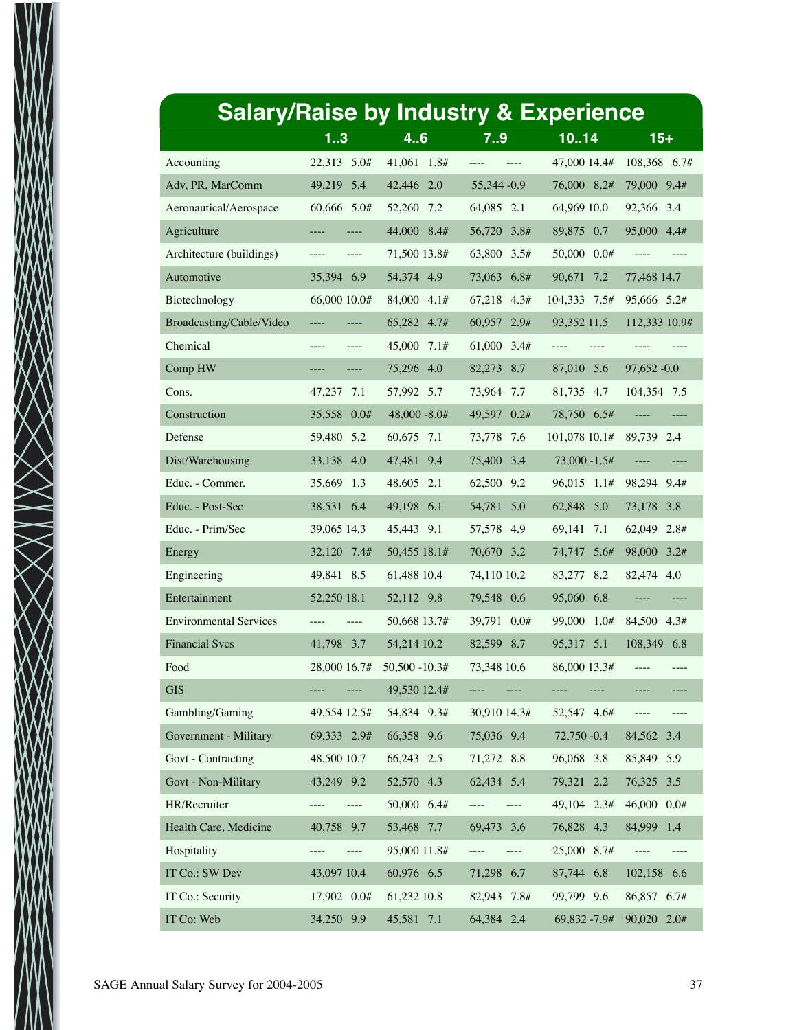# Salary/Raise by Industry & Experience

| | 1..3 | 4..6 | 7..9 | 10..14 | 15+ |
|---|---|---|---|---|---|
| Accounting | 22,313 5.0# | 41,061 1.8# | ---- ---- | 47,000 14.4# | 108,368 6.7# |
| Adv, PR, MarComm | 49,219 5.4 | 42,446 2.0 | 55,344 -0.9 | 76,000 8.2# | 79,000 9.4# |
| Aeronautical/Aerospace | 60,666 5.0# | 52,260 7.2 | 64,085 2.1 | 64,969 10.0 | 92,366 3.4 |
| Agriculture | ---- ---- | 44,000 8.4# | 56,720 3.8# | 89,875 0.7 | 95,000 4.4# |
| Architecture (buildings) | ---- ---- | 71,500 13.8# | 63,800 3.5# | 50,000 0.0# | ---- ---- |
| Automotive | 35,394 6.9 | 54,374 4.9 | 73,063 6.8# | 90,671 7.2 | 77,468 14.7 |
| Biotechnology | 66,000 10.0# | 84,000 4.1# | 67,218 4.3# | 104,333 7.5# | 95,666 5.2# |
| Broadcasting/Cable/Video | ---- ---- | 65,282 4.7# | 60,957 2.9# | 93,352 11.5 | 112,333 10.9# |
| Chemical | ---- ---- | 45,000 7.1# | 61,000 3.4# | ---- ---- | ---- ---- |
| Comp HW | ---- ---- | 75,296 4.0 | 82,273 8.7 | 87,010 5.6 | 97,652 -0.0 |
| Cons. | 47,237 7.1 | 57,992 5.7 | 73,964 7.7 | 81,735 4.7 | 104,354 7.5 |
| Construction | 35,558 0.0# | 48,000 -8.0# | 49,597 0.2# | 78,750 6.5# | ---- ---- |
| Defense | 59,480 5.2 | 60,675 7.1 | 73,778 7.6 | 101,078 10.1# | 89,739 2.4 |
| Dist/Warehousing | 33,138 4.0 | 47,481 9.4 | 75,400 3.4 | 73,000 -1.5# | ---- ---- |
| Educ. - Commer. | 35,669 1.3 | 48,605 2.1 | 62,500 9.2 | 96,015 1.1# | 98,294 9.4# |
| Educ. - Post-Sec | 38,531 6.4 | 49,198 6.1 | 54,781 5.0 | 62,848 5.0 | 73,178 3.8 |
| Educ. - Prim/Sec | 39,065 14.3 | 45,443 9.1 | 57,578 4.9 | 69,141 7.1 | 62,049 2.8# |
| Energy | 32,120 7.4# | 50,455 18.1# | 70,670 3.2 | 74,747 5.6# | 98,000 3.2# |
| Engineering | 49,841 8.5 | 61,488 10.4 | 74,110 10.2 | 83,277 8.2 | 82,474 4.0 |
| Entertainment | 52,250 18.1 | 52,112 9.8 | 79,548 0.6 | 95,060 6.8 | ---- ---- |
| Environmental Services | ---- ---- | 50,668 13.7# | 39,791 0.0# | 99,000 1.0# | 84,500 4.3# |
| Financial Svcs | 41,798 3.7 | 54,214 10.2 | 82,599 8.7 | 95,317 5.1 | 108,349 6.8 |
| Food | 28,000 16.7# | 50,500 -10.3# | 73,348 10.6 | 86,000 13.3# | ---- ---- |
| GIS | ---- ---- | 49,530 12.4# | ---- ---- | ---- ---- | ---- ---- |
| Gambling/Gaming | 49,554 12.5# | 54,834 9.3# | 30,910 14.3# | 52,547 4.6# | ---- ---- |
| Government - Military | 69,333 2.9# | 66,358 9.6 | 75,036 9.4 | 72,750 -0.4 | 84,562 3.4 |
| Govt - Contracting | 48,500 10.7 | 66,243 2.5 | 71,272 8.8 | 96,068 3.8 | 85,849 5.9 |
| Govt - Non-Military | 43,249 9.2 | 52,570 4.3 | 62,434 5.4 | 79,321 2.2 | 76,325 3.5 |
| HR/Recruiter | ---- ---- | 50,000 6.4# | ---- ---- | 49,104 2.3# | 46,000 0.0# |
| Health Care, Medicine | 40,758 9.7 | 53,468 7.7 | 69,473 3.6 | 76,828 4.3 | 84,999 1.4 |
| Hospitality | ---- ---- | 95,000 11.8# | ---- ---- | 25,000 8.7# | ---- ---- |
| IT Co.: SW Dev | 43,097 10.4 | 60,976 6.5 | 71,298 6.7 | 87,744 6.8 | 102,158 6.6 |
| IT Co.: Security | 17,902 0.0# | 61,232 10.8 | 82,943 7.8# | 99,799 9.6 | 86,857 6.7# |
| IT Co: Web | 34,250 9.9 | 45,581 7.1 | 64,384 2.4 | 69,832 -7.9# | 90,020 2.0# |

SAGE Annual Salary Survey for 2004-2005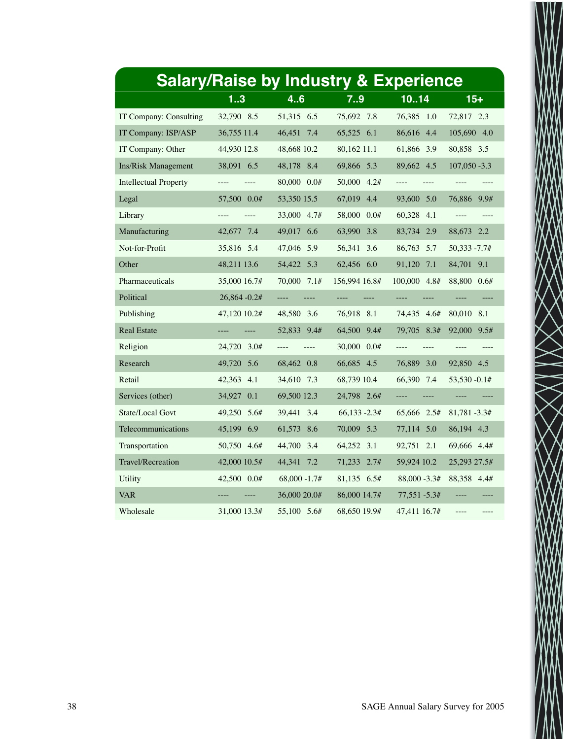## Salary/Raise by Industry & Experience

| | 1..3 | 4..6 | 7..9 | 10..14 | 15+ |
|---|---|---|---|---|---|
| IT Company: Consulting | 32,790 8.5 | 51,315 6.5 | 75,692 7.8 | 76,385 1.0 | 72,817 2.3 |
| IT Company: ISP/ASP | 36,755 11.4 | 46,451 7.4 | 65,525 6.1 | 86,616 4.4 | 105,690 4.0 |
| IT Company: Other | 44,930 12.8 | 48,668 10.2 | 80,162 11.1 | 61,866 3.9 | 80,858 3.5 |
| Ins/Risk Management | 38,091 6.5 | 48,178 8.4 | 69,866 5.3 | 89,662 4.5 | 107,050 -3.3 |
| Intellectual Property | ---- ---- | 80,000 0.0# | 50,000 4.2# | ---- ---- | ---- ---- |
| Legal | 57,500 0.0# | 53,350 15.5 | 67,019 4.4 | 93,600 5.0 | 76,886 9.9# |
| Library | ---- ---- | 33,000 4.7# | 58,000 0.0# | 60,328 4.1 | ---- ---- |
| Manufacturing | 42,677 7.4 | 49,017 6.6 | 63,990 3.8 | 83,734 2.9 | 88,673 2.2 |
| Not-for-Profit | 35,816 5.4 | 47,046 5.9 | 56,341 3.6 | 86,763 5.7 | 50,333 -7.7# |
| Other | 48,211 13.6 | 54,422 5.3 | 62,456 6.0 | 91,120 7.1 | 84,701 9.1 |
| Pharmaceuticals | 35,000 16.7# | 70,000 7.1# | 156,994 16.8# | 100,000 4.8# | 88,800 0.6# |
| Political | 26,864 -0.2# | ---- ---- | ---- ---- | ---- ---- | ---- ---- |
| Publishing | 47,120 10.2# | 48,580 3.6 | 76,918 8.1 | 74,435 4.6# | 80,010 8.1 |
| Real Estate | ---- ---- | 52,833 9.4# | 64,500 9.4# | 79,705 8.3# | 92,000 9.5# |
| Religion | 24,720 3.0# | ---- ---- | 30,000 0.0# | ---- ---- | ---- ---- |
| Research | 49,720 5.6 | 68,462 0.8 | 66,685 4.5 | 76,889 3.0 | 92,850 4.5 |
| Retail | 42,363 4.1 | 34,610 7.3 | 68,739 10.4 | 66,390 7.4 | 53,530 -0.1# |
| Services (other) | 34,927 0.1 | 69,500 12.3 | 24,798 2.6# | ---- ---- | ---- ---- |
| State/Local Govt | 49,250 5.6# | 39,441 3.4 | 66,133 -2.3# | 65,666 2.5# | 81,781 -3.3# |
| Telecommunications | 45,199 6.9 | 61,573 8.6 | 70,009 5.3 | 77,114 5.0 | 86,194 4.3 |
| Transportation | 50,750 4.6# | 44,700 3.4 | 64,252 3.1 | 92,751 2.1 | 69,666 4.4# |
| Travel/Recreation | 42,000 10.5# | 44,341 7.2 | 71,233 2.7# | 59,924 10.2 | 25,293 27.5# |
| Utility | 42,500 0.0# | 68,000 -1.7# | 81,135 6.5# | 88,000 -3.3# | 88,358 4.4# |
| VAR | ---- ---- | 36,000 20.0# | 86,000 14.7# | 77,551 -5.3# | ---- ---- |
| Wholesale | 31,000 13.3# | 55,100 5.6# | 68,650 19.9# | 47,411 16.7# | ---- ---- |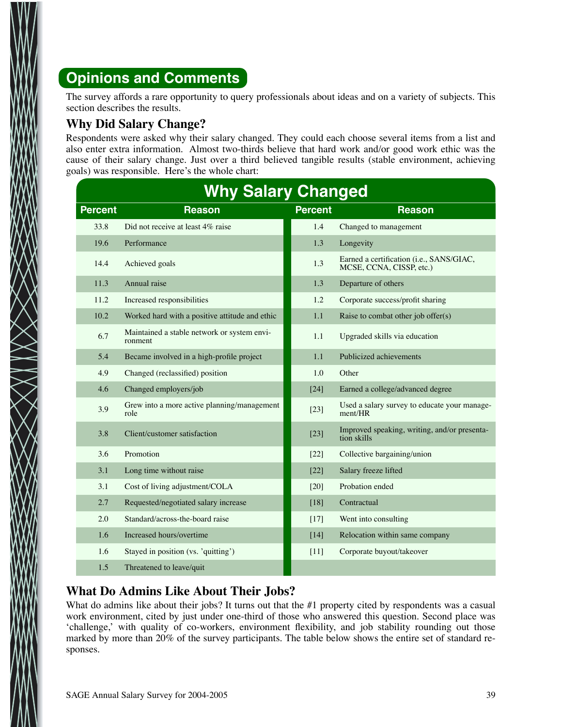## Opinions and Comments

The survey affords a rare opportunity to query professionals about ideas and on a variety of subjects. This section describes the results.

### Why Did Salary Change?

Respondents were asked why their salary changed. They could each choose several items from a list and also enter extra information. Almost two-thirds believe that hard work and/or good work ethic was the cause of their salary change. Just over a third believed tangible results (stable environment, achieving goals) was responsible. Here's the whole chart:

**Why Salary Changed**

| Percent | Reason | Percent | Reason |
|---|---|---|---|
| 33.8 | Did not receive at least 4% raise | 1.4 | Changed to management |
| 19.6 | Performance | 1.3 | Longevity |
| 14.4 | Achieved goals | 1.3 | Earned a certification (i.e., SANS/GIAC, MCSE, CCNA, CISSP, etc.) |
| 11.3 | Annual raise | 1.3 | Departure of others |
| 11.2 | Increased responsibilities | 1.2 | Corporate success/profit sharing |
| 10.2 | Worked hard with a positive attitude and ethic | 1.1 | Raise to combat other job offer(s) |
| 6.7 | Maintained a stable network or system environment | 1.1 | Upgraded skills via education |
| 5.4 | Became involved in a high-profile project | 1.1 | Publicized achievements |
| 4.9 | Changed (reclassified) position | 1.0 | Other |
| 4.6 | Changed employers/job | [24] | Earned a college/advanced degree |
| 3.9 | Grew into a more active planning/management role | [23] | Used a salary survey to educate your management/HR |
| 3.8 | Client/customer satisfaction | [23] | Improved speaking, writing, and/or presentation skills |
| 3.6 | Promotion | [22] | Collective bargaining/union |
| 3.1 | Long time without raise | [22] | Salary freeze lifted |
| 3.1 | Cost of living adjustment/COLA | [20] | Probation ended |
| 2.7 | Requested/negotiated salary increase | [18] | Contractual |
| 2.0 | Standard/across-the-board raise | [17] | Went into consulting |
| 1.6 | Increased hours/overtime | [14] | Relocation within same company |
| 1.6 | Stayed in position (vs. 'quitting') | [11] | Corporate buyout/takeover |
| 1.5 | Threatened to leave/quit | | |

### What Do Admins Like About Their Jobs?

What do admins like about their jobs? It turns out that the #1 property cited by respondents was a casual work environment, cited by just under one-third of those who answered this question. Second place was 'challenge,' with quality of co-workers, environment flexibility, and job stability rounding out those marked by more than 20% of the survey participants. The table below shows the entire set of standard responses.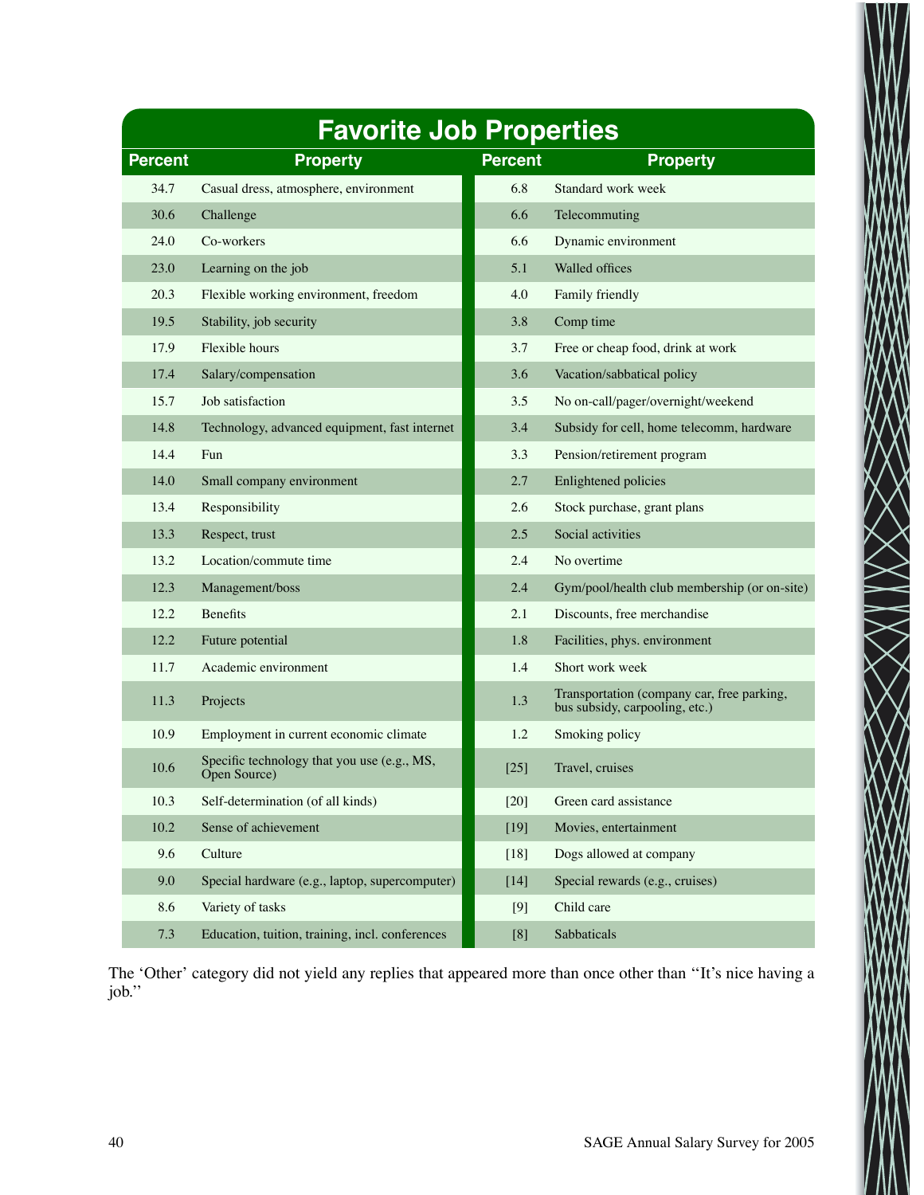## Favorite Job Properties

| Percent | Property | Percent | Property |
|---|---|---|---|
| 34.7 | Casual dress, atmosphere, environment | 6.8 | Standard work week |
| 30.6 | Challenge | 6.6 | Telecommuting |
| 24.0 | Co-workers | 6.6 | Dynamic environment |
| 23.0 | Learning on the job | 5.1 | Walled offices |
| 20.3 | Flexible working environment, freedom | 4.0 | Family friendly |
| 19.5 | Stability, job security | 3.8 | Comp time |
| 17.9 | Flexible hours | 3.7 | Free or cheap food, drink at work |
| 17.4 | Salary/compensation | 3.6 | Vacation/sabbatical policy |
| 15.7 | Job satisfaction | 3.5 | No on-call/pager/overnight/weekend |
| 14.8 | Technology, advanced equipment, fast internet | 3.4 | Subsidy for cell, home telecomm, hardware |
| 14.4 | Fun | 3.3 | Pension/retirement program |
| 14.0 | Small company environment | 2.7 | Enlightened policies |
| 13.4 | Responsibility | 2.6 | Stock purchase, grant plans |
| 13.3 | Respect, trust | 2.5 | Social activities |
| 13.2 | Location/commute time | 2.4 | No overtime |
| 12.3 | Management/boss | 2.4 | Gym/pool/health club membership (or on-site) |
| 12.2 | Benefits | 2.1 | Discounts, free merchandise |
| 12.2 | Future potential | 1.8 | Facilities, phys. environment |
| 11.7 | Academic environment | 1.4 | Short work week |
| 11.3 | Projects | 1.3 | Transportation (company car, free parking, bus subsidy, carpooling, etc.) |
| 10.9 | Employment in current economic climate | 1.2 | Smoking policy |
| 10.6 | Specific technology that you use (e.g., MS, Open Source) | [25] | Travel, cruises |
| 10.3 | Self-determination (of all kinds) | [20] | Green card assistance |
| 10.2 | Sense of achievement | [19] | Movies, entertainment |
| 9.6 | Culture | [18] | Dogs allowed at company |
| 9.0 | Special hardware (e.g., laptop, supercomputer) | [14] | Special rewards (e.g., cruises) |
| 8.6 | Variety of tasks | [9] | Child care |
| 7.3 | Education, tuition, training, incl. conferences | [8] | Sabbaticals |

The 'Other' category did not yield any replies that appeared more than once other than "It's nice having a job."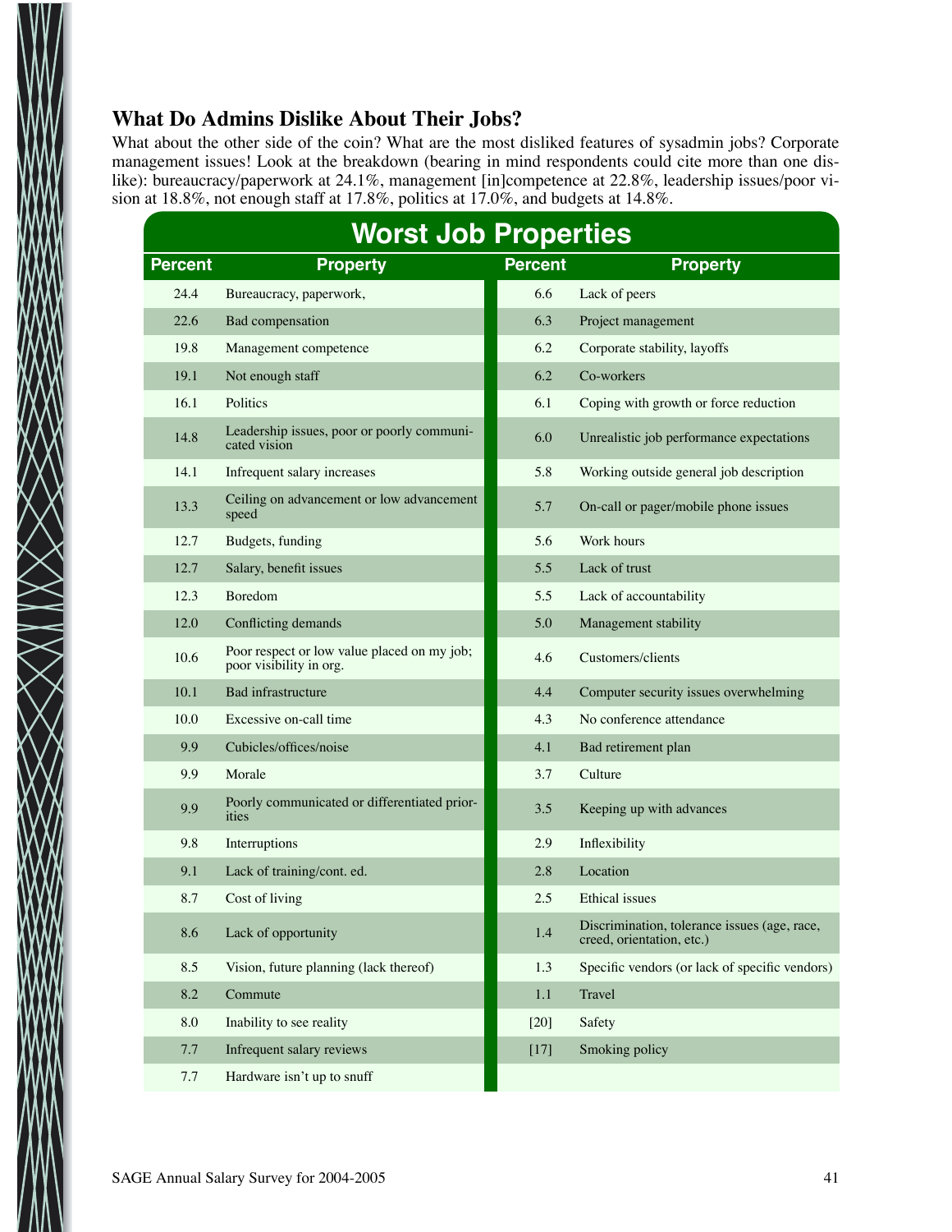### What Do Admins Dislike About Their Jobs?

What about the other side of the coin? What are the most disliked features of sysadmin jobs? Corporate management issues! Look at the breakdown (bearing in mind respondents could cite more than one dislike): bureaucracy/paperwork at 24.1%, management [in]competence at 22.8%, leadership issues/poor vision at 18.8%, not enough staff at 17.8%, politics at 17.0%, and budgets at 14.8%.

**Worst Job Properties**

| Percent | Property | Percent | Property |
|---|---|---|---|
| 24.4 | Bureaucracy, paperwork, | 6.6 | Lack of peers |
| 22.6 | Bad compensation | 6.3 | Project management |
| 19.8 | Management competence | 6.2 | Corporate stability, layoffs |
| 19.1 | Not enough staff | 6.2 | Co-workers |
| 16.1 | Politics | 6.1 | Coping with growth or force reduction |
| 14.8 | Leadership issues, poor or poorly communicated vision | 6.0 | Unrealistic job performance expectations |
| 14.1 | Infrequent salary increases | 5.8 | Working outside general job description |
| 13.3 | Ceiling on advancement or low advancement speed | 5.7 | On-call or pager/mobile phone issues |
| 12.7 | Budgets, funding | 5.6 | Work hours |
| 12.7 | Salary, benefit issues | 5.5 | Lack of trust |
| 12.3 | Boredom | 5.5 | Lack of accountability |
| 12.0 | Conflicting demands | 5.0 | Management stability |
| 10.6 | Poor respect or low value placed on my job; poor visibility in org. | 4.6 | Customers/clients |
| 10.1 | Bad infrastructure | 4.4 | Computer security issues overwhelming |
| 10.0 | Excessive on-call time | 4.3 | No conference attendance |
| 9.9 | Cubicles/offices/noise | 4.1 | Bad retirement plan |
| 9.9 | Morale | 3.7 | Culture |
| 9.9 | Poorly communicated or differentiated priorities | 3.5 | Keeping up with advances |
| 9.8 | Interruptions | 2.9 | Inflexibility |
| 9.1 | Lack of training/cont. ed. | 2.8 | Location |
| 8.7 | Cost of living | 2.5 | Ethical issues |
| 8.6 | Lack of opportunity | 1.4 | Discrimination, tolerance issues (age, race, creed, orientation, etc.) |
| 8.5 | Vision, future planning (lack thereof) | 1.3 | Specific vendors (or lack of specific vendors) |
| 8.2 | Commute | 1.1 | Travel |
| 8.0 | Inability to see reality | [20] | Safety |
| 7.7 | Infrequent salary reviews | [17] | Smoking policy |
| 7.7 | Hardware isn't up to snuff | | |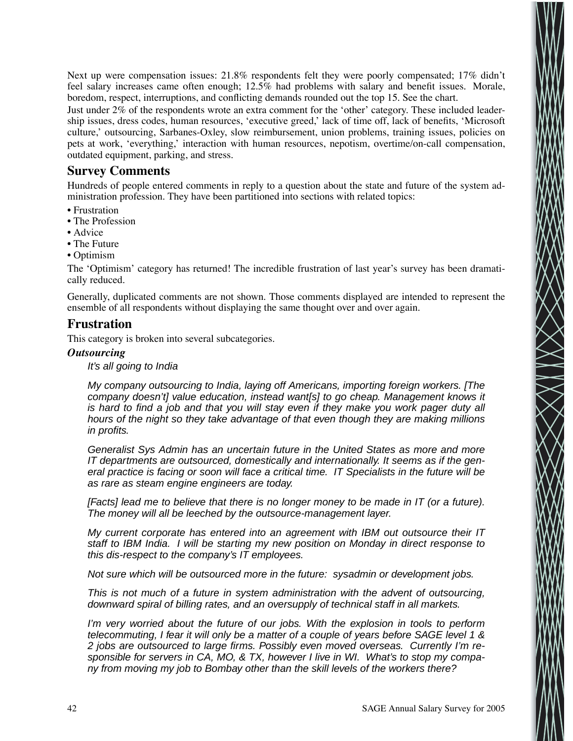Next up were compensation issues: 21.8% respondents felt they were poorly compensated; 17% didn't feel salary increases came often enough; 12.5% had problems with salary and benefit issues. Morale, boredom, respect, interruptions, and conflicting demands rounded out the top 15. See the chart.

Just under 2% of the respondents wrote an extra comment for the 'other' category. These included leadership issues, dress codes, human resources, 'executive greed,' lack of time off, lack of benefits, 'Microsoft culture,' outsourcing, Sarbanes-Oxley, slow reimbursement, union problems, training issues, policies on pets at work, 'everything,' interaction with human resources, nepotism, overtime/on-call compensation, outdated equipment, parking, and stress.

## Survey Comments

Hundreds of people entered comments in reply to a question about the state and future of the system administration profession. They have been partitioned into sections with related topics:

- Frustration
- The Profession
- Advice
- The Future
- Optimism

The 'Optimism' category has returned! The incredible frustration of last year's survey has been dramatically reduced.

Generally, duplicated comments are not shown. Those comments displayed are intended to represent the ensemble of all respondents without displaying the same thought over and over again.

## Frustration

This category is broken into several subcategories.

### *Outsourcing*

> *It's all going to India*
>
> *My company outsourcing to India, laying off Americans, importing foreign workers. [The company doesn't] value education, instead want[s] to go cheap. Management knows it is hard to find a job and that you will stay even if they make you work pager duty all hours of the night so they take advantage of that even though they are making millions in profits.*
>
> *Generalist Sys Admin has an uncertain future in the United States as more and more IT departments are outsourced, domestically and internationally. It seems as if the general practice is facing or soon will face a critical time. IT Specialists in the future will be as rare as steam engine engineers are today.*
>
> *[Facts] lead me to believe that there is no longer money to be made in IT (or a future). The money will all be leeched by the outsource-management layer.*
>
> *My current corporate has entered into an agreement with IBM out outsource their IT staff to IBM India. I will be starting my new position on Monday in direct response to this dis-respect to the company's IT employees.*
>
> *Not sure which will be outsourced more in the future: sysadmin or development jobs.*
>
> *This is not much of a future in system administration with the advent of outsourcing, downward spiral of billing rates, and an oversupply of technical staff in all markets.*
>
> *I'm very worried about the future of our jobs. With the explosion in tools to perform telecommuting, I fear it will only be a matter of a couple of years before SAGE level 1 & 2 jobs are outsourced to large firms. Possibly even moved overseas. Currently I'm responsible for servers in CA, MO, & TX, however I live in WI. What's to stop my company from moving my job to Bombay other than the skill levels of the workers there?*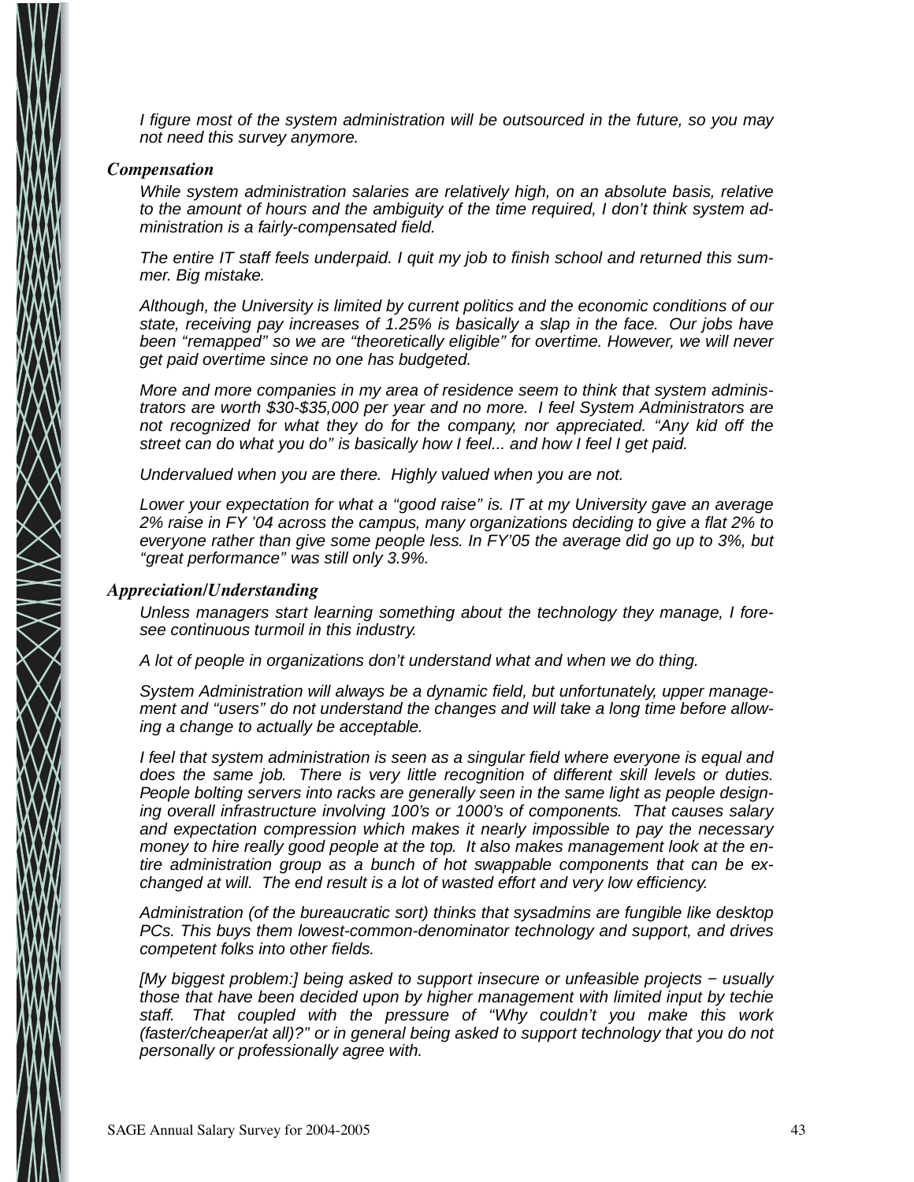*I figure most of the system administration will be outsourced in the future, so you may not need this survey anymore.*

### *Compensation*

*While system administration salaries are relatively high, on an absolute basis, relative to the amount of hours and the ambiguity of the time required, I don't think system administration is a fairly-compensated field.*

*The entire IT staff feels underpaid. I quit my job to finish school and returned this summer. Big mistake.*

*Although, the University is limited by current politics and the economic conditions of our state, receiving pay increases of 1.25% is basically a slap in the face. Our jobs have been "remapped" so we are "theoretically eligible" for overtime. However, we will never get paid overtime since no one has budgeted.*

*More and more companies in my area of residence seem to think that system administrators are worth $30-$35,000 per year and no more. I feel System Administrators are not recognized for what they do for the company, nor appreciated. "Any kid off the street can do what you do" is basically how I feel... and how I feel I get paid.*

*Undervalued when you are there. Highly valued when you are not.*

*Lower your expectation for what a "good raise" is. IT at my University gave an average 2% raise in FY '04 across the campus, many organizations deciding to give a flat 2% to everyone rather than give some people less. In FY'05 the average did go up to 3%, but "great performance" was still only 3.9%.*

### *Appreciation/Understanding*

*Unless managers start learning something about the technology they manage, I foresee continuous turmoil in this industry.*

*A lot of people in organizations don't understand what and when we do thing.*

*System Administration will always be a dynamic field, but unfortunately, upper management and "users" do not understand the changes and will take a long time before allowing a change to actually be acceptable.*

*I feel that system administration is seen as a singular field where everyone is equal and does the same job. There is very little recognition of different skill levels or duties. People bolting servers into racks are generally seen in the same light as people designing overall infrastructure involving 100's or 1000's of components. That causes salary and expectation compression which makes it nearly impossible to pay the necessary money to hire really good people at the top. It also makes management look at the entire administration group as a bunch of hot swappable components that can be exchanged at will. The end result is a lot of wasted effort and very low efficiency.*

*Administration (of the bureaucratic sort) thinks that sysadmins are fungible like desktop PCs. This buys them lowest-common-denominator technology and support, and drives competent folks into other fields.*

*[My biggest problem:] being asked to support insecure or unfeasible projects − usually those that have been decided upon by higher management with limited input by techie staff. That coupled with the pressure of "Why couldn't you make this work (faster/cheaper/at all)?" or in general being asked to support technology that you do not personally or professionally agree with.*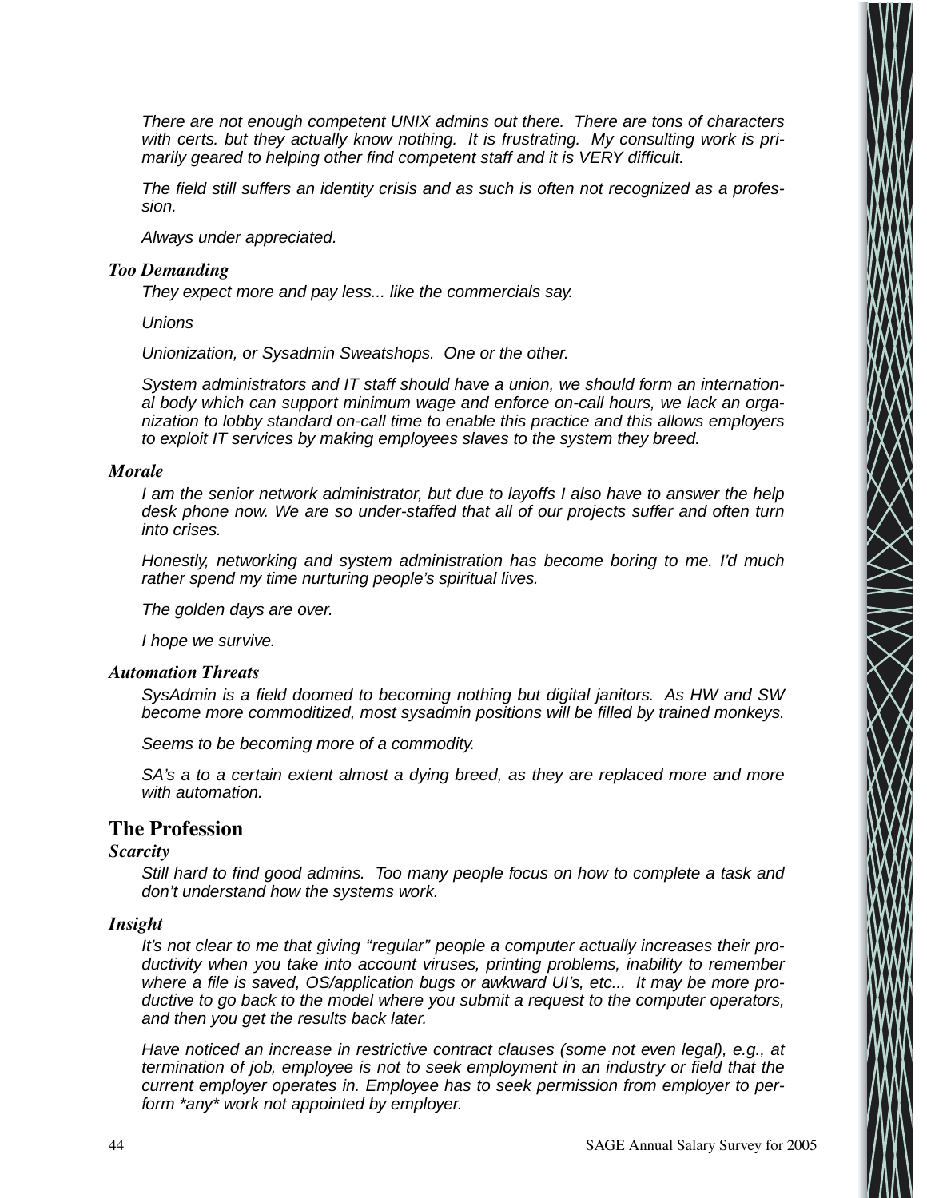*There are not enough competent UNIX admins out there. There are tons of characters with certs. but they actually know nothing. It is frustrating. My consulting work is primarily geared to helping other find competent staff and it is VERY difficult.*

*The field still suffers an identity crisis and as such is often not recognized as a profession.*

*Always under appreciated.*

### *Too Demanding*

*They expect more and pay less... like the commercials say.*

*Unions*

*Unionization, or Sysadmin Sweatshops. One or the other.*

*System administrators and IT staff should have a union, we should form an international body which can support minimum wage and enforce on-call hours, we lack an organization to lobby standard on-call time to enable this practice and this allows employers to exploit IT services by making employees slaves to the system they breed.*

### *Morale*

*I am the senior network administrator, but due to layoffs I also have to answer the help desk phone now. We are so under-staffed that all of our projects suffer and often turn into crises.*

*Honestly, networking and system administration has become boring to me. I'd much rather spend my time nurturing people's spiritual lives.*

*The golden days are over.*

*I hope we survive.*

### *Automation Threats*

*SysAdmin is a field doomed to becoming nothing but digital janitors. As HW and SW become more commoditized, most sysadmin positions will be filled by trained monkeys.*

*Seems to be becoming more of a commodity.*

*SA's a to a certain extent almost a dying breed, as they are replaced more and more with automation.*

## The Profession

### *Scarcity*

*Still hard to find good admins. Too many people focus on how to complete a task and don't understand how the systems work.*

### *Insight*

*It's not clear to me that giving "regular" people a computer actually increases their productivity when you take into account viruses, printing problems, inability to remember where a file is saved, OS/application bugs or awkward UI's, etc... It may be more productive to go back to the model where you submit a request to the computer operators, and then you get the results back later.*

*Have noticed an increase in restrictive contract clauses (some not even legal), e.g., at termination of job, employee is not to seek employment in an industry or field that the current employer operates in. Employee has to seek permission from employer to perform \*any\* work not appointed by employer.*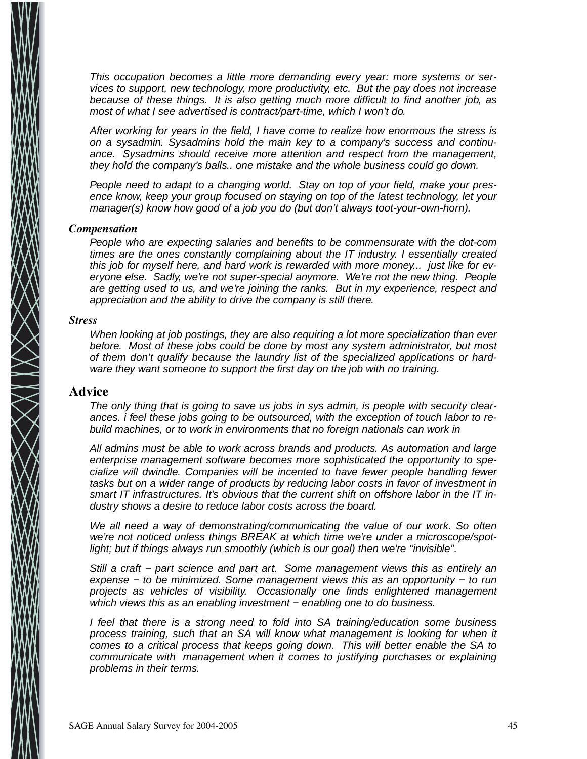*This occupation becomes a little more demanding every year: more systems or services to support, new technology, more productivity, etc. But the pay does not increase because of these things. It is also getting much more difficult to find another job, as most of what I see advertised is contract/part-time, which I won't do.*

*After working for years in the field, I have come to realize how enormous the stress is on a sysadmin. Sysadmins hold the main key to a company's success and continuance. Sysadmins should receive more attention and respect from the management, they hold the company's balls.. one mistake and the whole business could go down.*

*People need to adapt to a changing world. Stay on top of your field, make your presence know, keep your group focused on staying on top of the latest technology, let your manager(s) know how good of a job you do (but don't always toot-your-own-horn).*

### *Compensation*

*People who are expecting salaries and benefits to be commensurate with the dot-com times are the ones constantly complaining about the IT industry. I essentially created this job for myself here, and hard work is rewarded with more money... just like for everyone else. Sadly, we're not super-special anymore. We're not the new thing. People are getting used to us, and we're joining the ranks. But in my experience, respect and appreciation and the ability to drive the company is still there.*

### *Stress*

*When looking at job postings, they are also requiring a lot more specialization than ever before. Most of these jobs could be done by most any system administrator, but most of them don't qualify because the laundry list of the specialized applications or hardware they want someone to support the first day on the job with no training.*

## Advice

*The only thing that is going to save us jobs in sys admin, is people with security clearances. i feel these jobs going to be outsourced, with the exception of touch labor to rebuild machines, or to work in environments that no foreign nationals can work in*

*All admins must be able to work across brands and products. As automation and large enterprise management software becomes more sophisticated the opportunity to specialize will dwindle. Companies will be incented to have fewer people handling fewer tasks but on a wider range of products by reducing labor costs in favor of investment in smart IT infrastructures. It's obvious that the current shift on offshore labor in the IT industry shows a desire to reduce labor costs across the board.*

*We all need a way of demonstrating/communicating the value of our work. So often we're not noticed unless things BREAK at which time we're under a microscope/spotlight; but if things always run smoothly (which is our goal) then we're "invisible".*

*Still a craft − part science and part art. Some management views this as entirely an expense − to be minimized. Some management views this as an opportunity − to run projects as vehicles of visibility. Occasionally one finds enlightened management which views this as an enabling investment − enabling one to do business.*

*I feel that there is a strong need to fold into SA training/education some business process training, such that an SA will know what management is looking for when it comes to a critical process that keeps going down. This will better enable the SA to communicate with management when it comes to justifying purchases or explaining problems in their terms.*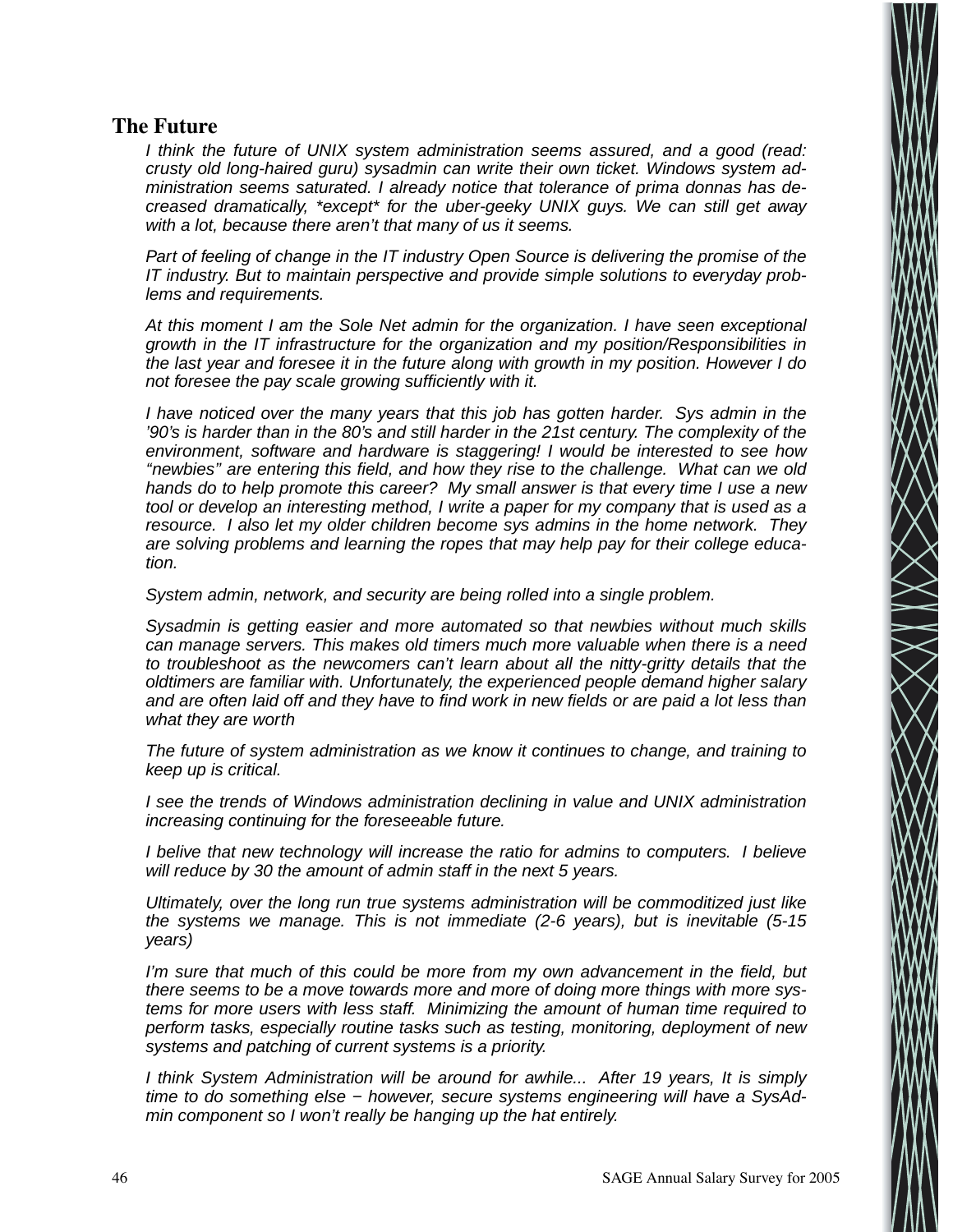## The Future

*I think the future of UNIX system administration seems assured, and a good (read: crusty old long-haired guru) sysadmin can write their own ticket. Windows system administration seems saturated. I already notice that tolerance of prima donnas has decreased dramatically, *except* for the uber-geeky UNIX guys. We can still get away with a lot, because there aren't that many of us it seems.*

*Part of feeling of change in the IT industry Open Source is delivering the promise of the IT industry. But to maintain perspective and provide simple solutions to everyday problems and requirements.*

*At this moment I am the Sole Net admin for the organization. I have seen exceptional growth in the IT infrastructure for the organization and my position/Responsibilities in the last year and foresee it in the future along with growth in my position. However I do not foresee the pay scale growing sufficiently with it.*

*I have noticed over the many years that this job has gotten harder. Sys admin in the '90's is harder than in the 80's and still harder in the 21st century. The complexity of the environment, software and hardware is staggering! I would be interested to see how "newbies" are entering this field, and how they rise to the challenge. What can we old hands do to help promote this career? My small answer is that every time I use a new tool or develop an interesting method, I write a paper for my company that is used as a resource. I also let my older children become sys admins in the home network. They are solving problems and learning the ropes that may help pay for their college education.*

*System admin, network, and security are being rolled into a single problem.*

*Sysadmin is getting easier and more automated so that newbies without much skills can manage servers. This makes old timers much more valuable when there is a need to troubleshoot as the newcomers can't learn about all the nitty-gritty details that the oldtimers are familiar with. Unfortunately, the experienced people demand higher salary and are often laid off and they have to find work in new fields or are paid a lot less than what they are worth*

*The future of system administration as we know it continues to change, and training to keep up is critical.*

*I see the trends of Windows administration declining in value and UNIX administration increasing continuing for the foreseeable future.*

*I belive that new technology will increase the ratio for admins to computers. I believe will reduce by 30 the amount of admin staff in the next 5 years.*

*Ultimately, over the long run true systems administration will be commoditized just like the systems we manage. This is not immediate (2-6 years), but is inevitable (5-15 years)*

*I'm sure that much of this could be more from my own advancement in the field, but there seems to be a move towards more and more of doing more things with more systems for more users with less staff. Minimizing the amount of human time required to perform tasks, especially routine tasks such as testing, monitoring, deployment of new systems and patching of current systems is a priority.*

*I think System Administration will be around for awhile... After 19 years, It is simply time to do something else − however, secure systems engineering will have a SysAdmin component so I won't really be hanging up the hat entirely.*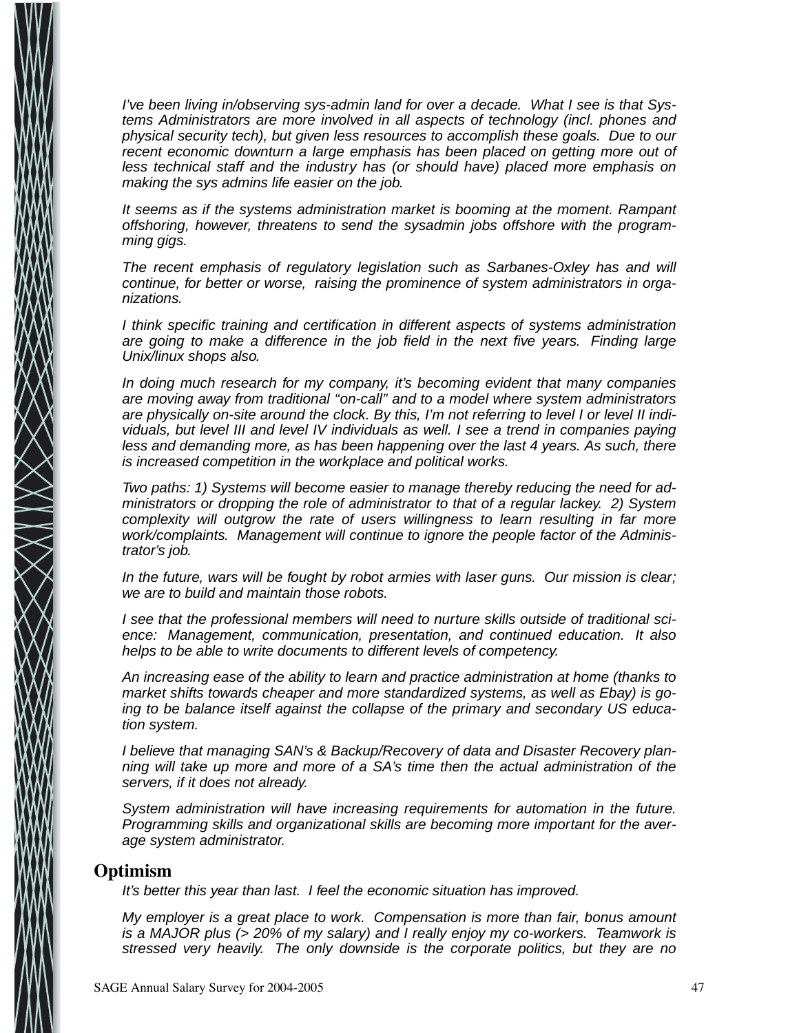*I've been living in/observing sys-admin land for over a decade. What I see is that Systems Administrators are more involved in all aspects of technology (incl. phones and physical security tech), but given less resources to accomplish these goals. Due to our recent economic downturn a large emphasis has been placed on getting more out of less technical staff and the industry has (or should have) placed more emphasis on making the sys admins life easier on the job.*

*It seems as if the systems administration market is booming at the moment. Rampant offshoring, however, threatens to send the sysadmin jobs offshore with the programming gigs.*

*The recent emphasis of regulatory legislation such as Sarbanes-Oxley has and will continue, for better or worse, raising the prominence of system administrators in organizations.*

*I think specific training and certification in different aspects of systems administration are going to make a difference in the job field in the next five years. Finding large Unix/linux shops also.*

*In doing much research for my company, it's becoming evident that many companies are moving away from traditional "on-call" and to a model where system administrators are physically on-site around the clock. By this, I'm not referring to level I or level II individuals, but level III and level IV individuals as well. I see a trend in companies paying less and demanding more, as has been happening over the last 4 years. As such, there is increased competition in the workplace and political works.*

*Two paths: 1) Systems will become easier to manage thereby reducing the need for administrators or dropping the role of administrator to that of a regular lackey. 2) System complexity will outgrow the rate of users willingness to learn resulting in far more work/complaints. Management will continue to ignore the people factor of the Administrator's job.*

*In the future, wars will be fought by robot armies with laser guns. Our mission is clear; we are to build and maintain those robots.*

*I see that the professional members will need to nurture skills outside of traditional science: Management, communication, presentation, and continued education. It also helps to be able to write documents to different levels of competency.*

*An increasing ease of the ability to learn and practice administration at home (thanks to market shifts towards cheaper and more standardized systems, as well as Ebay) is going to be balance itself against the collapse of the primary and secondary US education system.*

*I believe that managing SAN's & Backup/Recovery of data and Disaster Recovery planning will take up more and more of a SA's time then the actual administration of the servers, if it does not already.*

*System administration will have increasing requirements for automation in the future. Programming skills and organizational skills are becoming more important for the average system administrator.*

## Optimism

*It's better this year than last. I feel the economic situation has improved.*

*My employer is a great place to work. Compensation is more than fair, bonus amount is a MAJOR plus (> 20% of my salary) and I really enjoy my co-workers. Teamwork is stressed very heavily. The only downside is the corporate politics, but they are no*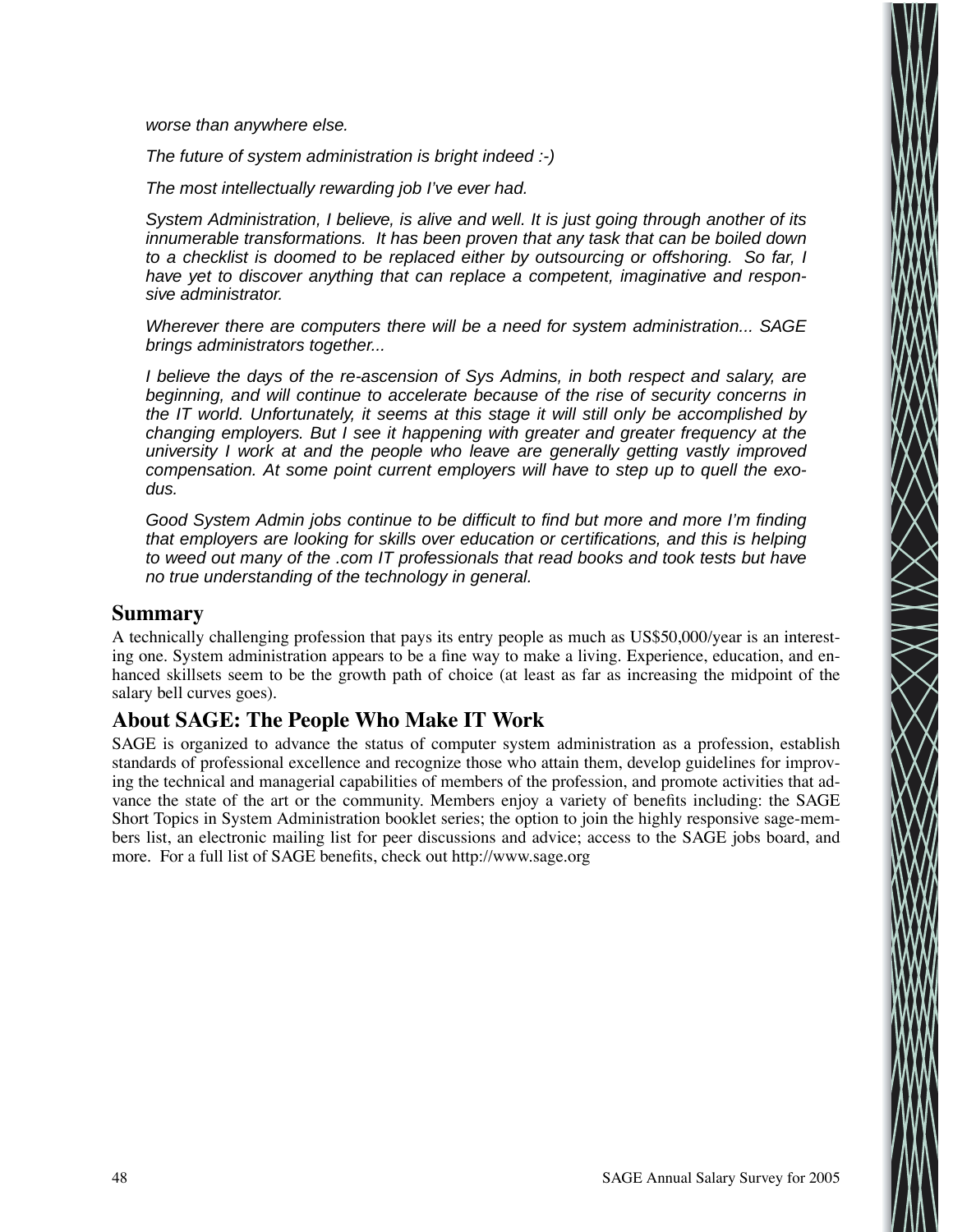*worse than anywhere else.*

*The future of system administration is bright indeed :-)*

*The most intellectually rewarding job I've ever had.*

*System Administration, I believe, is alive and well. It is just going through another of its innumerable transformations. It has been proven that any task that can be boiled down to a checklist is doomed to be replaced either by outsourcing or offshoring. So far, I have yet to discover anything that can replace a competent, imaginative and responsive administrator.*

*Wherever there are computers there will be a need for system administration... SAGE brings administrators together...*

*I believe the days of the re-ascension of Sys Admins, in both respect and salary, are beginning, and will continue to accelerate because of the rise of security concerns in the IT world. Unfortunately, it seems at this stage it will still only be accomplished by changing employers. But I see it happening with greater and greater frequency at the university I work at and the people who leave are generally getting vastly improved compensation. At some point current employers will have to step up to quell the exodus.*

*Good System Admin jobs continue to be difficult to find but more and more I'm finding that employers are looking for skills over education or certifications, and this is helping to weed out many of the .com IT professionals that read books and took tests but have no true understanding of the technology in general.*

## Summary

A technically challenging profession that pays its entry people as much as US$50,000/year is an interesting one. System administration appears to be a fine way to make a living. Experience, education, and enhanced skillsets seem to be the growth path of choice (at least as far as increasing the midpoint of the salary bell curves goes).

## About SAGE: The People Who Make IT Work

SAGE is organized to advance the status of computer system administration as a profession, establish standards of professional excellence and recognize those who attain them, develop guidelines for improving the technical and managerial capabilities of members of the profession, and promote activities that advance the state of the art or the community. Members enjoy a variety of benefits including: the SAGE Short Topics in System Administration booklet series; the option to join the highly responsive sage-members list, an electronic mailing list for peer discussions and advice; access to the SAGE jobs board, and more. For a full list of SAGE benefits, check out http://www.sage.org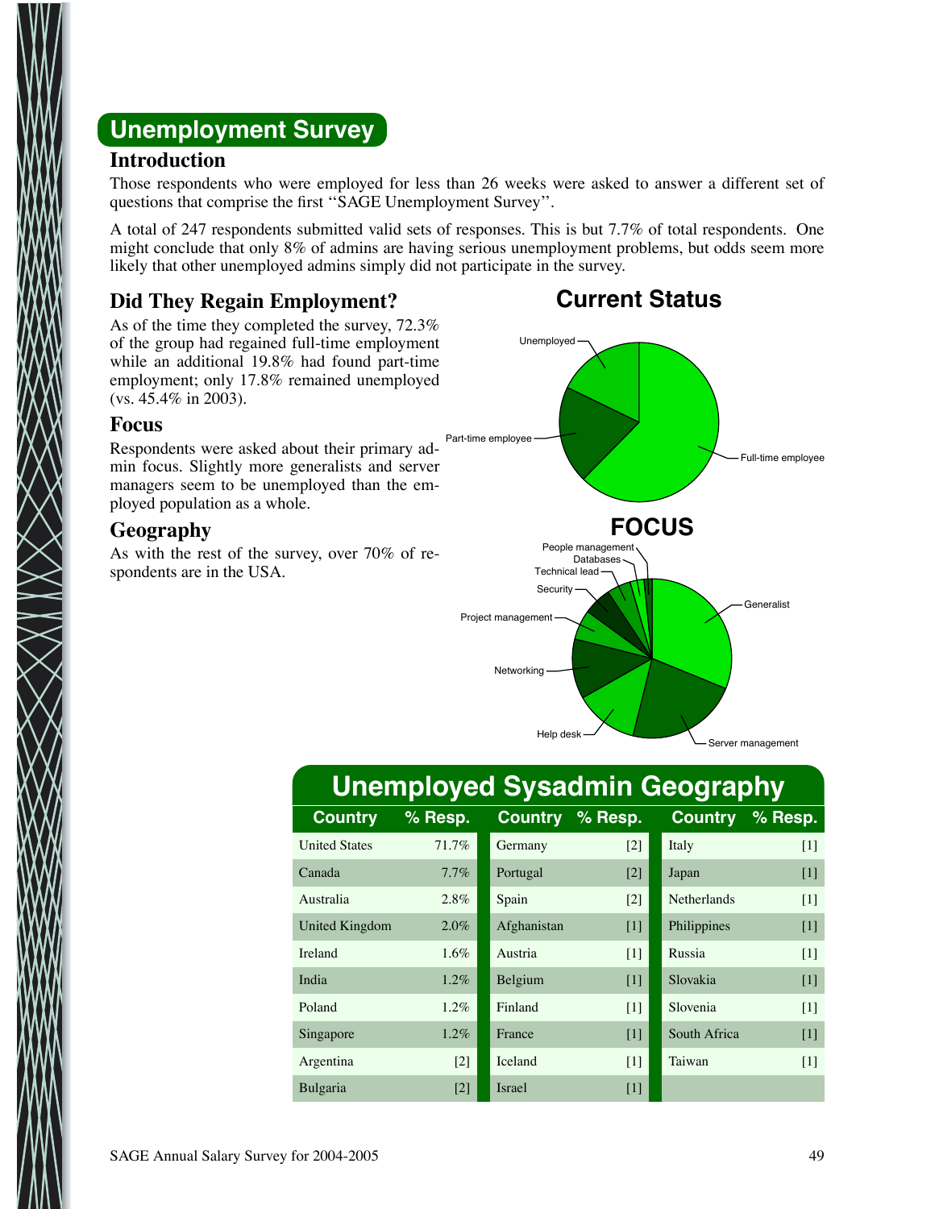## Unemployment Survey

### Introduction

Those respondents who were employed for less than 26 weeks were asked to answer a different set of questions that comprise the first ''SAGE Unemployment Survey''.

A total of 247 respondents submitted valid sets of responses. This is but 7.7% of total respondents. One might conclude that only 8% of admins are having serious unemployment problems, but odds seem more likely that other unemployed admins simply did not participate in the survey.

### Did They Regain Employment?

As of the time they completed the survey, 72.3% of the group had regained full-time employment while an additional 19.8% had found part-time employment; only 17.8% remained unemployed (vs. 45.4% in 2003).

### Focus

Respondents were asked about their primary admin focus. Slightly more generalists and server managers seem to be unemployed than the employed population as a whole.

### Geography

As with the rest of the survey, over 70% of respondents are in the USA.

**Current Status**

Unemployed, Part-time employee, Full-time employee

**FOCUS**

People management, Databases, Technical lead, Security, Project management, Networking, Help desk, Server management, Generalist

## Unemployed Sysadmin Geography

| Country | % Resp. | Country | % Resp. | Country | % Resp. |
|---|---|---|---|---|---|
| United States | 71.7% | Germany | [2] | Italy | [1] |
| Canada | 7.7% | Portugal | [2] | Japan | [1] |
| Australia | 2.8% | Spain | [2] | Netherlands | [1] |
| United Kingdom | 2.0% | Afghanistan | [1] | Philippines | [1] |
| Ireland | 1.6% | Austria | [1] | Russia | [1] |
| India | 1.2% | Belgium | [1] | Slovakia | [1] |
| Poland | 1.2% | Finland | [1] | Slovenia | [1] |
| Singapore | 1.2% | France | [1] | South Africa | [1] |
| Argentina | [2] | Iceland | [1] | Taiwan | [1] |
| Bulgaria | [2] | Israel | [1] | | |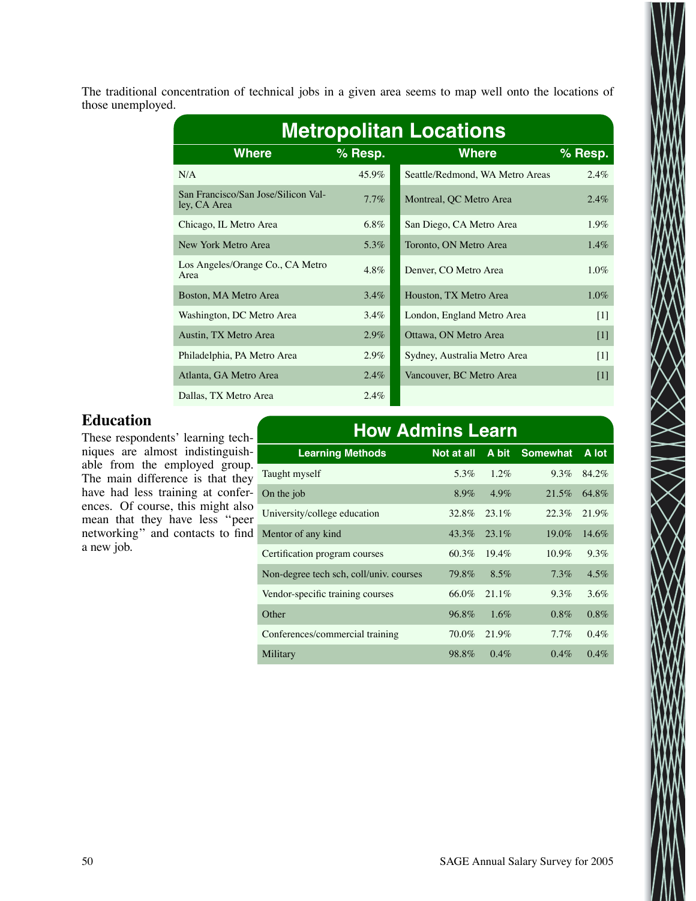The traditional concentration of technical jobs in a given area seems to map well onto the locations of those unemployed.

**Metropolitan Locations**

| Where | % Resp. | Where | % Resp. |
|---|---|---|---|
| N/A | 45.9% | Seattle/Redmond, WA Metro Areas | 2.4% |
| San Francisco/San Jose/Silicon Valley, CA Area | 7.7% | Montreal, QC Metro Area | 2.4% |
| Chicago, IL Metro Area | 6.8% | San Diego, CA Metro Area | 1.9% |
| New York Metro Area | 5.3% | Toronto, ON Metro Area | 1.4% |
| Los Angeles/Orange Co., CA Metro Area | 4.8% | Denver, CO Metro Area | 1.0% |
| Boston, MA Metro Area | 3.4% | Houston, TX Metro Area | 1.0% |
| Washington, DC Metro Area | 3.4% | London, England Metro Area | [1] |
| Austin, TX Metro Area | 2.9% | Ottawa, ON Metro Area | [1] |
| Philadelphia, PA Metro Area | 2.9% | Sydney, Australia Metro Area | [1] |
| Atlanta, GA Metro Area | 2.4% | Vancouver, BC Metro Area | [1] |
| Dallas, TX Metro Area | 2.4% | | |

## Education

These respondents' learning techniques are almost indistinguishable from the employed group. The main difference is that they have had less training at conferences. Of course, this might also mean that they have less "peer networking" and contacts to find a new job.

**How Admins Learn**

| Learning Methods | Not at all | A bit | Somewhat | A lot |
|---|---|---|---|---|
| Taught myself | 5.3% | 1.2% | 9.3% | 84.2% |
| On the job | 8.9% | 4.9% | 21.5% | 64.8% |
| University/college education | 32.8% | 23.1% | 22.3% | 21.9% |
| Mentor of any kind | 43.3% | 23.1% | 19.0% | 14.6% |
| Certification program courses | 60.3% | 19.4% | 10.9% | 9.3% |
| Non-degree tech sch, coll/univ. courses | 79.8% | 8.5% | 7.3% | 4.5% |
| Vendor-specific training courses | 66.0% | 21.1% | 9.3% | 3.6% |
| Other | 96.8% | 1.6% | 0.8% | 0.8% |
| Conferences/commercial training | 70.0% | 21.9% | 7.7% | 0.4% |
| Military | 98.8% | 0.4% | 0.4% | 0.4% |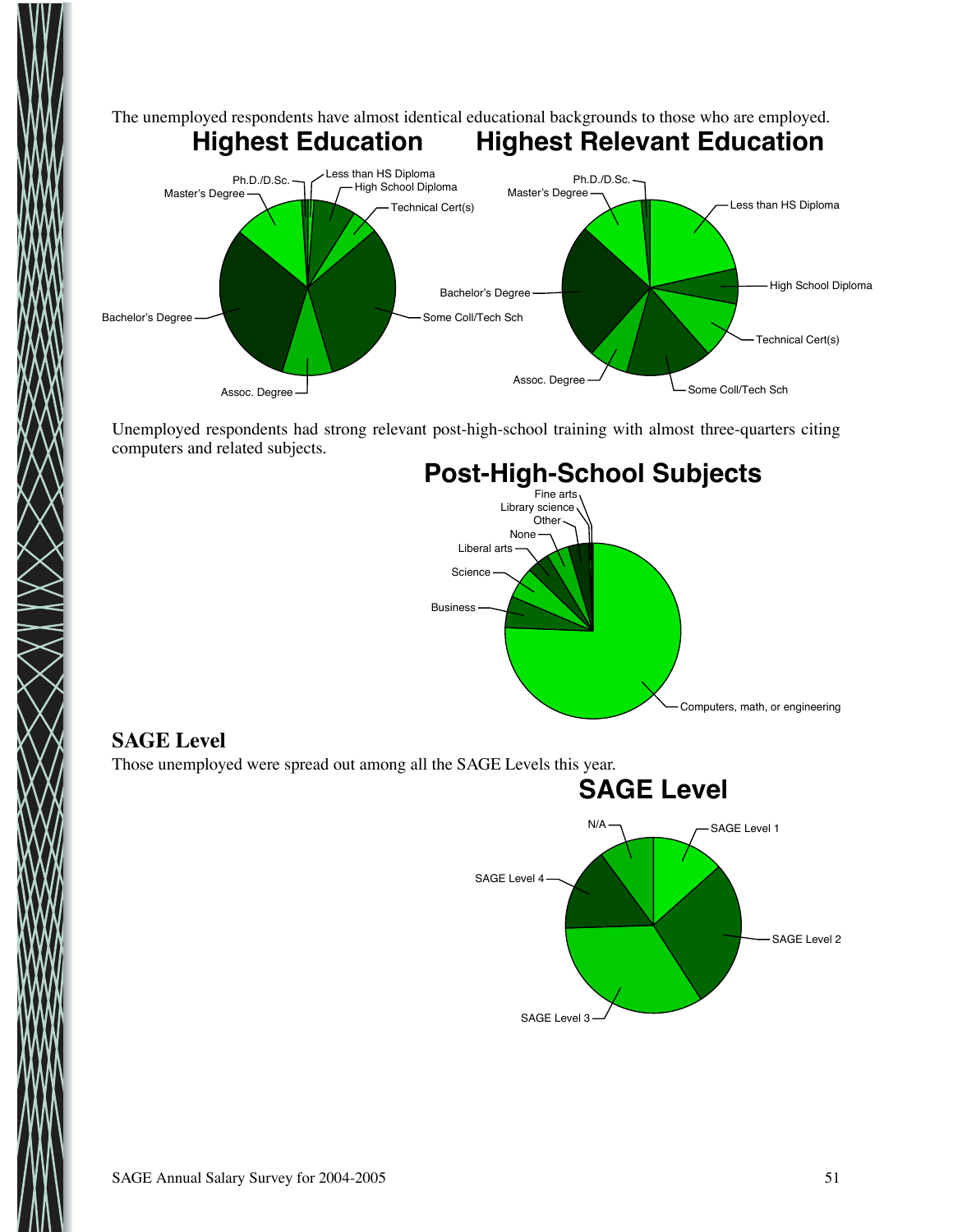The unemployed respondents have almost identical educational backgrounds to those who are employed.

**Highest Education**

Ph.D./D.Sc.
Less than HS Diploma
High School Diploma
Master's Degree
Technical Cert(s)
Bachelor's Degree
Some Coll/Tech Sch
Assoc. Degree

**Highest Relevant Education**

Ph.D./D.Sc.
Master's Degree
Less than HS Diploma
High School Diploma
Bachelor's Degree
Technical Cert(s)
Assoc. Degree
Some Coll/Tech Sch

Unemployed respondents had strong relevant post-high-school training with almost three-quarters citing computers and related subjects.

**Post-High-School Subjects**

Fine arts
Library science
Other
None
Liberal arts
Science
Business
Computers, math, or engineering

## SAGE Level

Those unemployed were spread out among all the SAGE Levels this year.

**SAGE Level**

N/A
SAGE Level 1
SAGE Level 4
SAGE Level 2
SAGE Level 3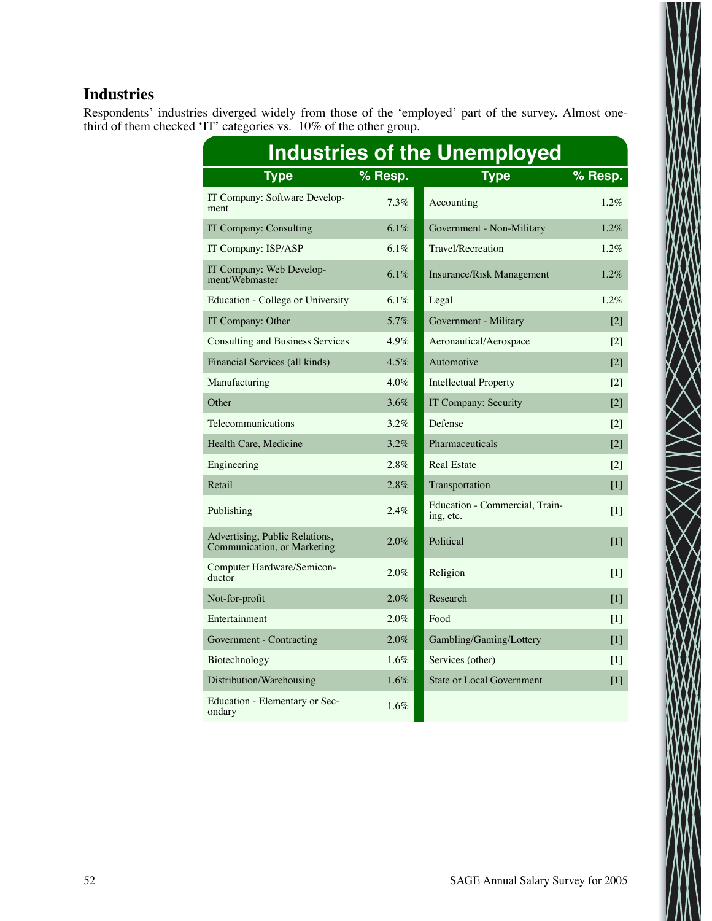## Industries

Respondents' industries diverged widely from those of the 'employed' part of the survey. Almost one-third of them checked 'IT' categories vs. 10% of the other group.

**Industries of the Unemployed**

| Type | % Resp. | Type | % Resp. |
|---|---|---|---|
| IT Company: Software Development | 7.3% | Accounting | 1.2% |
| IT Company: Consulting | 6.1% | Government - Non-Military | 1.2% |
| IT Company: ISP/ASP | 6.1% | Travel/Recreation | 1.2% |
| IT Company: Web Development/Webmaster | 6.1% | Insurance/Risk Management | 1.2% |
| Education - College or University | 6.1% | Legal | 1.2% |
| IT Company: Other | 5.7% | Government - Military | [2] |
| Consulting and Business Services | 4.9% | Aeronautical/Aerospace | [2] |
| Financial Services (all kinds) | 4.5% | Automotive | [2] |
| Manufacturing | 4.0% | Intellectual Property | [2] |
| Other | 3.6% | IT Company: Security | [2] |
| Telecommunications | 3.2% | Defense | [2] |
| Health Care, Medicine | 3.2% | Pharmaceuticals | [2] |
| Engineering | 2.8% | Real Estate | [2] |
| Retail | 2.8% | Transportation | [1] |
| Publishing | 2.4% | Education - Commercial, Training, etc. | [1] |
| Advertising, Public Relations, Communication, or Marketing | 2.0% | Political | [1] |
| Computer Hardware/Semiconductor | 2.0% | Religion | [1] |
| Not-for-profit | 2.0% | Research | [1] |
| Entertainment | 2.0% | Food | [1] |
| Government - Contracting | 2.0% | Gambling/Gaming/Lottery | [1] |
| Biotechnology | 1.6% | Services (other) | [1] |
| Distribution/Warehousing | 1.6% | State or Local Government | [1] |
| Education - Elementary or Secondary | 1.6% | | |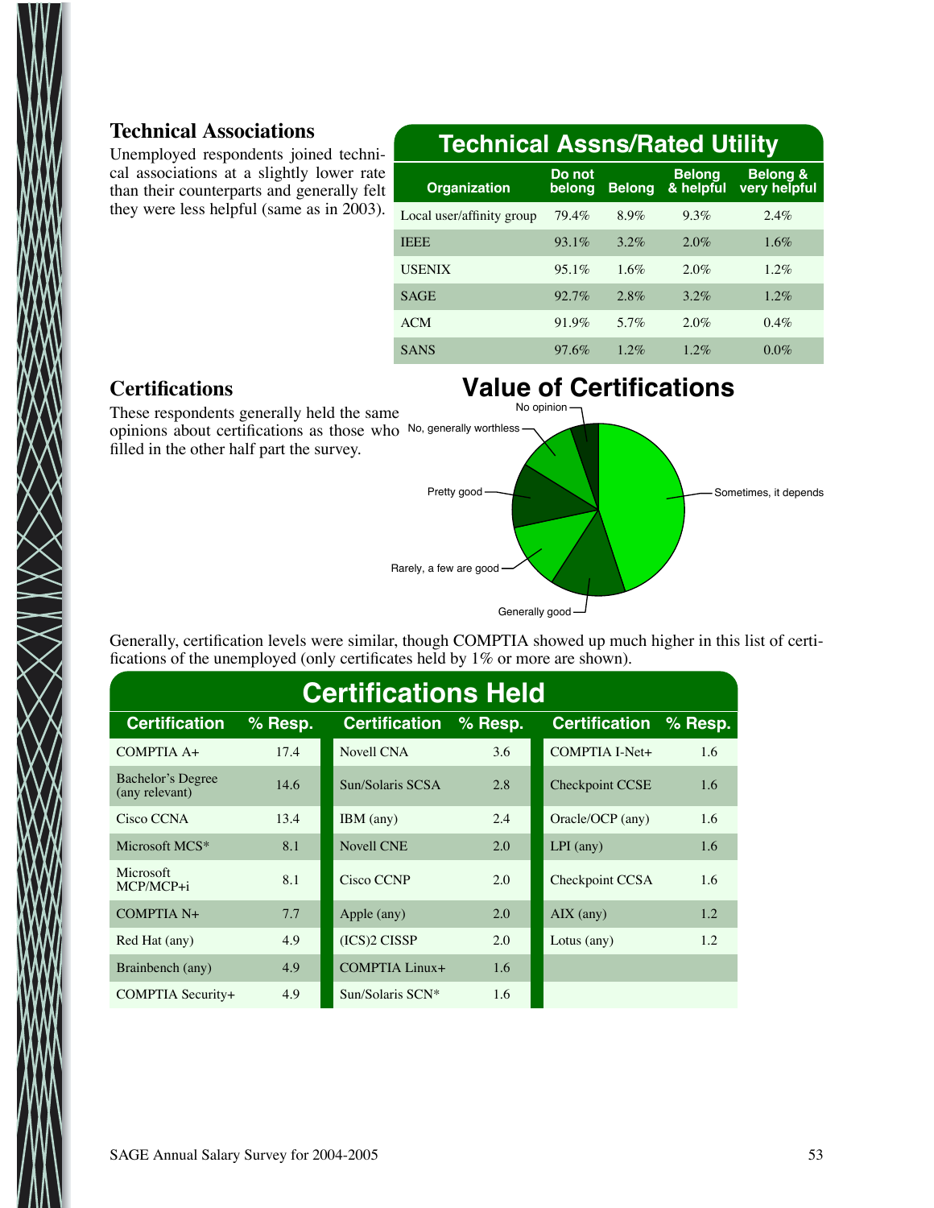### Technical Associations

Unemployed respondents joined technical associations at a slightly lower rate than their counterparts and generally felt they were less helpful (same as in 2003).

**Technical Assns/Rated Utility**

| Organization | Do not belong | Belong | Belong & helpful | Belong & very helpful |
|---|---|---|---|---|
| Local user/affinity group | 79.4% | 8.9% | 9.3% | 2.4% |
| IEEE | 93.1% | 3.2% | 2.0% | 1.6% |
| USENIX | 95.1% | 1.6% | 2.0% | 1.2% |
| SAGE | 92.7% | 2.8% | 3.2% | 1.2% |
| ACM | 91.9% | 5.7% | 2.0% | 0.4% |
| SANS | 97.6% | 1.2% | 1.2% | 0.0% |

### Certifications

These respondents generally held the same opinions about certifications as those who filled in the other half part the survey.

**Value of Certifications**

No opinion, No, generally worthless, Pretty good, Rarely, a few are good, Generally good, Sometimes, it depends

Generally, certification levels were similar, though COMPTIA showed up much higher in this list of certifications of the unemployed (only certificates held by 1% or more are shown).

**Certifications Held**

| Certification | % Resp. | Certification | % Resp. | Certification | % Resp. |
|---|---|---|---|---|---|
| COMPTIA A+ | 17.4 | Novell CNA | 3.6 | COMPTIA I-Net+ | 1.6 |
| Bachelor's Degree (any relevant) | 14.6 | Sun/Solaris SCSA | 2.8 | Checkpoint CCSE | 1.6 |
| Cisco CCNA | 13.4 | IBM (any) | 2.4 | Oracle/OCP (any) | 1.6 |
| Microsoft MCS* | 8.1 | Novell CNE | 2.0 | LPI (any) | 1.6 |
| Microsoft MCP/MCP+i | 8.1 | Cisco CCNP | 2.0 | Checkpoint CCSA | 1.6 |
| COMPTIA N+ | 7.7 | Apple (any) | 2.0 | AIX (any) | 1.2 |
| Red Hat (any) | 4.9 | (ICS)2 CISSP | 2.0 | Lotus (any) | 1.2 |
| Brainbench (any) | 4.9 | COMPTIA Linux+ | 1.6 | | |
| COMPTIA Security+ | 4.9 | Sun/Solaris SCN* | 1.6 | | |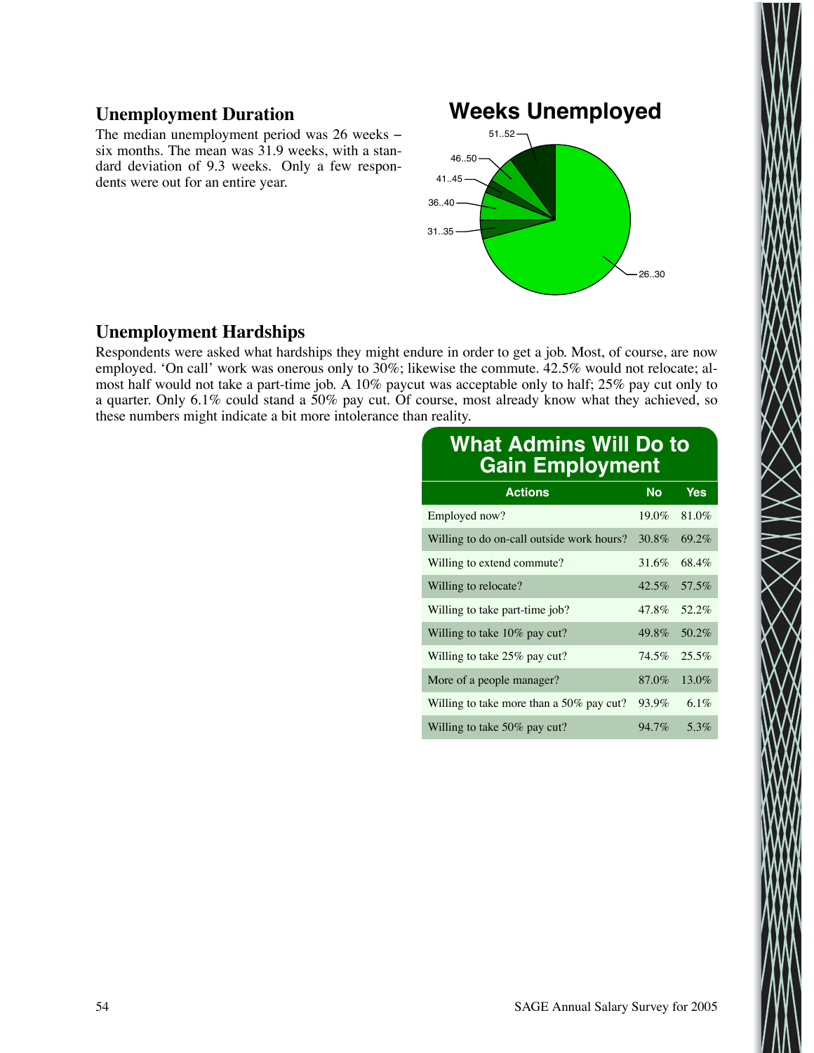## Unemployment Duration

The median unemployment period was 26 weeks – six months. The mean was 31.9 weeks, with a standard deviation of 9.3 weeks. Only a few respondents were out for an entire year.

**Weeks Unemployed**

51..52
46..50
41..45
36..40
31..35
26..30

## Unemployment Hardships

Respondents were asked what hardships they might endure in order to get a job. Most, of course, are now employed. 'On call' work was onerous only to 30%; likewise the commute. 42.5% would not relocate; almost half would not take a part-time job. A 10% paycut was acceptable only to half; 25% pay cut only to a quarter. Only 6.1% could stand a 50% pay cut. Of course, most already know what they achieved, so these numbers might indicate a bit more intolerance than reality.

**What Admins Will Do to Gain Employment**

| Actions | No | Yes |
|---|---|---|
| Employed now? | 19.0% | 81.0% |
| Willing to do on-call outside work hours? | 30.8% | 69.2% |
| Willing to extend commute? | 31.6% | 68.4% |
| Willing to relocate? | 42.5% | 57.5% |
| Willing to take part-time job? | 47.8% | 52.2% |
| Willing to take 10% pay cut? | 49.8% | 50.2% |
| Willing to take 25% pay cut? | 74.5% | 25.5% |
| More of a people manager? | 87.0% | 13.0% |
| Willing to take more than a 50% pay cut? | 93.9% | 6.1% |
| Willing to take 50% pay cut? | 94.7% | 5.3% |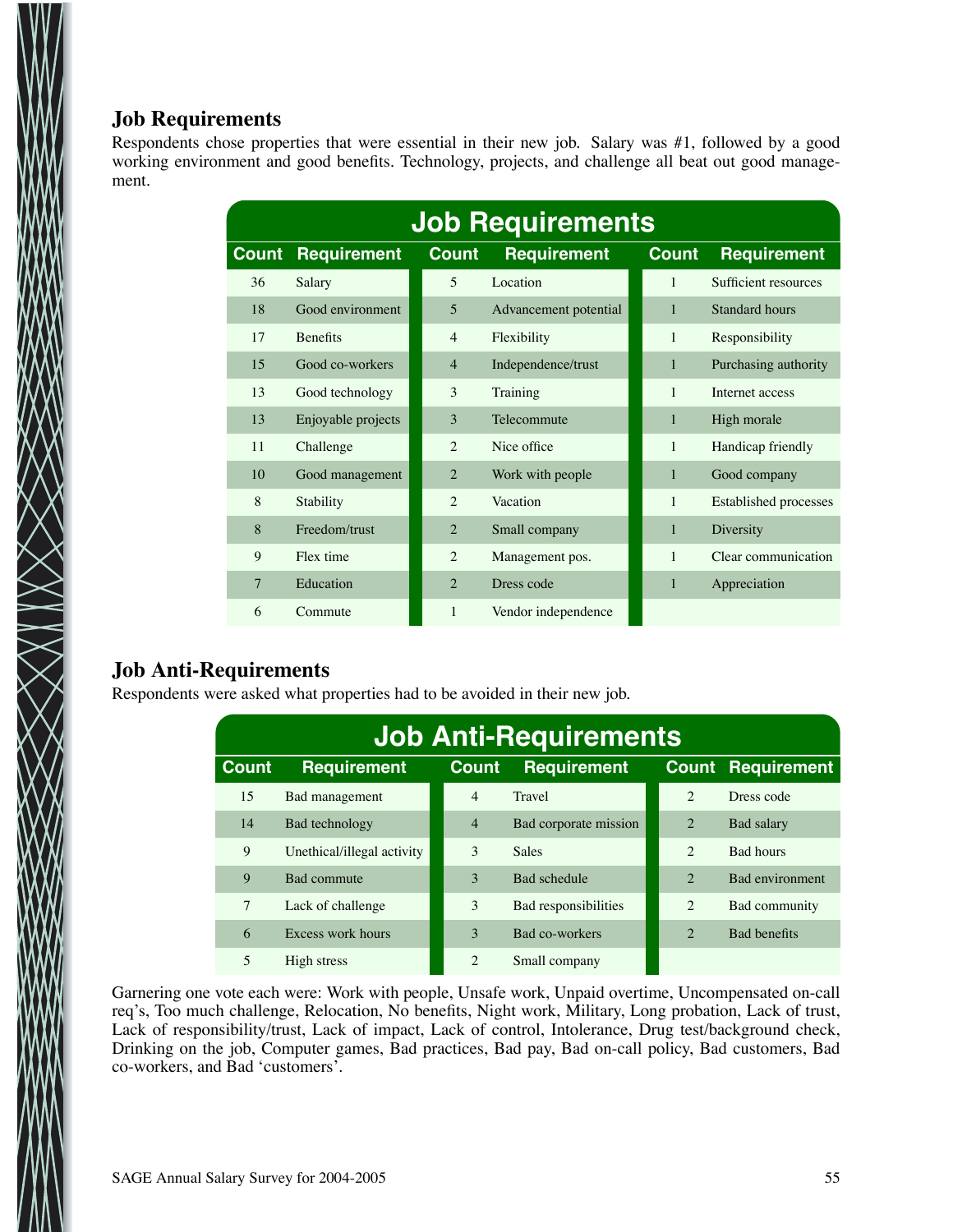### Job Requirements

Respondents chose properties that were essential in their new job. Salary was #1, followed by a good working environment and good benefits. Technology, projects, and challenge all beat out good management.

| Job Requirements | | | | | |
|---|---|---|---|---|---|
| **Count** | **Requirement** | **Count** | **Requirement** | **Count** | **Requirement** |
| 36 | Salary | 5 | Location | 1 | Sufficient resources |
| 18 | Good environment | 5 | Advancement potential | 1 | Standard hours |
| 17 | Benefits | 4 | Flexibility | 1 | Responsibility |
| 15 | Good co-workers | 4 | Independence/trust | 1 | Purchasing authority |
| 13 | Good technology | 3 | Training | 1 | Internet access |
| 13 | Enjoyable projects | 3 | Telecommute | 1 | High morale |
| 11 | Challenge | 2 | Nice office | 1 | Handicap friendly |
| 10 | Good management | 2 | Work with people | 1 | Good company |
| 8 | Stability | 2 | Vacation | 1 | Established processes |
| 8 | Freedom/trust | 2 | Small company | 1 | Diversity |
| 9 | Flex time | 2 | Management pos. | 1 | Clear communication |
| 7 | Education | 2 | Dress code | 1 | Appreciation |
| 6 | Commute | 1 | Vendor independence | | |

### Job Anti-Requirements

Respondents were asked what properties had to be avoided in their new job.

| Job Anti-Requirements | | | | | |
|---|---|---|---|---|---|
| **Count** | **Requirement** | **Count** | **Requirement** | **Count** | **Requirement** |
| 15 | Bad management | 4 | Travel | 2 | Dress code |
| 14 | Bad technology | 4 | Bad corporate mission | 2 | Bad salary |
| 9 | Unethical/illegal activity | 3 | Sales | 2 | Bad hours |
| 9 | Bad commute | 3 | Bad schedule | 2 | Bad environment |
| 7 | Lack of challenge | 3 | Bad responsibilities | 2 | Bad community |
| 6 | Excess work hours | 3 | Bad co-workers | 2 | Bad benefits |
| 5 | High stress | 2 | Small company | | |

Garnering one vote each were: Work with people, Unsafe work, Unpaid overtime, Uncompensated on-call req's, Too much challenge, Relocation, No benefits, Night work, Military, Long probation, Lack of trust, Lack of responsibility/trust, Lack of impact, Lack of control, Intolerance, Drug test/background check, Drinking on the job, Computer games, Bad practices, Bad pay, Bad on-call policy, Bad customers, Bad co-workers, and Bad 'customers'.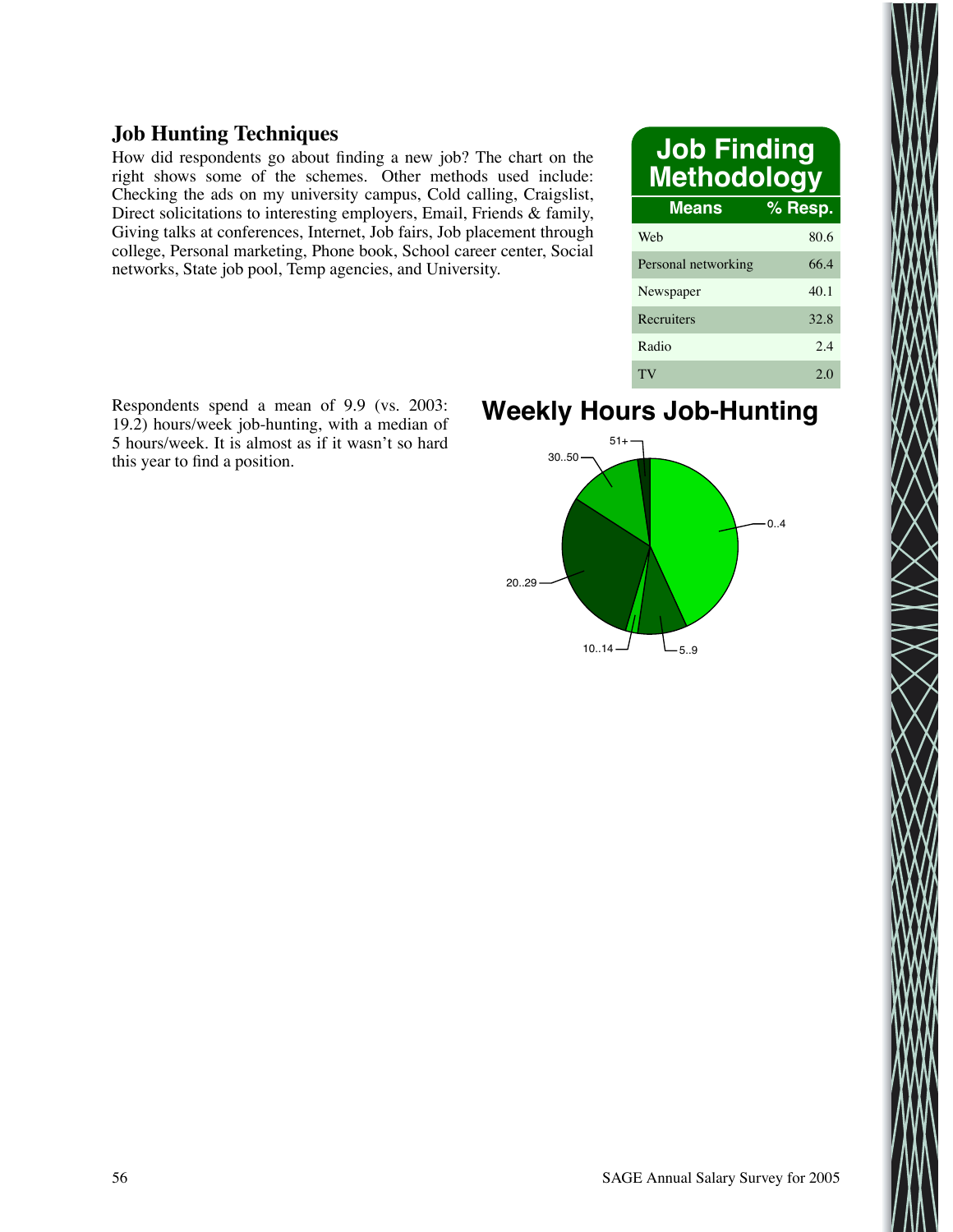## Job Hunting Techniques

How did respondents go about finding a new job? The chart on the right shows some of the schemes. Other methods used include: Checking the ads on my university campus, Cold calling, Craigslist, Direct solicitations to interesting employers, Email, Friends & family, Giving talks at conferences, Internet, Job fairs, Job placement through college, Personal marketing, Phone book, School career center, Social networks, State job pool, Temp agencies, and University.

### Job Finding Methodology

| Means | % Resp. |
|---|---|
| Web | 80.6 |
| Personal networking | 66.4 |
| Newspaper | 40.1 |
| Recruiters | 32.8 |
| Radio | 2.4 |
| TV | 2.0 |

Respondents spend a mean of 9.9 (vs. 2003: 19.2) hours/week job-hunting, with a median of 5 hours/week. It is almost as if it wasn't so hard this year to find a position.

### Weekly Hours Job-Hunting

51+
30..50
0..4
20..29
10..14
5..9